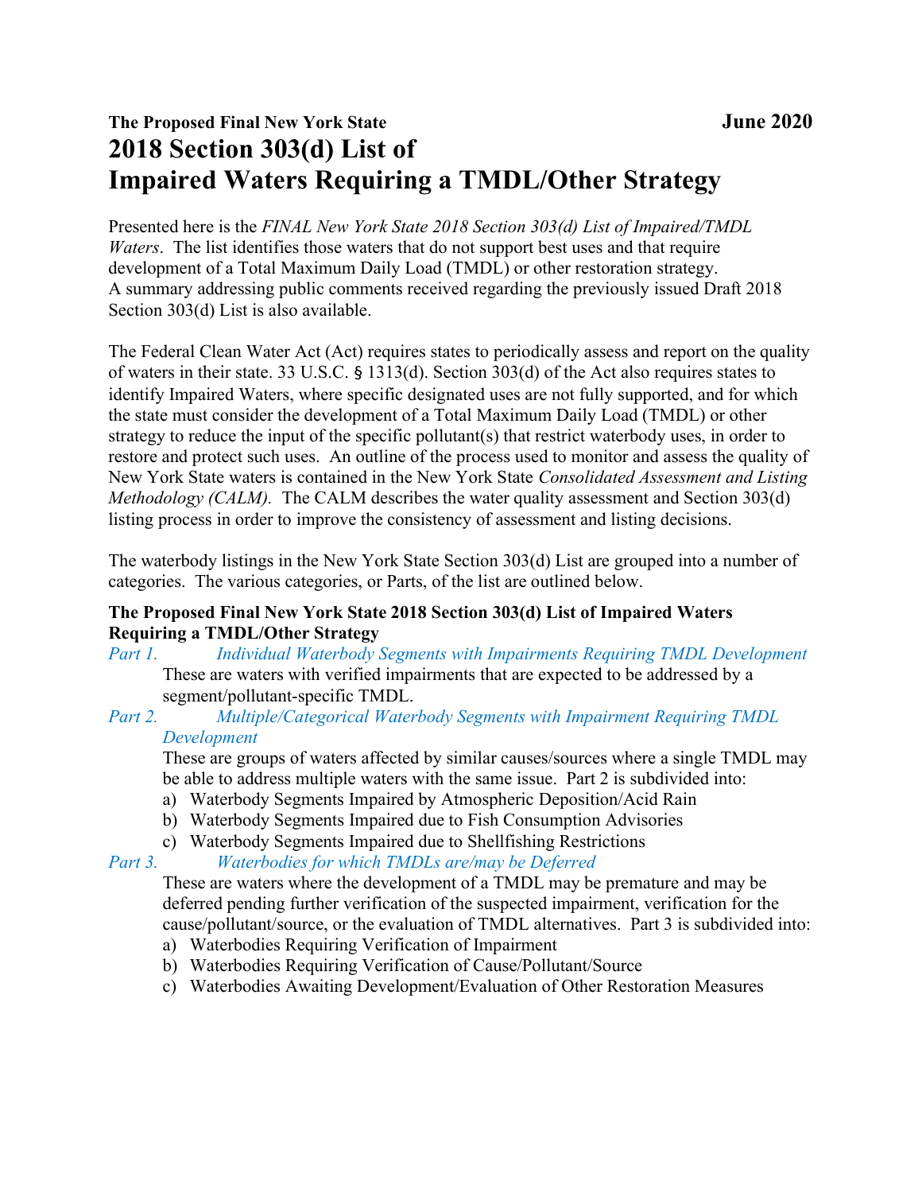**The Proposed Final New York State** **June 2020**

# 2018 Section 303(d) List of Impaired Waters Requiring a TMDL/Other Strategy

Presented here is the *FINAL New York State 2018 Section 303(d) List of Impaired/TMDL Waters*. The list identifies those waters that do not support best uses and that require development of a Total Maximum Daily Load (TMDL) or other restoration strategy. A summary addressing public comments received regarding the previously issued Draft 2018 Section 303(d) List is also available.

The Federal Clean Water Act (Act) requires states to periodically assess and report on the quality of waters in their state. 33 U.S.C. § 1313(d). Section 303(d) of the Act also requires states to identify Impaired Waters, where specific designated uses are not fully supported, and for which the state must consider the development of a Total Maximum Daily Load (TMDL) or other strategy to reduce the input of the specific pollutant(s) that restrict waterbody uses, in order to restore and protect such uses. An outline of the process used to monitor and assess the quality of New York State waters is contained in the New York State *Consolidated Assessment and Listing Methodology (CALM).* The CALM describes the water quality assessment and Section 303(d) listing process in order to improve the consistency of assessment and listing decisions.

The waterbody listings in the New York State Section 303(d) List are grouped into a number of categories. The various categories, or Parts, of the list are outlined below.

**The Proposed Final New York State 2018 Section 303(d) List of Impaired Waters Requiring a TMDL/Other Strategy**

*Part 1. Individual Waterbody Segments with Impairments Requiring TMDL Development*

These are waters with verified impairments that are expected to be addressed by a segment/pollutant-specific TMDL.

*Part 2. Multiple/Categorical Waterbody Segments with Impairment Requiring TMDL Development*

These are groups of waters affected by similar causes/sources where a single TMDL may be able to address multiple waters with the same issue. Part 2 is subdivided into:

a) Waterbody Segments Impaired by Atmospheric Deposition/Acid Rain
b) Waterbody Segments Impaired due to Fish Consumption Advisories
c) Waterbody Segments Impaired due to Shellfishing Restrictions

*Part 3. Waterbodies for which TMDLs are/may be Deferred*

These are waters where the development of a TMDL may be premature and may be deferred pending further verification of the suspected impairment, verification for the cause/pollutant/source, or the evaluation of TMDL alternatives. Part 3 is subdivided into:

a) Waterbodies Requiring Verification of Impairment
b) Waterbodies Requiring Verification of Cause/Pollutant/Source
c) Waterbodies Awaiting Development/Evaluation of Other Restoration Measures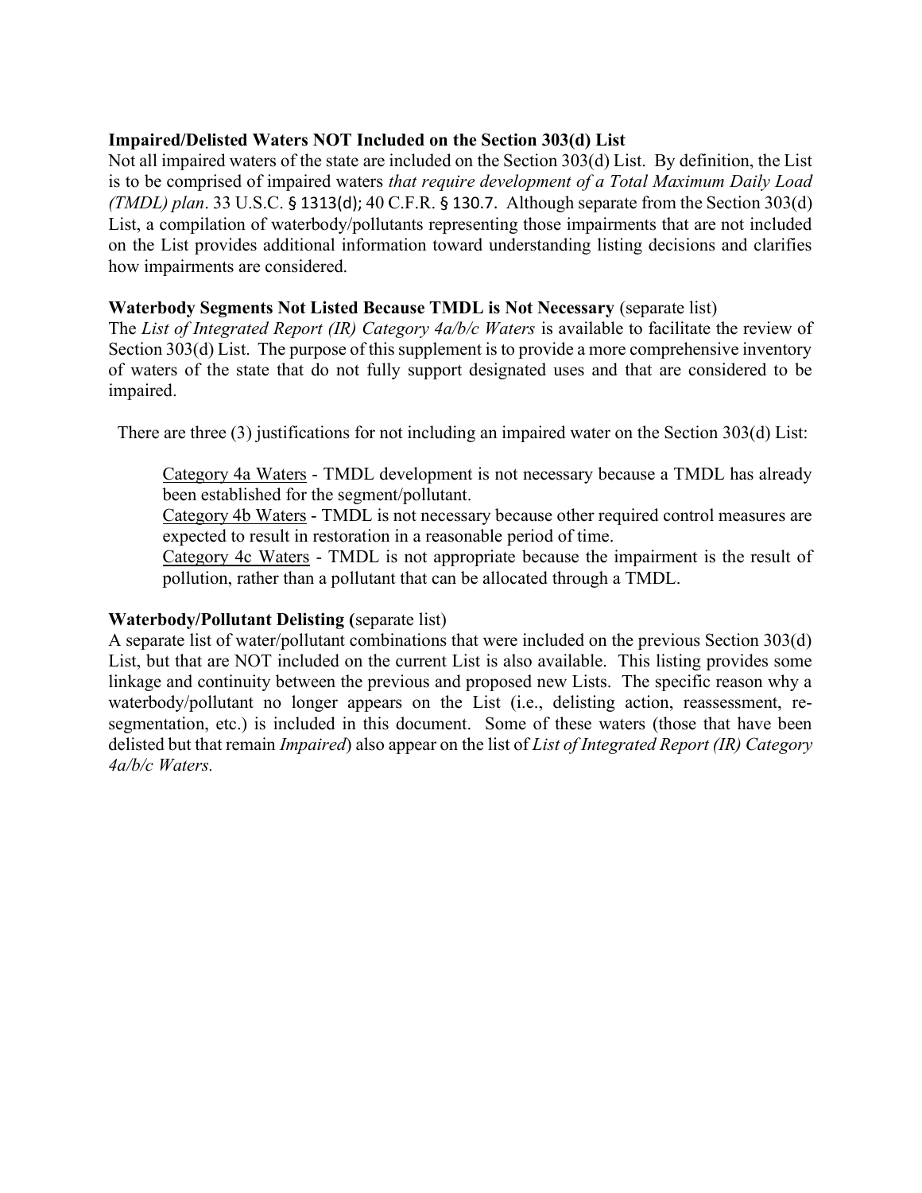**Impaired/Delisted Waters NOT Included on the Section 303(d) List**

Not all impaired waters of the state are included on the Section 303(d) List. By definition, the List is to be comprised of impaired waters *that require development of a Total Maximum Daily Load (TMDL) plan*. 33 U.S.C. § 1313(d); 40 C.F.R. § 130.7. Although separate from the Section 303(d) List, a compilation of waterbody/pollutants representing those impairments that are not included on the List provides additional information toward understanding listing decisions and clarifies how impairments are considered.

**Waterbody Segments Not Listed Because TMDL is Not Necessary** (separate list)

The *List of Integrated Report (IR) Category 4a/b/c Waters* is available to facilitate the review of Section 303(d) List. The purpose of this supplement is to provide a more comprehensive inventory of waters of the state that do not fully support designated uses and that are considered to be impaired.

There are three (3) justifications for not including an impaired water on the Section 303(d) List:

Category 4a Waters - TMDL development is not necessary because a TMDL has already been established for the segment/pollutant.

Category 4b Waters - TMDL is not necessary because other required control measures are expected to result in restoration in a reasonable period of time.

Category 4c Waters - TMDL is not appropriate because the impairment is the result of pollution, rather than a pollutant that can be allocated through a TMDL.

**Waterbody/Pollutant Delisting (**separate list)

A separate list of water/pollutant combinations that were included on the previous Section 303(d) List, but that are NOT included on the current List is also available. This listing provides some linkage and continuity between the previous and proposed new Lists. The specific reason why a waterbody/pollutant no longer appears on the List (i.e., delisting action, reassessment, re-segmentation, etc.) is included in this document. Some of these waters (those that have been delisted but that remain *Impaired*) also appear on the list of *List of Integrated Report (IR) Category 4a/b/c Waters.*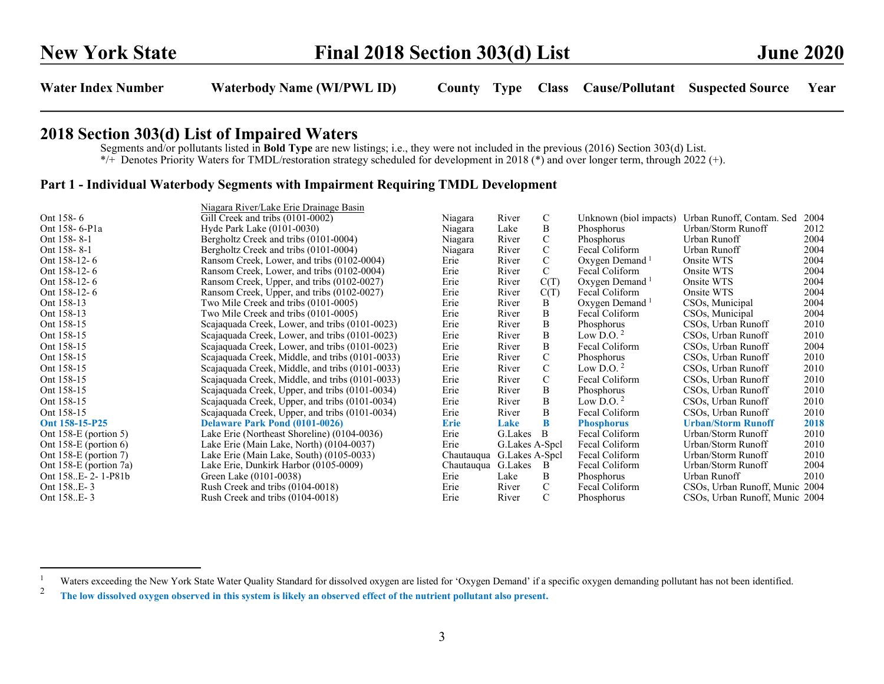## 2018 Section 303(d) List of Impaired Waters

Segments and/or pollutants listed in **Bold Type** are new listings; i.e., they were not included in the previous (2016) Section 303(d) List.

*/+ Denotes Priority Waters for TMDL/restoration strategy scheduled for development in 2018 (*) and over longer term, through 2022 (+).

### Part 1 - Individual Waterbody Segments with Impairment Requiring TMDL Development

| Water Index Number | Waterbody Name (WI/PWL ID) | County | Type | Class | Cause/Pollutant | Suspected Source | Year |
|---|---|---|---|---|---|---|---|
| | Niagara River/Lake Erie Drainage Basin | | | | | | |
| Ont 158- 6 | Gill Creek and tribs (0101-0002) | Niagara | River | C | Unknown (biol impacts) | Urban Runoff, Contam. Sed | 2004 |
| Ont 158- 6-P1a | Hyde Park Lake (0101-0030) | Niagara | Lake | B | Phosphorus | Urban/Storm Runoff | 2012 |
| Ont 158- 8-1 | Bergholtz Creek and tribs (0101-0004) | Niagara | River | C | Phosphorus | Urban Runoff | 2004 |
| Ont 158- 8-1 | Bergholtz Creek and tribs (0101-0004) | Niagara | River | C | Fecal Coliform | Urban Runoff | 2004 |
| Ont 158-12- 6 | Ransom Creek, Lower, and tribs (0102-0004) | Erie | River | C | Oxygen Demand [1] | Onsite WTS | 2004 |
| Ont 158-12- 6 | Ransom Creek, Lower, and tribs (0102-0004) | Erie | River | C | Fecal Coliform | Onsite WTS | 2004 |
| Ont 158-12- 6 | Ransom Creek, Upper, and tribs (0102-0027) | Erie | River | C(T) | Oxygen Demand [1] | Onsite WTS | 2004 |
| Ont 158-12- 6 | Ransom Creek, Upper, and tribs (0102-0027) | Erie | River | C(T) | Fecal Coliform | Onsite WTS | 2004 |
| Ont 158-13 | Two Mile Creek and tribs (0101-0005) | Erie | River | B | Oxygen Demand [1] | CSOs, Municipal | 2004 |
| Ont 158-13 | Two Mile Creek and tribs (0101-0005) | Erie | River | B | Fecal Coliform | CSOs, Municipal | 2004 |
| Ont 158-15 | Scajaquada Creek, Lower, and tribs (0101-0023) | Erie | River | B | Phosphorus | CSOs, Urban Runoff | 2010 |
| Ont 158-15 | Scajaquada Creek, Lower, and tribs (0101-0023) | Erie | River | B | Low D.O. [2] | CSOs, Urban Runoff | 2010 |
| Ont 158-15 | Scajaquada Creek, Lower, and tribs (0101-0023) | Erie | River | B | Fecal Coliform | CSOs, Urban Runoff | 2004 |
| Ont 158-15 | Scajaquada Creek, Middle, and tribs (0101-0033) | Erie | River | C | Phosphorus | CSOs, Urban Runoff | 2010 |
| Ont 158-15 | Scajaquada Creek, Middle, and tribs (0101-0033) | Erie | River | C | Low D.O. [2] | CSOs, Urban Runoff | 2010 |
| Ont 158-15 | Scajaquada Creek, Middle, and tribs (0101-0033) | Erie | River | C | Fecal Coliform | CSOs, Urban Runoff | 2010 |
| Ont 158-15 | Scajaquada Creek, Upper, and tribs (0101-0034) | Erie | River | B | Phosphorus | CSOs, Urban Runoff | 2010 |
| Ont 158-15 | Scajaquada Creek, Upper, and tribs (0101-0034) | Erie | River | B | Low D.O. [2] | CSOs, Urban Runoff | 2010 |
| Ont 158-15 | Scajaquada Creek, Upper, and tribs (0101-0034) | Erie | River | B | Fecal Coliform | CSOs, Urban Runoff | 2010 |
| **Ont 158-15-P25** | **Delaware Park Pond (0101-0026)** | **Erie** | **Lake** | **B** | **Phosphorus** | **Urban/Storm Runoff** | **2018** |
| Ont 158-E (portion 5) | Lake Erie (Northeast Shoreline) (0104-0036) | Erie | G.Lakes | B | Fecal Coliform | Urban/Storm Runoff | 2010 |
| Ont 158-E (portion 6) | Lake Erie (Main Lake, North) (0104-0037) | Erie | G.Lakes | A-Spcl | Fecal Coliform | Urban/Storm Runoff | 2010 |
| Ont 158-E (portion 7) | Lake Erie (Main Lake, South) (0105-0033) | Chautauqua | G.Lakes | A-Spcl | Fecal Coliform | Urban/Storm Runoff | 2010 |
| Ont 158-E (portion 7a) | Lake Erie, Dunkirk Harbor (0105-0009) | Chautauqua | G.Lakes | B | Fecal Coliform | Urban/Storm Runoff | 2004 |
| Ont 158..E- 2- 1-P81b | Green Lake (0101-0038) | Erie | Lake | B | Phosphorus | Urban Runoff | 2010 |
| Ont 158..E- 3 | Rush Creek and tribs (0104-0018) | Erie | River | C | Fecal Coliform | CSOs, Urban Runoff, Munic | 2004 |
| Ont 158..E- 3 | Rush Creek and tribs (0104-0018) | Erie | River | C | Phosphorus | CSOs, Urban Runoff, Munic | 2004 |

[1] Waters exceeding the New York State Water Quality Standard for dissolved oxygen are listed for 'Oxygen Demand' if a specific oxygen demanding pollutant has not been identified.

[2] **The low dissolved oxygen observed in this system is likely an observed effect of the nutrient pollutant also present.**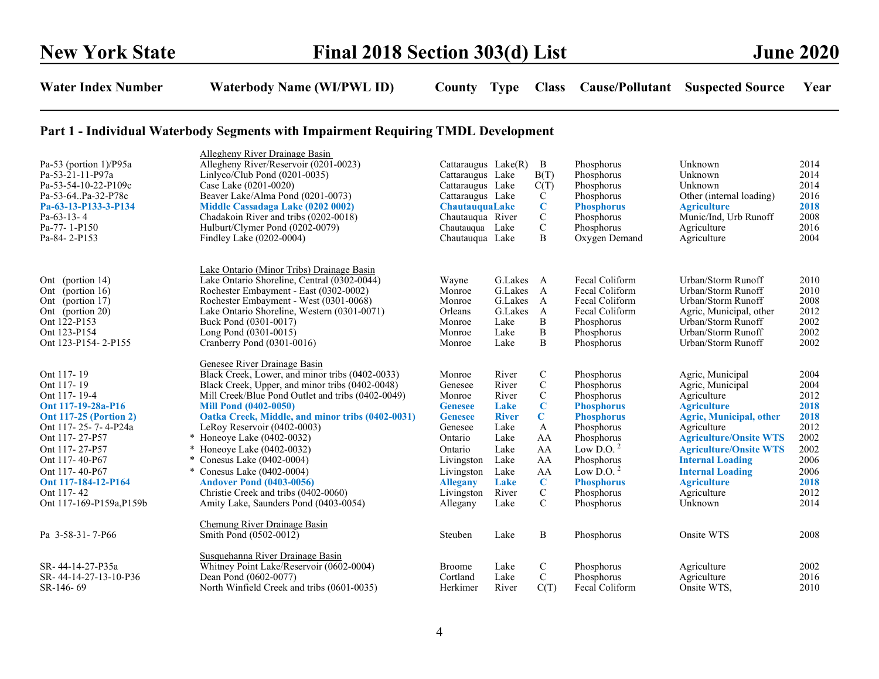# New York State Final 2018 Section 303(d) List June 2020

## Part 1 - Individual Waterbody Segments with Impairment Requiring TMDL Development

| Water Index Number | Waterbody Name (WI/PWL ID) | County | Type | Class | Cause/Pollutant | Suspected Source | Year |
|---|---|---|---|---|---|---|---|
| | Allegheny River Drainage Basin | | | | | | |
| Pa-53 (portion 1)/P95a | Allegheny River/Reservoir (0201-0023) | Cattaraugus | Lake(R) | B | Phosphorus | Unknown | 2014 |
| Pa-53-21-11-P97a | Linlyco/Club Pond (0201-0035) | Cattaraugus | Lake | B(T) | Phosphorus | Unknown | 2014 |
| Pa-53-54-10-22-P109c | Case Lake (0201-0020) | Cattaraugus | Lake | C(T) | Phosphorus | Unknown | 2014 |
| Pa-53-64..Pa-32-P78c | Beaver Lake/Alma Pond (0201-0073) | Cattaraugus | Lake | C | Phosphorus | Other (internal loading) | 2016 |
| **Pa-63-13-P133-3-P134** | **Middle Cassadaga Lake (0202 0002)** | **Chautauqua** | **Lake** | **C** | **Phosphorus** | **Agriculture** | **2018** |
| Pa-63-13- 4 | Chadakoin River and tribs (0202-0018) | Chautauqua | River | C | Phosphorus | Munic/Ind, Urb Runoff | 2008 |
| Pa-77- 1-P150 | Hulburt/Clymer Pond (0202-0079) | Chautauqua | Lake | C | Phosphorus | Agriculture | 2016 |
| Pa-84- 2-P153 | Findley Lake (0202-0004) | Chautauqua | Lake | B | Oxygen Demand | Agriculture | 2004 |
| | Lake Ontario (Minor Tribs) Drainage Basin | | | | | | |
| Ont (portion 14) | Lake Ontario Shoreline, Central (0302-0044) | Wayne | G.Lakes | A | Fecal Coliform | Urban/Storm Runoff | 2010 |
| Ont (portion 16) | Rochester Embayment - East (0302-0002) | Monroe | G.Lakes | A | Fecal Coliform | Urban/Storm Runoff | 2010 |
| Ont (portion 17) | Rochester Embayment - West (0301-0068) | Monroe | G.Lakes | A | Fecal Coliform | Urban/Storm Runoff | 2008 |
| Ont (portion 20) | Lake Ontario Shoreline, Western (0301-0071) | Orleans | G.Lakes | A | Fecal Coliform | Agric, Municipal, other | 2012 |
| Ont 122-P153 | Buck Pond (0301-0017) | Monroe | Lake | B | Phosphorus | Urban/Storm Runoff | 2002 |
| Ont 123-P154 | Long Pond (0301-0015) | Monroe | Lake | B | Phosphorus | Urban/Storm Runoff | 2002 |
| Ont 123-P154- 2-P155 | Cranberry Pond (0301-0016) | Monroe | Lake | B | Phosphorus | Urban/Storm Runoff | 2002 |
| | Genesee River Drainage Basin | | | | | | |
| Ont 117- 19 | Black Creek, Lower, and minor tribs (0402-0033) | Monroe | River | C | Phosphorus | Agric, Municipal | 2004 |
| Ont 117- 19 | Black Creek, Upper, and minor tribs (0402-0048) | Genesee | River | C | Phosphorus | Agric, Municipal | 2004 |
| Ont 117- 19-4 | Mill Creek/Blue Pond Outlet and tribs (0402-0049) | Monroe | River | C | Phosphorus | Agriculture | 2012 |
| **Ont 117-19-28a-P16** | **Mill Pond (0402-0050)** | **Genesee** | **Lake** | **C** | **Phosphorus** | **Agriculture** | **2018** |
| **Ont 117-25 (Portion 2)** | **Oatka Creek, Middle, and minor tribs (0402-0031)** | **Genesee** | **River** | **C** | **Phosphorus** | **Agric, Municipal, other** | **2018** |
| Ont 117- 25- 7- 4-P24a | LeRoy Reservoir (0402-0003) | Genesee | Lake | A | Phosphorus | Agriculture | 2012 |
| Ont 117- 27-P57 | * Honeoye Lake (0402-0032) | Ontario | Lake | AA | Phosphorus | **Agriculture/Onsite WTS** | 2002 |
| Ont 117- 27-P57 | * Honeoye Lake (0402-0032) | Ontario | Lake | AA | Low D.O. [2] | **Agriculture/Onsite WTS** | 2002 |
| Ont 117- 40-P67 | * Conesus Lake (0402-0004) | Livingston | Lake | AA | Phosphorus | **Internal Loading** | 2006 |
| Ont 117- 40-P67 | * Conesus Lake (0402-0004) | Livingston | Lake | AA | Low D.O. [2] | **Internal Loading** | 2006 |
| **Ont 117-184-12-P164** | **Andover Pond (0403-0056)** | **Allegany** | **Lake** | **C** | **Phosphorus** | **Agriculture** | **2018** |
| Ont 117- 42 | Christie Creek and tribs (0402-0060) | Livingston | River | C | Phosphorus | Agriculture | 2012 |
| Ont 117-169-P159a,P159b | Amity Lake, Saunders Pond (0403-0054) | Allegany | Lake | C | Phosphorus | Unknown | 2014 |
| | Chemung River Drainage Basin | | | | | | |
| Pa 3-58-31- 7-P66 | Smith Pond (0502-0012) | Steuben | Lake | B | Phosphorus | Onsite WTS | 2008 |
| | Susquehanna River Drainage Basin | | | | | | |
| SR- 44-14-27-P35a | Whitney Point Lake/Reservoir (0602-0004) | Broome | Lake | C | Phosphorus | Agriculture | 2002 |
| SR- 44-14-27-13-10-P36 | Dean Pond (0602-0077) | Cortland | Lake | C | Phosphorus | Agriculture | 2016 |
| SR-146- 69 | North Winfield Creek and tribs (0601-0035) | Herkimer | River | C(T) | Fecal Coliform | Onsite WTS, | 2010 |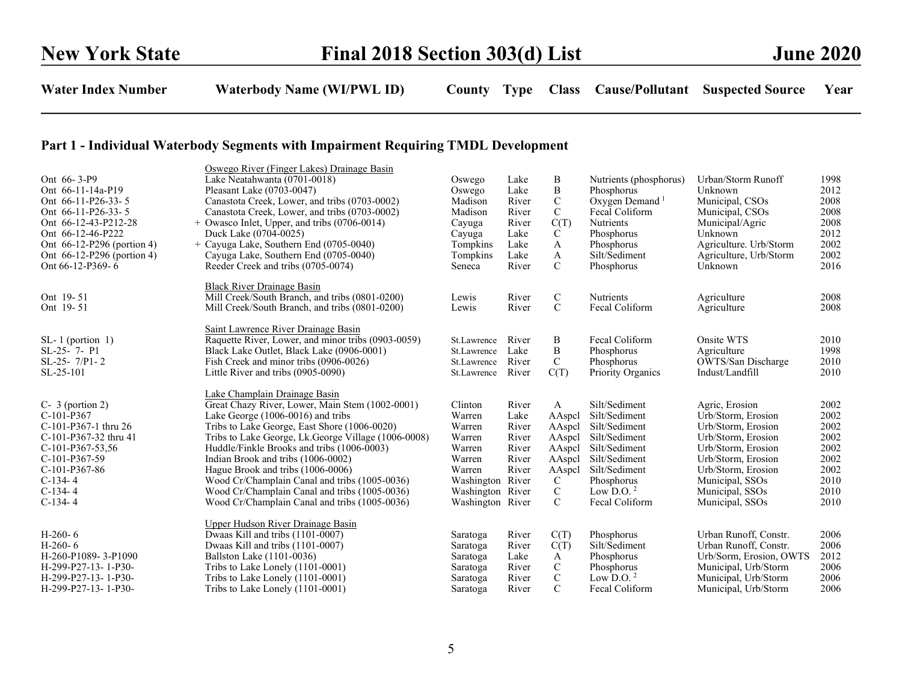# New York State — Final 2018 Section 303(d) List — June 2020

## Part 1 - Individual Waterbody Segments with Impairment Requiring TMDL Development

| Water Index Number | Waterbody Name (WI/PWL ID) | County | Type | Class | Cause/Pollutant | Suspected Source | Year |
|---|---|---|---|---|---|---|---|
| | Oswego River (Finger Lakes) Drainage Basin | | | | | | |
| Ont 66- 3-P9 | Lake Neatahwanta (0701-0018) | Oswego | Lake | B | Nutrients (phosphorus) | Urban/Storm Runoff | 1998 |
| Ont 66-11-14a-P19 | Pleasant Lake (0703-0047) | Oswego | Lake | B | Phosphorus | Unknown | 2012 |
| Ont 66-11-P26-33- 5 | Canastota Creek, Lower, and tribs (0703-0002) | Madison | River | C | Oxygen Demand [1] | Municipal, CSOs | 2008 |
| Ont 66-11-P26-33- 5 | Canastota Creek, Lower, and tribs (0703-0002) | Madison | River | C | Fecal Coliform | Municipal, CSOs | 2008 |
| Ont 66-12-43-P212-28 | + Owasco Inlet, Upper, and tribs (0706-0014) | Cayuga | River | C(T) | Nutrients | Municipal/Agric | 2008 |
| Ont 66-12-46-P222 | Duck Lake (0704-0025) | Cayuga | Lake | C | Phosphorus | Unknown | 2012 |
| Ont 66-12-P296 (portion 4) | + Cayuga Lake, Southern End (0705-0040) | Tompkins | Lake | A | Phosphorus | Agriculture. Urb/Storm | 2002 |
| Ont 66-12-P296 (portion 4) | Cayuga Lake, Southern End (0705-0040) | Tompkins | Lake | A | Silt/Sediment | Agriculture, Urb/Storm | 2002 |
| Ont 66-12-P369- 6 | Reeder Creek and tribs (0705-0074) | Seneca | River | C | Phosphorus | Unknown | 2016 |
| | Black River Drainage Basin | | | | | | |
| Ont 19- 51 | Mill Creek/South Branch, and tribs (0801-0200) | Lewis | River | C | Nutrients | Agriculture | 2008 |
| Ont 19- 51 | Mill Creek/South Branch, and tribs (0801-0200) | Lewis | River | C | Fecal Coliform | Agriculture | 2008 |
| | Saint Lawrence River Drainage Basin | | | | | | |
| SL- 1 (portion 1) | Raquette River, Lower, and minor tribs (0903-0059) | St.Lawrence | River | B | Fecal Coliform | Onsite WTS | 2010 |
| SL-25- 7- P1 | Black Lake Outlet, Black Lake (0906-0001) | St.Lawrence | Lake | B | Phosphorus | Agriculture | 1998 |
| SL-25- 7/P1- 2 | Fish Creek and minor tribs (0906-0026) | St.Lawrence | River | C | Phosphorus | OWTS/San Discharge | 2010 |
| SL-25-101 | Little River and tribs (0905-0090) | St.Lawrence | River | C(T) | Priority Organics | Indust/Landfill | 2010 |
| | Lake Champlain Drainage Basin | | | | | | |
| C- 3 (portion 2) | Great Chazy River, Lower, Main Stem (1002-0001) | Clinton | River | A | Silt/Sediment | Agric, Erosion | 2002 |
| C-101-P367 | Lake George (1006-0016) and tribs | Warren | Lake | AAspcl | Silt/Sediment | Urb/Storm, Erosion | 2002 |
| C-101-P367-1 thru 26 | Tribs to Lake George, East Shore (1006-0020) | Warren | River | AAspcl | Silt/Sediment | Urb/Storm, Erosion | 2002 |
| C-101-P367-32 thru 41 | Tribs to Lake George, Lk.George Village (1006-0008) | Warren | River | AAspcl | Silt/Sediment | Urb/Storm, Erosion | 2002 |
| C-101-P367-53,56 | Huddle/Finkle Brooks and tribs (1006-0003) | Warren | River | AAspcl | Silt/Sediment | Urb/Storm, Erosion | 2002 |
| C-101-P367-59 | Indian Brook and tribs (1006-0002) | Warren | River | AAspcl | Silt/Sediment | Urb/Storm, Erosion | 2002 |
| C-101-P367-86 | Hague Brook and tribs (1006-0006) | Warren | River | AAspcl | Silt/Sediment | Urb/Storm, Erosion | 2002 |
| C-134- 4 | Wood Cr/Champlain Canal and tribs (1005-0036) | Washington | River | C | Phosphorus | Municipal, SSOs | 2010 |
| C-134- 4 | Wood Cr/Champlain Canal and tribs (1005-0036) | Washington | River | C | Low D.O. [2] | Municipal, SSOs | 2010 |
| C-134- 4 | Wood Cr/Champlain Canal and tribs (1005-0036) | Washington | River | C | Fecal Coliform | Municipal, SSOs | 2010 |
| | Upper Hudson River Drainage Basin | | | | | | |
| H-260- 6 | Dwaas Kill and tribs (1101-0007) | Saratoga | River | C(T) | Phosphorus | Urban Runoff, Constr. | 2006 |
| H-260- 6 | Dwaas Kill and tribs (1101-0007) | Saratoga | River | C(T) | Silt/Sediment | Urban Runoff, Constr. | 2006 |
| H-260-P1089- 3-P1090 | Ballston Lake (1101-0036) | Saratoga | Lake | A | Phosphorus | Urb/Sorm, Erosion, OWTS | 2012 |
| H-299-P27-13- 1-P30- | Tribs to Lake Lonely (1101-0001) | Saratoga | River | C | Phosphorus | Municipal, Urb/Storm | 2006 |
| H-299-P27-13- 1-P30- | Tribs to Lake Lonely (1101-0001) | Saratoga | River | C | Low D.O. [2] | Municipal, Urb/Storm | 2006 |
| H-299-P27-13- 1-P30- | Tribs to Lake Lonely (1101-0001) | Saratoga | River | C | Fecal Coliform | Municipal, Urb/Storm | 2006 |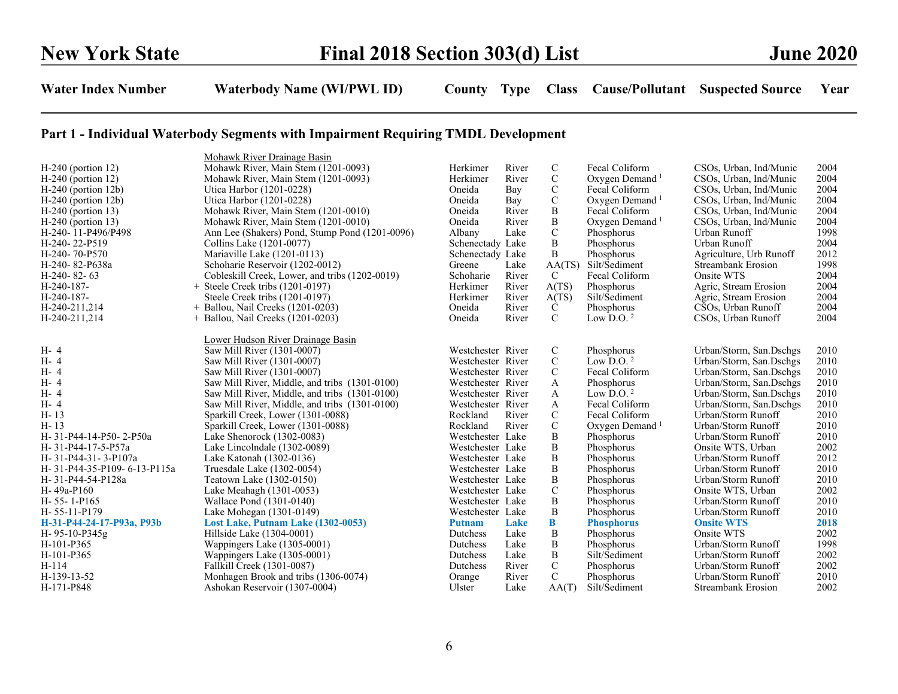# New York State — Final 2018 Section 303(d) List — June 2020

## Part 1 - Individual Waterbody Segments with Impairment Requiring TMDL Development

| Water Index Number | Waterbody Name (WI/PWL ID) | County | Type | Class | Cause/Pollutant | Suspected Source | Year |
|---|---|---|---|---|---|---|---|
| | Mohawk River Drainage Basin | | | | | | |
| H-240 (portion 12) | Mohawk River, Main Stem (1201-0093) | Herkimer | River | C | Fecal Coliform | CSOs, Urban, Ind/Munic | 2004 |
| H-240 (portion 12) | Mohawk River, Main Stem (1201-0093) | Herkimer | River | C | Oxygen Demand [1] | CSOs, Urban, Ind/Munic | 2004 |
| H-240 (portion 12b) | Utica Harbor (1201-0228) | Oneida | Bay | C | Fecal Coliform | CSOs, Urban, Ind/Munic | 2004 |
| H-240 (portion 12b) | Utica Harbor (1201-0228) | Oneida | Bay | C | Oxygen Demand [1] | CSOs, Urban, Ind/Munic | 2004 |
| H-240 (portion 13) | Mohawk River, Main Stem (1201-0010) | Oneida | River | B | Fecal Coliform | CSOs, Urban, Ind/Munic | 2004 |
| H-240 (portion 13) | Mohawk River, Main Stem (1201-0010) | Oneida | River | B | Oxygen Demand [1] | CSOs, Urban, Ind/Munic | 2004 |
| H-240- 11-P496/P498 | Ann Lee (Shakers) Pond, Stump Pond (1201-0096) | Albany | Lake | C | Phosphorus | Urban Runoff | 1998 |
| H-240- 22-P519 | Collins Lake (1201-0077) | Schenectady | Lake | B | Phosphorus | Urban Runoff | 2004 |
| H-240- 70-P570 | Mariaville Lake (1201-0113) | Schenectady | Lake | B | Phosphorus | Agriculture, Urb Runoff | 2012 |
| H-240- 82-P638a | Schoharie Reservoir (1202-0012) | Greene | Lake | AA(TS) | Silt/Sediment | Streambank Erosion | 1998 |
| H-240- 82- 63 | Cobleskill Creek, Lower, and tribs (1202-0019) | Schoharie | River | C | Fecal Coliform | Onsite WTS | 2004 |
| H-240-187- | + Steele Creek tribs (1201-0197) | Herkimer | River | A(TS) | Phosphorus | Agric, Stream Erosion | 2004 |
| H-240-187- | Steele Creek tribs (1201-0197) | Herkimer | River | A(TS) | Silt/Sediment | Agric, Stream Erosion | 2004 |
| H-240-211,214 | + Ballou, Nail Creeks (1201-0203) | Oneida | River | C | Phosphorus | CSOs, Urban Runoff | 2004 |
| H-240-211,214 | + Ballou, Nail Creeks (1201-0203) | Oneida | River | C | Low D.O. [2] | CSOs, Urban Runoff | 2004 |
| | Lower Hudson River Drainage Basin | | | | | | |
| H- 4 | Saw Mill River (1301-0007) | Westchester | River | C | Phosphorus | Urban/Storm, San.Dschgs | 2010 |
| H- 4 | Saw Mill River (1301-0007) | Westchester | River | C | Low D.O. [2] | Urban/Storm, San.Dschgs | 2010 |
| H- 4 | Saw Mill River (1301-0007) | Westchester | River | C | Fecal Coliform | Urban/Storm, San.Dschgs | 2010 |
| H- 4 | Saw Mill River, Middle, and tribs (1301-0100) | Westchester | River | A | Phosphorus | Urban/Storm, San.Dschgs | 2010 |
| H- 4 | Saw Mill River, Middle, and tribs (1301-0100) | Westchester | River | A | Low D.O. [2] | Urban/Storm, San.Dschgs | 2010 |
| H- 4 | Saw Mill River, Middle, and tribs (1301-0100) | Westchester | River | A | Fecal Coliform | Urban/Storm, San.Dschgs | 2010 |
| H- 13 | Sparkill Creek, Lower (1301-0088) | Rockland | River | C | Fecal Coliform | Urban/Storm Runoff | 2010 |
| H- 13 | Sparkill Creek, Lower (1301-0088) | Rockland | River | C | Oxygen Demand [1] | Urban/Storm Runoff | 2010 |
| H- 31-P44-14-P50- 2-P50a | Lake Shenorock (1302-0083) | Westchester | Lake | B | Phosphorus | Urban/Storm Runoff | 2010 |
| H- 31-P44-17-5-P57a | Lake Lincolndale (1302-0089) | Westchester | Lake | B | Phosphorus | Onsite WTS, Urban | 2002 |
| H- 31-P44-31- 3-P107a | Lake Katonah (1302-0136) | Westchester | Lake | B | Phosphorus | Urban/Storm Runoff | 2012 |
| H- 31-P44-35-P109- 6-13-P115a | Truesdale Lake (1302-0054) | Westchester | Lake | B | Phosphorus | Urban/Storm Runoff | 2010 |
| H- 31-P44-54-P128a | Teatown Lake (1302-0150) | Westchester | Lake | B | Phosphorus | Urban/Storm Runoff | 2010 |
| H- 49a-P160 | Lake Meahagh (1301-0053) | Westchester | Lake | C | Phosphorus | Onsite WTS, Urban | 2002 |
| H- 55- 1-P165 | Wallace Pond (1301-0140) | Westchester | Lake | B | Phosphorus | Urban/Storm Runoff | 2010 |
| H- 55-11-P179 | Lake Mohegan (1301-0149) | Westchester | Lake | B | Phosphorus | Urban/Storm Runoff | 2010 |
| **H-31-P44-24-17-P93a, P93b** | **Lost Lake, Putnam Lake (1302-0053)** | **Putnam** | **Lake** | **B** | **Phosphorus** | **Onsite WTS** | **2018** |
| H- 95-10-P345g | Hillside Lake (1304-0001) | Dutchess | Lake | B | Phosphorus | Onsite WTS | 2002 |
| H-101-P365 | Wappingers Lake (1305-0001) | Dutchess | Lake | B | Phosphorus | Urban/Storm Runoff | 1998 |
| H-101-P365 | Wappingers Lake (1305-0001) | Dutchess | Lake | B | Silt/Sediment | Urban/Storm Runoff | 2002 |
| H-114 | Fallkill Creek (1301-0087) | Dutchess | River | C | Phosphorus | Urban/Storm Runoff | 2002 |
| H-139-13-52 | Monhagen Brook and tribs (1306-0074) | Orange | River | C | Phosphorus | Urban/Storm Runoff | 2010 |
| H-171-P848 | Ashokan Reservoir (1307-0004) | Ulster | Lake | AA(T) | Silt/Sediment | Streambank Erosion | 2002 |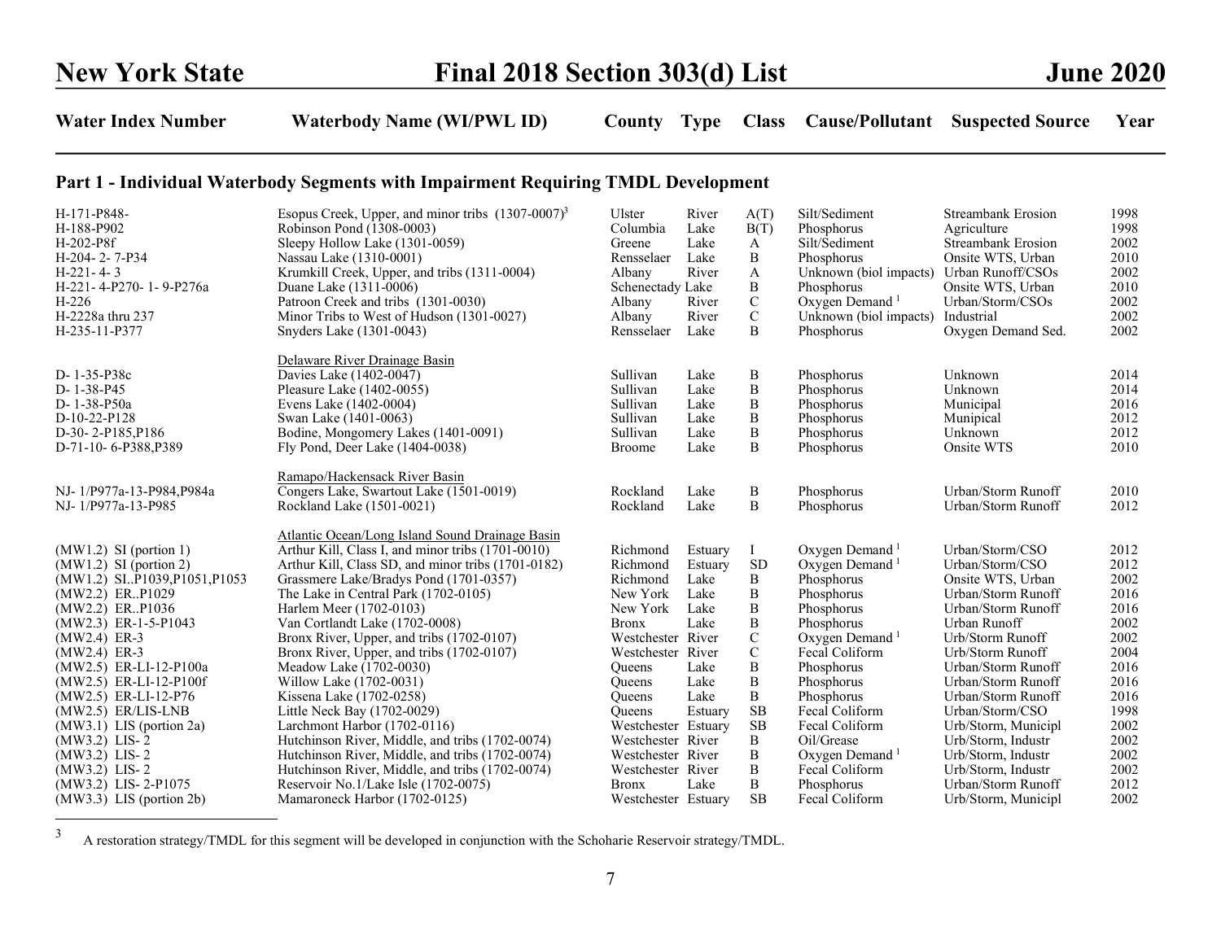| Water Index Number | Waterbody Name (WI/PWL ID) | County | Type | Class | Cause/Pollutant | Suspected Source | Year |
|---|---|---|---|---|---|---|---|

## Part 1 - Individual Waterbody Segments with Impairment Requiring TMDL Development

| Water Index Number | Waterbody Name (WI/PWL ID) | County | Type | Class | Cause/Pollutant | Suspected Source | Year |
|---|---|---|---|---|---|---|---|
| H-171-P848- | Esopus Creek, Upper, and minor tribs (1307-0007)[3] | Ulster | River | A(T) | Silt/Sediment | Streambank Erosion | 1998 |
| H-188-P902 | Robinson Pond (1308-0003) | Columbia | Lake | B(T) | Phosphorus | Agriculture | 1998 |
| H-202-P8f | Sleepy Hollow Lake (1301-0059) | Greene | Lake | A | Silt/Sediment | Streambank Erosion | 2002 |
| H-204- 2- 7-P34 | Nassau Lake (1310-0001) | Rensselaer | Lake | B | Phosphorus | Onsite WTS, Urban | 2010 |
| H-221- 4- 3 | Krumkill Creek, Upper, and tribs (1311-0004) | Albany | River | A | Unknown (biol impacts) | Urban Runoff/CSOs | 2002 |
| H-221- 4-P270- 1- 9-P276a | Duane Lake (1311-0006) | Schenectady | Lake | B | Phosphorus | Onsite WTS, Urban | 2010 |
| H-226 | Patroon Creek and tribs (1301-0030) | Albany | River | C | Oxygen Demand [1] | Urban/Storm/CSOs | 2002 |
| H-2228a thru 237 | Minor Tribs to West of Hudson (1301-0027) | Albany | River | C | Unknown (biol impacts) | Industrial | 2002 |
| H-235-11-P377 | Snyders Lake (1301-0043) | Rensselaer | Lake | B | Phosphorus | Oxygen Demand Sed. | 2002 |
| | Delaware River Drainage Basin | | | | | | |
| D- 1-35-P38c | Davies Lake (1402-0047) | Sullivan | Lake | B | Phosphorus | Unknown | 2014 |
| D- 1-38-P45 | Pleasure Lake (1402-0055) | Sullivan | Lake | B | Phosphorus | Unknown | 2014 |
| D- 1-38-P50a | Evens Lake (1402-0004) | Sullivan | Lake | B | Phosphorus | Municipal | 2016 |
| D-10-22-P128 | Swan Lake (1401-0063) | Sullivan | Lake | B | Phosphorus | Munipical | 2012 |
| D-30- 2-P185,P186 | Bodine, Mongomery Lakes (1401-0091) | Sullivan | Lake | B | Phosphorus | Unknown | 2012 |
| D-71-10- 6-P388,P389 | Fly Pond, Deer Lake (1404-0038) | Broome | Lake | B | Phosphorus | Onsite WTS | 2010 |
| | Ramapo/Hackensack River Basin | | | | | | |
| NJ- 1/P977a-13-P984,P984a | Congers Lake, Swartout Lake (1501-0019) | Rockland | Lake | B | Phosphorus | Urban/Storm Runoff | 2010 |
| NJ- 1/P977a-13-P985 | Rockland Lake (1501-0021) | Rockland | Lake | B | Phosphorus | Urban/Storm Runoff | 2012 |
| | Atlantic Ocean/Long Island Sound Drainage Basin | | | | | | |
| (MW1.2) SI (portion 1) | Arthur Kill, Class I, and minor tribs (1701-0010) | Richmond | Estuary | I | Oxygen Demand [1] | Urban/Storm/CSO | 2012 |
| (MW1.2) SI (portion 2) | Arthur Kill, Class SD, and minor tribs (1701-0182) | Richmond | Estuary | SD | Oxygen Demand [1] | Urban/Storm/CSO | 2012 |
| (MW1.2) SI..P1039,P1051,P1053 | Grassmere Lake/Bradys Pond (1701-0357) | Richmond | Lake | B | Phosphorus | Onsite WTS, Urban | 2002 |
| (MW2.2) ER..P1029 | The Lake in Central Park (1702-0105) | New York | Lake | B | Phosphorus | Urban/Storm Runoff | 2016 |
| (MW2.2) ER..P1036 | Harlem Meer (1702-0103) | New York | Lake | B | Phosphorus | Urban/Storm Runoff | 2016 |
| (MW2.3) ER-1-5-P1043 | Van Cortlandt Lake (1702-0008) | Bronx | Lake | B | Phosphorus | Urban Runoff | 2002 |
| (MW2.4) ER-3 | Bronx River, Upper, and tribs (1702-0107) | Westchester | River | C | Oxygen Demand [1] | Urb/Storm Runoff | 2002 |
| (MW2.4) ER-3 | Bronx River, Upper, and tribs (1702-0107) | Westchester | River | C | Fecal Coliform | Urb/Storm Runoff | 2004 |
| (MW2.5) ER-LI-12-P100a | Meadow Lake (1702-0030) | Queens | Lake | B | Phosphorus | Urban/Storm Runoff | 2016 |
| (MW2.5) ER-LI-12-P100f | Willow Lake (1702-0031) | Queens | Lake | B | Phosphorus | Urban/Storm Runoff | 2016 |
| (MW2.5) ER-LI-12-P76 | Kissena Lake (1702-0258) | Queens | Lake | B | Phosphorus | Urban/Storm Runoff | 2016 |
| (MW2.5) ER/LIS-LNB | Little Neck Bay (1702-0029) | Queens | Estuary | SB | Fecal Coliform | Urban/Storm/CSO | 1998 |
| (MW3.1) LIS (portion 2a) | Larchmont Harbor (1702-0116) | Westchester | Estuary | SB | Fecal Coliform | Urb/Storm, Municipl | 2002 |
| (MW3.2) LIS- 2 | Hutchinson River, Middle, and tribs (1702-0074) | Westchester | River | B | Oil/Grease | Urb/Storm, Industr | 2002 |
| (MW3.2) LIS- 2 | Hutchinson River, Middle, and tribs (1702-0074) | Westchester | River | B | Oxygen Demand [1] | Urb/Storm, Industr | 2002 |
| (MW3.2) LIS- 2 | Hutchinson River, Middle, and tribs (1702-0074) | Westchester | River | B | Fecal Coliform | Urb/Storm, Industr | 2002 |
| (MW3.2) LIS- 2-P1075 | Reservoir No.1/Lake Isle (1702-0075) | Bronx | Lake | B | Phosphorus | Urban/Storm Runoff | 2012 |
| (MW3.3) LIS (portion 2b) | Mamaroneck Harbor (1702-0125) | Westchester | Estuary | SB | Fecal Coliform | Urb/Storm, Municipl | 2002 |

[3] A restoration strategy/TMDL for this segment will be developed in conjunction with the Schoharie Reservoir strategy/TMDL.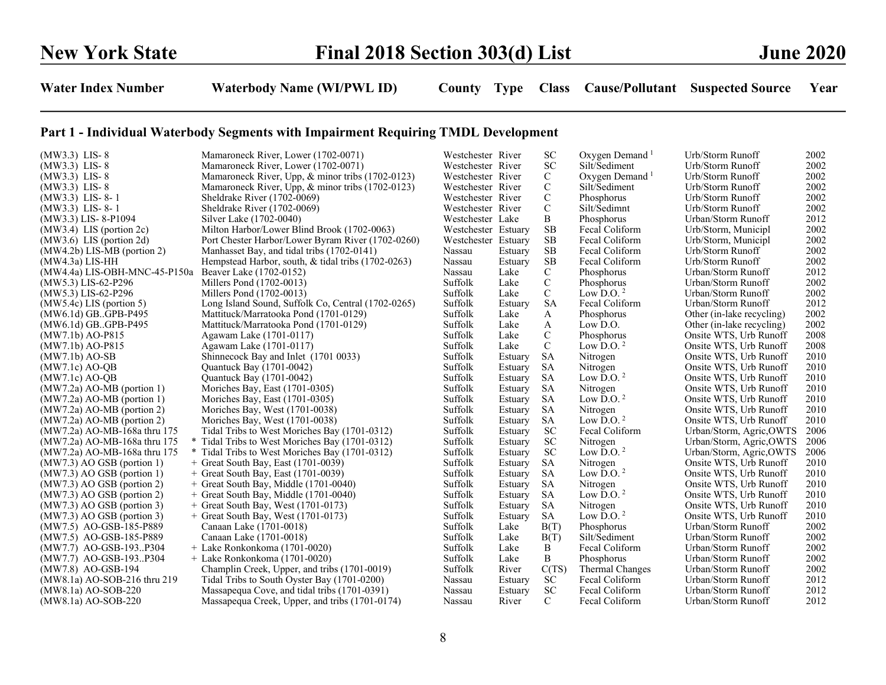## Part 1 - Individual Waterbody Segments with Impairment Requiring TMDL Development

| Water Index Number | Waterbody Name (WI/PWL ID) | County | Type | Class | Cause/Pollutant | Suspected Source | Year |
|---|---|---|---|---|---|---|---|
| (MW3.3) LIS- 8 | Mamaroneck River, Lower (1702-0071) | Westchester | River | SC | Oxygen Demand [1] | Urb/Storm Runoff | 2002 |
| (MW3.3) LIS- 8 | Mamaroneck River, Lower (1702-0071) | Westchester | River | SC | Silt/Sediment | Urb/Storm Runoff | 2002 |
| (MW3.3) LIS- 8 | Mamaroneck River, Upp, & minor tribs (1702-0123) | Westchester | River | C | Oxygen Demand [1] | Urb/Storm Runoff | 2002 |
| (MW3.3) LIS- 8 | Mamaroneck River, Upp, & minor tribs (1702-0123) | Westchester | River | C | Silt/Sediment | Urb/Storm Runoff | 2002 |
| (MW3.3) LIS- 8- 1 | Sheldrake River (1702-0069) | Westchester | River | C | Phosphorus | Urb/Storm Runoff | 2002 |
| (MW3.3) LIS- 8- 1 | Sheldrake River (1702-0069) | Westchester | River | C | Silt/Sedimnt | Urb/Storm Runoff | 2002 |
| (MW3.3) LIS- 8-P1094 | Silver Lake (1702-0040) | Westchester | Lake | B | Phosphorus | Urban/Storm Runoff | 2012 |
| (MW3.4) LIS (portion 2c) | Milton Harbor/Lower Blind Brook (1702-0063) | Westchester | Estuary | SB | Fecal Coliform | Urb/Storm, Municipl | 2002 |
| (MW3.6) LIS (portion 2d) | Port Chester Harbor/Lower Byram River (1702-0260) | Westchester | Estuary | SB | Fecal Coliform | Urb/Storm, Municipl | 2002 |
| (MW4.2b) LIS-MB (portion 2) | Manhasset Bay, and tidal tribs (1702-0141) | Nassau | Estuary | SB | Fecal Coliform | Urb/Storm Runoff | 2002 |
| (MW4.3a) LIS-HH | Hempstead Harbor, south, & tidal tribs (1702-0263) | Nassau | Estuary | SB | Fecal Coliform | Urb/Storm Runoff | 2002 |
| (MW4.4a) LIS-OBH-MNC-45-P150a | Beaver Lake (1702-0152) | Nassau | Lake | C | Phosphorus | Urban/Storm Runoff | 2012 |
| (MW5.3) LIS-62-P296 | Millers Pond (1702-0013) | Suffolk | Lake | C | Phosphorus | Urban/Storm Runoff | 2002 |
| (MW5.3) LIS-62-P296 | Millers Pond (1702-0013) | Suffolk | Lake | C | Low D.O. [2] | Urban/Storm Runoff | 2002 |
| (MW5.4c) LIS (portion 5) | Long Island Sound, Suffolk Co, Central (1702-0265) | Suffolk | Estuary | SA | Fecal Coliform | Urban/Storm Runoff | 2012 |
| (MW6.1d) GB..GPB-P495 | Mattituck/Marratooka Pond (1701-0129) | Suffolk | Lake | A | Phosphorus | Other (in-lake recycling) | 2002 |
| (MW6.1d) GB..GPB-P495 | Mattituck/Marratooka Pond (1701-0129) | Suffolk | Lake | A | Low D.O. | Other (in-lake recycling) | 2002 |
| (MW7.1b) AO-P815 | Agawam Lake (1701-0117) | Suffolk | Lake | C | Phosphorus | Onsite WTS, Urb Runoff | 2008 |
| (MW7.1b) AO-P815 | Agawam Lake (1701-0117) | Suffolk | Lake | C | Low D.O. [2] | Onsite WTS, Urb Runoff | 2008 |
| (MW7.1b) AO-SB | Shinnecock Bay and Inlet (1701 0033) | Suffolk | Estuary | SA | Nitrogen | Onsite WTS, Urb Runoff | 2010 |
| (MW7.1c) AO-QB | Quantuck Bay (1701-0042) | Suffolk | Estuary | SA | Nitrogen | Onsite WTS, Urb Runoff | 2010 |
| (MW7.1c) AO-QB | Quantuck Bay (1701-0042) | Suffolk | Estuary | SA | Low D.O. [2] | Onsite WTS, Urb Runoff | 2010 |
| (MW7.2a) AO-MB (portion 1) | Moriches Bay, East (1701-0305) | Suffolk | Estuary | SA | Nitrogen | Onsite WTS, Urb Runoff | 2010 |
| (MW7.2a) AO-MB (portion 1) | Moriches Bay, East (1701-0305) | Suffolk | Estuary | SA | Low D.O. [2] | Onsite WTS, Urb Runoff | 2010 |
| (MW7.2a) AO-MB (portion 2) | Moriches Bay, West (1701-0038) | Suffolk | Estuary | SA | Nitrogen | Onsite WTS, Urb Runoff | 2010 |
| (MW7.2a) AO-MB (portion 2) | Moriches Bay, West (1701-0038) | Suffolk | Estuary | SA | Low D.O. [2] | Onsite WTS, Urb Runoff | 2010 |
| (MW7.2a) AO-MB-168a thru 175 | Tidal Tribs to West Moriches Bay (1701-0312) | Suffolk | Estuary | SC | Fecal Coliform | Urban/Storm, Agric,OWTS | 2006 |
| (MW7.2a) AO-MB-168a thru 175 | * Tidal Tribs to West Moriches Bay (1701-0312) | Suffolk | Estuary | SC | Nitrogen | Urban/Storm, Agric,OWTS | 2006 |
| (MW7.2a) AO-MB-168a thru 175 | * Tidal Tribs to West Moriches Bay (1701-0312) | Suffolk | Estuary | SC | Low D.O. [2] | Urban/Storm, Agric,OWTS | 2006 |
| (MW7.3) AO GSB (portion 1) | + Great South Bay, East (1701-0039) | Suffolk | Estuary | SA | Nitrogen | Onsite WTS, Urb Runoff | 2010 |
| (MW7.3) AO GSB (portion 1) | + Great South Bay, East (1701-0039) | Suffolk | Estuary | SA | Low D.O. [2] | Onsite WTS, Urb Runoff | 2010 |
| (MW7.3) AO GSB (portion 2) | + Great South Bay, Middle (1701-0040) | Suffolk | Estuary | SA | Nitrogen | Onsite WTS, Urb Runoff | 2010 |
| (MW7.3) AO GSB (portion 2) | + Great South Bay, Middle (1701-0040) | Suffolk | Estuary | SA | Low D.O. [2] | Onsite WTS, Urb Runoff | 2010 |
| (MW7.3) AO GSB (portion 3) | + Great South Bay, West (1701-0173) | Suffolk | Estuary | SA | Nitrogen | Onsite WTS, Urb Runoff | 2010 |
| (MW7.3) AO GSB (portion 3) | + Great South Bay, West (1701-0173) | Suffolk | Estuary | SA | Low D.O. [2] | Onsite WTS, Urb Runoff | 2010 |
| (MW7.5) AO-GSB-185-P889 | Canaan Lake (1701-0018) | Suffolk | Lake | B(T) | Phosphorus | Urban/Storm Runoff | 2002 |
| (MW7.5) AO-GSB-185-P889 | Canaan Lake (1701-0018) | Suffolk | Lake | B(T) | Silt/Sediment | Urban/Storm Runoff | 2002 |
| (MW7.7) AO-GSB-193..P304 | + Lake Ronkonkoma (1701-0020) | Suffolk | Lake | B | Fecal Coliform | Urban/Storm Runoff | 2002 |
| (MW7.7) AO-GSB-193..P304 | + Lake Ronkonkoma (1701-0020) | Suffolk | Lake | B | Phosphorus | Urban/Storm Runoff | 2002 |
| (MW7.8) AO-GSB-194 | Champlin Creek, Upper, and tribs (1701-0019) | Suffolk | River | C(TS) | Thermal Changes | Urban/Storm Runoff | 2002 |
| (MW8.1a) AO-SOB-216 thru 219 | Tidal Tribs to South Oyster Bay (1701-0200) | Nassau | Estuary | SC | Fecal Coliform | Urban/Storm Runoff | 2012 |
| (MW8.1a) AO-SOB-220 | Massapequa Cove, and tidal tribs (1701-0391) | Nassau | Estuary | SC | Fecal Coliform | Urban/Storm Runoff | 2012 |
| (MW8.1a) AO-SOB-220 | Massapequa Creek, Upper, and tribs (1701-0174) | Nassau | River | C | Fecal Coliform | Urban/Storm Runoff | 2012 |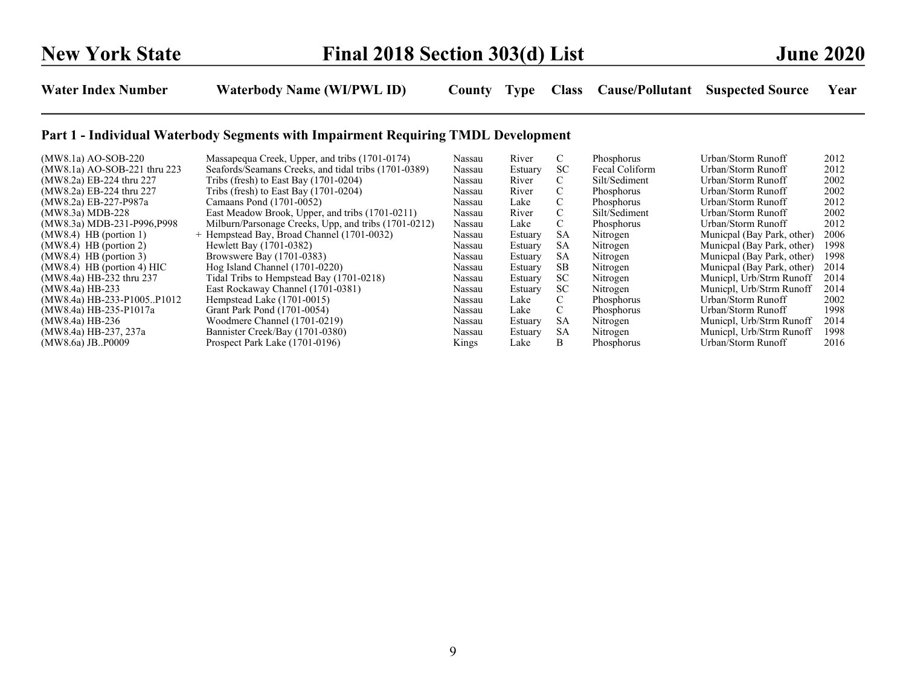## Part 1 - Individual Waterbody Segments with Impairment Requiring TMDL Development

| Water Index Number | Waterbody Name (WI/PWL ID) | County | Type | Class | Cause/Pollutant | Suspected Source | Year |
|---|---|---|---|---|---|---|---|
| (MW8.1a) AO-SOB-220 | Massapequa Creek, Upper, and tribs (1701-0174) | Nassau | River | C | Phosphorus | Urban/Storm Runoff | 2012 |
| (MW8.1a) AO-SOB-221 thru 223 | Seafords/Seamans Creeks, and tidal tribs (1701-0389) | Nassau | Estuary | SC | Fecal Coliform | Urban/Storm Runoff | 2012 |
| (MW8.2a) EB-224 thru 227 | Tribs (fresh) to East Bay (1701-0204) | Nassau | River | C | Silt/Sediment | Urban/Storm Runoff | 2002 |
| (MW8.2a) EB-224 thru 227 | Tribs (fresh) to East Bay (1701-0204) | Nassau | River | C | Phosphorus | Urban/Storm Runoff | 2002 |
| (MW8.2a) EB-227-P987a | Camaans Pond (1701-0052) | Nassau | Lake | C | Phosphorus | Urban/Storm Runoff | 2012 |
| (MW8.3a) MDB-228 | East Meadow Brook, Upper, and tribs (1701-0211) | Nassau | River | C | Silt/Sediment | Urban/Storm Runoff | 2002 |
| (MW8.3a) MDB-231-P996,P998 | Milburn/Parsonage Creeks, Upp, and tribs (1701-0212) | Nassau | Lake | C | Phosphorus | Urban/Storm Runoff | 2012 |
| (MW8.4) HB (portion 1) | + Hempstead Bay, Broad Channel (1701-0032) | Nassau | Estuary | SA | Nitrogen | Municpal (Bay Park, other) | 2006 |
| (MW8.4) HB (portion 2) | Hewlett Bay (1701-0382) | Nassau | Estuary | SA | Nitrogen | Municpal (Bay Park, other) | 1998 |
| (MW8.4) HB (portion 3) | Browswere Bay (1701-0383) | Nassau | Estuary | SA | Nitrogen | Municpal (Bay Park, other) | 1998 |
| (MW8.4) HB (portion 4) HIC | Hog Island Channel (1701-0220) | Nassau | Estuary | SB | Nitrogen | Municpal (Bay Park, other) | 2014 |
| (MW8.4a) HB-232 thru 237 | Tidal Tribs to Hempstead Bay (1701-0218) | Nassau | Estuary | SC | Nitrogen | Municpl, Urb/Strm Runoff | 2014 |
| (MW8.4a) HB-233 | East Rockaway Channel (1701-0381) | Nassau | Estuary | SC | Nitrogen | Municpl, Urb/Strm Runoff | 2014 |
| (MW8.4a) HB-233-P1005..P1012 | Hempstead Lake (1701-0015) | Nassau | Lake | C | Phosphorus | Urban/Storm Runoff | 2002 |
| (MW8.4a) HB-235-P1017a | Grant Park Pond (1701-0054) | Nassau | Lake | C | Phosphorus | Urban/Storm Runoff | 1998 |
| (MW8.4a) HB-236 | Woodmere Channel (1701-0219) | Nassau | Estuary | SA | Nitrogen | Municpl, Urb/Strm Runoff | 2014 |
| (MW8.4a) HB-237, 237a | Bannister Creek/Bay (1701-0380) | Nassau | Estuary | SA | Nitrogen | Municpl, Urb/Strm Runoff | 1998 |
| (MW8.6a) JB..P0009 | Prospect Park Lake (1701-0196) | Kings | Lake | B | Phosphorus | Urban/Storm Runoff | 2016 |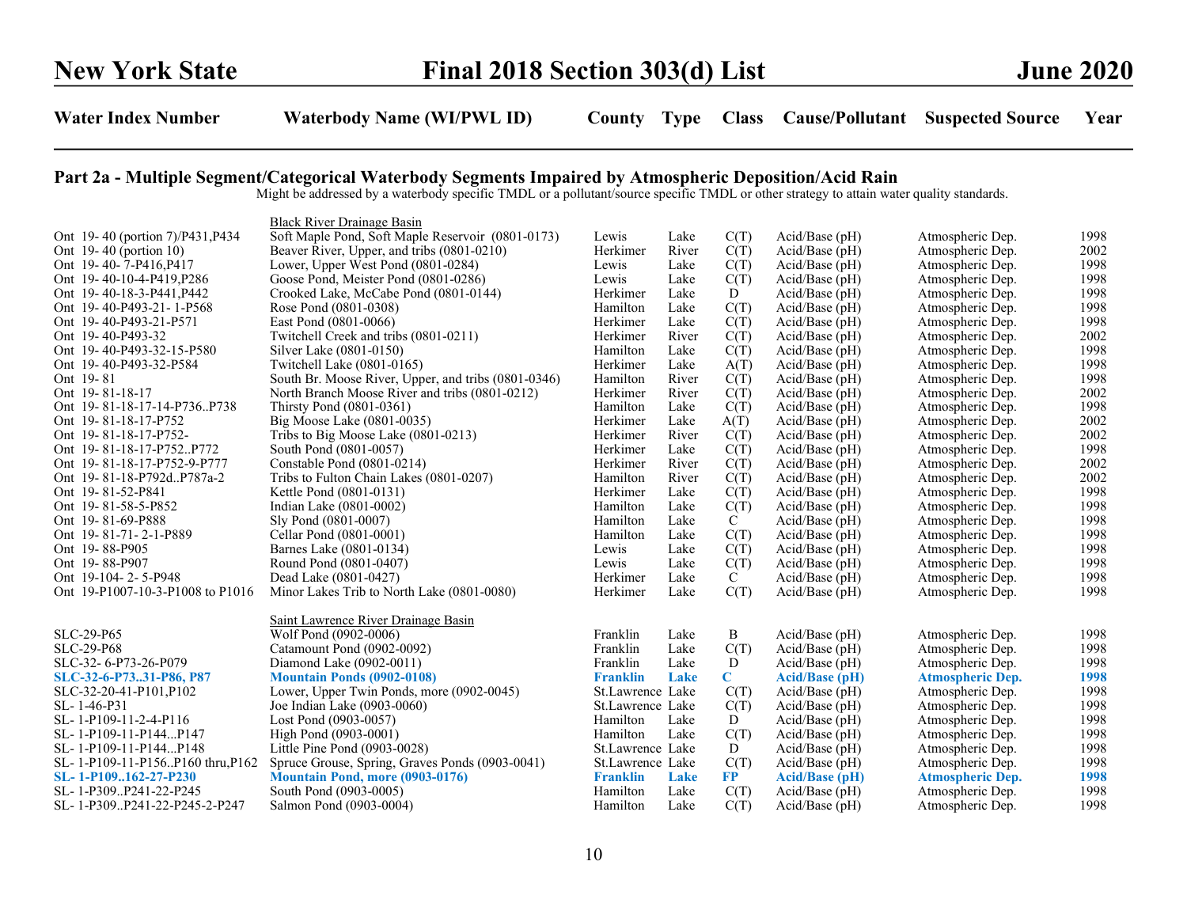| Water Index Number | Waterbody Name (WI/PWL ID) | County | Type | Class | Cause/Pollutant | Suspected Source | Year |
|---|---|---|---|---|---|---|---|

## Part 2a - Multiple Segment/Categorical Waterbody Segments Impaired by Atmospheric Deposition/Acid Rain

Might be addressed by a waterbody specific TMDL or a pollutant/source specific TMDL or other strategy to attain water quality standards.

| Water Index Number | Waterbody Name (WI/PWL ID) | County | Type | Class | Cause/Pollutant | Suspected Source | Year |
|---|---|---|---|---|---|---|---|
| | Black River Drainage Basin | | | | | | |
| Ont 19- 40 (portion 7)/P431,P434 | Soft Maple Pond, Soft Maple Reservoir (0801-0173) | Lewis | Lake | C(T) | Acid/Base (pH) | Atmospheric Dep. | 1998 |
| Ont 19- 40 (portion 10) | Beaver River, Upper, and tribs (0801-0210) | Herkimer | River | C(T) | Acid/Base (pH) | Atmospheric Dep. | 2002 |
| Ont 19- 40- 7-P416,P417 | Lower, Upper West Pond (0801-0284) | Lewis | Lake | C(T) | Acid/Base (pH) | Atmospheric Dep. | 1998 |
| Ont 19- 40-10-4-P419,P286 | Goose Pond, Meister Pond (0801-0286) | Lewis | Lake | C(T) | Acid/Base (pH) | Atmospheric Dep. | 1998 |
| Ont 19- 40-18-3-P441,P442 | Crooked Lake, McCabe Pond (0801-0144) | Herkimer | Lake | D | Acid/Base (pH) | Atmospheric Dep. | 1998 |
| Ont 19- 40-P493-21- 1-P568 | Rose Pond (0801-0308) | Hamilton | Lake | C(T) | Acid/Base (pH) | Atmospheric Dep. | 1998 |
| Ont 19- 40-P493-21-P571 | East Pond (0801-0066) | Herkimer | Lake | C(T) | Acid/Base (pH) | Atmospheric Dep. | 1998 |
| Ont 19- 40-P493-32 | Twitchell Creek and tribs (0801-0211) | Herkimer | River | C(T) | Acid/Base (pH) | Atmospheric Dep. | 2002 |
| Ont 19- 40-P493-32-15-P580 | Silver Lake (0801-0150) | Hamilton | Lake | C(T) | Acid/Base (pH) | Atmospheric Dep. | 1998 |
| Ont 19- 40-P493-32-P584 | Twitchell Lake (0801-0165) | Herkimer | Lake | A(T) | Acid/Base (pH) | Atmospheric Dep. | 1998 |
| Ont 19- 81 | South Br. Moose River, Upper, and tribs (0801-0346) | Hamilton | River | C(T) | Acid/Base (pH) | Atmospheric Dep. | 1998 |
| Ont 19- 81-18-17 | North Branch Moose River and tribs (0801-0212) | Herkimer | River | C(T) | Acid/Base (pH) | Atmospheric Dep. | 2002 |
| Ont 19- 81-18-17-14-P736..P738 | Thirsty Pond (0801-0361) | Hamilton | Lake | C(T) | Acid/Base (pH) | Atmospheric Dep. | 1998 |
| Ont 19- 81-18-17-P752 | Big Moose Lake (0801-0035) | Herkimer | Lake | A(T) | Acid/Base (pH) | Atmospheric Dep. | 2002 |
| Ont 19- 81-18-17-P752- | Tribs to Big Moose Lake (0801-0213) | Herkimer | River | C(T) | Acid/Base (pH) | Atmospheric Dep. | 2002 |
| Ont 19- 81-18-17-P752..P772 | South Pond (0801-0057) | Herkimer | Lake | C(T) | Acid/Base (pH) | Atmospheric Dep. | 1998 |
| Ont 19- 81-18-17-P752-9-P777 | Constable Pond (0801-0214) | Herkimer | River | C(T) | Acid/Base (pH) | Atmospheric Dep. | 2002 |
| Ont 19- 81-18-P792d..P787a-2 | Tribs to Fulton Chain Lakes (0801-0207) | Hamilton | River | C(T) | Acid/Base (pH) | Atmospheric Dep. | 2002 |
| Ont 19- 81-52-P841 | Kettle Pond (0801-0131) | Herkimer | Lake | C(T) | Acid/Base (pH) | Atmospheric Dep. | 1998 |
| Ont 19- 81-58-5-P852 | Indian Lake (0801-0002) | Hamilton | Lake | C(T) | Acid/Base (pH) | Atmospheric Dep. | 1998 |
| Ont 19- 81-69-P888 | Sly Pond (0801-0007) | Hamilton | Lake | C | Acid/Base (pH) | Atmospheric Dep. | 1998 |
| Ont 19- 81-71- 2-1-P889 | Cellar Pond (0801-0001) | Hamilton | Lake | C(T) | Acid/Base (pH) | Atmospheric Dep. | 1998 |
| Ont 19- 88-P905 | Barnes Lake (0801-0134) | Lewis | Lake | C(T) | Acid/Base (pH) | Atmospheric Dep. | 1998 |
| Ont 19- 88-P907 | Round Pond (0801-0407) | Lewis | Lake | C(T) | Acid/Base (pH) | Atmospheric Dep. | 1998 |
| Ont 19-104- 2- 5-P948 | Dead Lake (0801-0427) | Herkimer | Lake | C | Acid/Base (pH) | Atmospheric Dep. | 1998 |
| Ont 19-P1007-10-3-P1008 to P1016 | Minor Lakes Trib to North Lake (0801-0080) | Herkimer | Lake | C(T) | Acid/Base (pH) | Atmospheric Dep. | 1998 |
| | Saint Lawrence River Drainage Basin | | | | | | |
| SLC-29-P65 | Wolf Pond (0902-0006) | Franklin | Lake | B | Acid/Base (pH) | Atmospheric Dep. | 1998 |
| SLC-29-P68 | Catamount Pond (0902-0092) | Franklin | Lake | C(T) | Acid/Base (pH) | Atmospheric Dep. | 1998 |
| SLC-32- 6-P73-26-P079 | Diamond Lake (0902-0011) | Franklin | Lake | D | Acid/Base (pH) | Atmospheric Dep. | 1998 |
| **SLC-32-6-P73..31-P86, P87** | **Mountain Ponds (0902-0108)** | **Franklin** | **Lake** | **C** | **Acid/Base (pH)** | **Atmospheric Dep.** | **1998** |
| SLC-32-20-41-P101,P102 | Lower, Upper Twin Ponds, more (0902-0045) | St.Lawrence | Lake | C(T) | Acid/Base (pH) | Atmospheric Dep. | 1998 |
| SL- 1-46-P31 | Joe Indian Lake (0903-0060) | St.Lawrence | Lake | C(T) | Acid/Base (pH) | Atmospheric Dep. | 1998 |
| SL- 1-P109-11-2-4-P116 | Lost Pond (0903-0057) | Hamilton | Lake | D | Acid/Base (pH) | Atmospheric Dep. | 1998 |
| SL- 1-P109-11-P144...P147 | High Pond (0903-0001) | Hamilton | Lake | C(T) | Acid/Base (pH) | Atmospheric Dep. | 1998 |
| SL- 1-P109-11-P144...P148 | Little Pine Pond (0903-0028) | St.Lawrence | Lake | D | Acid/Base (pH) | Atmospheric Dep. | 1998 |
| SL- 1-P109-11-P156..P160 thru,P162 | Spruce Grouse, Spring, Graves Ponds (0903-0041) | St.Lawrence | Lake | C(T) | Acid/Base (pH) | Atmospheric Dep. | 1998 |
| **SL- 1-P109..162-27-P230** | **Mountain Pond, more (0903-0176)** | **Franklin** | **Lake** | **FP** | **Acid/Base (pH)** | **Atmospheric Dep.** | **1998** |
| SL- 1-P309..P241-22-P245 | South Pond (0903-0005) | Hamilton | Lake | C(T) | Acid/Base (pH) | Atmospheric Dep. | 1998 |
| SL- 1-P309..P241-22-P245-2-P247 | Salmon Pond (0903-0004) | Hamilton | Lake | C(T) | Acid/Base (pH) | Atmospheric Dep. | 1998 |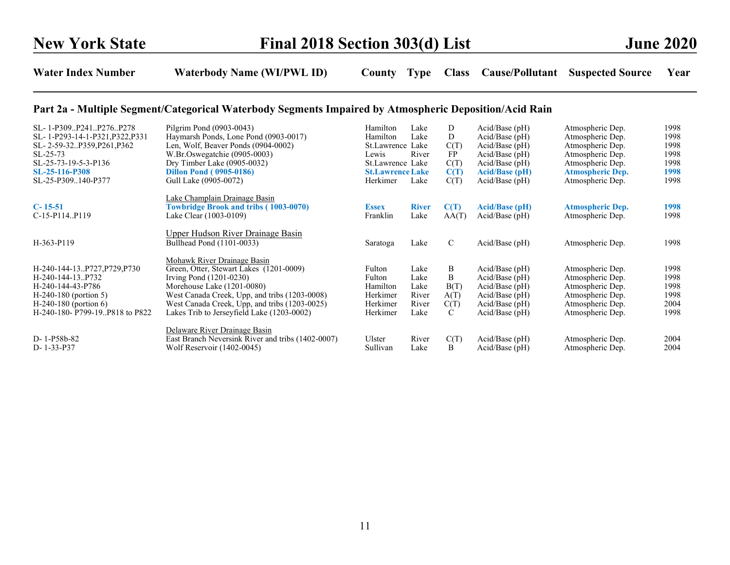| Water Index Number | Waterbody Name (WI/PWL ID) | County | Type | Class | Cause/Pollutant | Suspected Source | Year |
|---|---|---|---|---|---|---|---|

## Part 2a - Multiple Segment/Categorical Waterbody Segments Impaired by Atmospheric Deposition/Acid Rain

| Water Index Number | Waterbody Name (WI/PWL ID) | County | Type | Class | Cause/Pollutant | Suspected Source | Year |
|---|---|---|---|---|---|---|---|
| SL- 1-P309..P241..P276..P278 | Pilgrim Pond (0903-0043) | Hamilton | Lake | D | Acid/Base (pH) | Atmospheric Dep. | 1998 |
| SL- 1-P293-14-1-P321,P322,P331 | Haymarsh Ponds, Lone Pond (0903-0017) | Hamilton | Lake | D | Acid/Base (pH) | Atmospheric Dep. | 1998 |
| SL- 2-59-32..P359,P261,P362 | Len, Wolf, Beaver Ponds (0904-0002) | St.Lawrence | Lake | C(T) | Acid/Base (pH) | Atmospheric Dep. | 1998 |
| SL-25-73 | W.Br.Oswegatchie (0905-0003) | Lewis | River | FP | Acid/Base (pH) | Atmospheric Dep. | 1998 |
| SL-25-73-19-5-3-P136 | Dry Timber Lake (0905-0032) | St.Lawrence | Lake | C(T) | Acid/Base (pH) | Atmospheric Dep. | 1998 |
| **SL-25-116-P308** | **Dillon Pond ( 0905-0186)** | **St.Lawrence** | **Lake** | **C(T)** | **Acid/Base (pH)** | **Atmospheric Dep.** | **1998** |
| SL-25-P309..140-P377 | Gull Lake (0905-0072) | Herkimer | Lake | C(T) | Acid/Base (pH) | Atmospheric Dep. | 1998 |
| | Lake Champlain Drainage Basin | | | | | | |
| **C- 15-51** | **Towbridge Brook and tribs ( 1003-0070)** | **Essex** | **River** | **C(T)** | **Acid/Base (pH)** | **Atmospheric Dep.** | **1998** |
| C-15-P114..P119 | Lake Clear (1003-0109) | Franklin | Lake | AA(T) | Acid/Base (pH) | Atmospheric Dep. | 1998 |
| | Upper Hudson River Drainage Basin | | | | | | |
| H-363-P119 | Bullhead Pond (1101-0033) | Saratoga | Lake | C | Acid/Base (pH) | Atmospheric Dep. | 1998 |
| | Mohawk River Drainage Basin | | | | | | |
| H-240-144-13..P727,P729,P730 | Green, Otter, Stewart Lakes (1201-0009) | Fulton | Lake | B | Acid/Base (pH) | Atmospheric Dep. | 1998 |
| H-240-144-13..P732 | Irving Pond (1201-0230) | Fulton | Lake | B | Acid/Base (pH) | Atmospheric Dep. | 1998 |
| H-240-144-43-P786 | Morehouse Lake (1201-0080) | Hamilton | Lake | B(T) | Acid/Base (pH) | Atmospheric Dep. | 1998 |
| H-240-180 (portion 5) | West Canada Creek, Upp, and tribs (1203-0008) | Herkimer | River | A(T) | Acid/Base (pH) | Atmospheric Dep. | 1998 |
| H-240-180 (portion 6) | West Canada Creek, Upp, and tribs (1203-0025) | Herkimer | River | C(T) | Acid/Base (pH) | Atmospheric Dep. | 2004 |
| H-240-180- P799-19..P818 to P822 | Lakes Trib to Jerseyfield Lake (1203-0002) | Herkimer | Lake | C | Acid/Base (pH) | Atmospheric Dep. | 1998 |
| | Delaware River Drainage Basin | | | | | | |
| D- 1-P58b-82 | East Branch Neversink River and tribs (1402-0007) | Ulster | River | C(T) | Acid/Base (pH) | Atmospheric Dep. | 2004 |
| D- 1-33-P37 | Wolf Reservoir (1402-0045) | Sullivan | Lake | B | Acid/Base (pH) | Atmospheric Dep. | 2004 |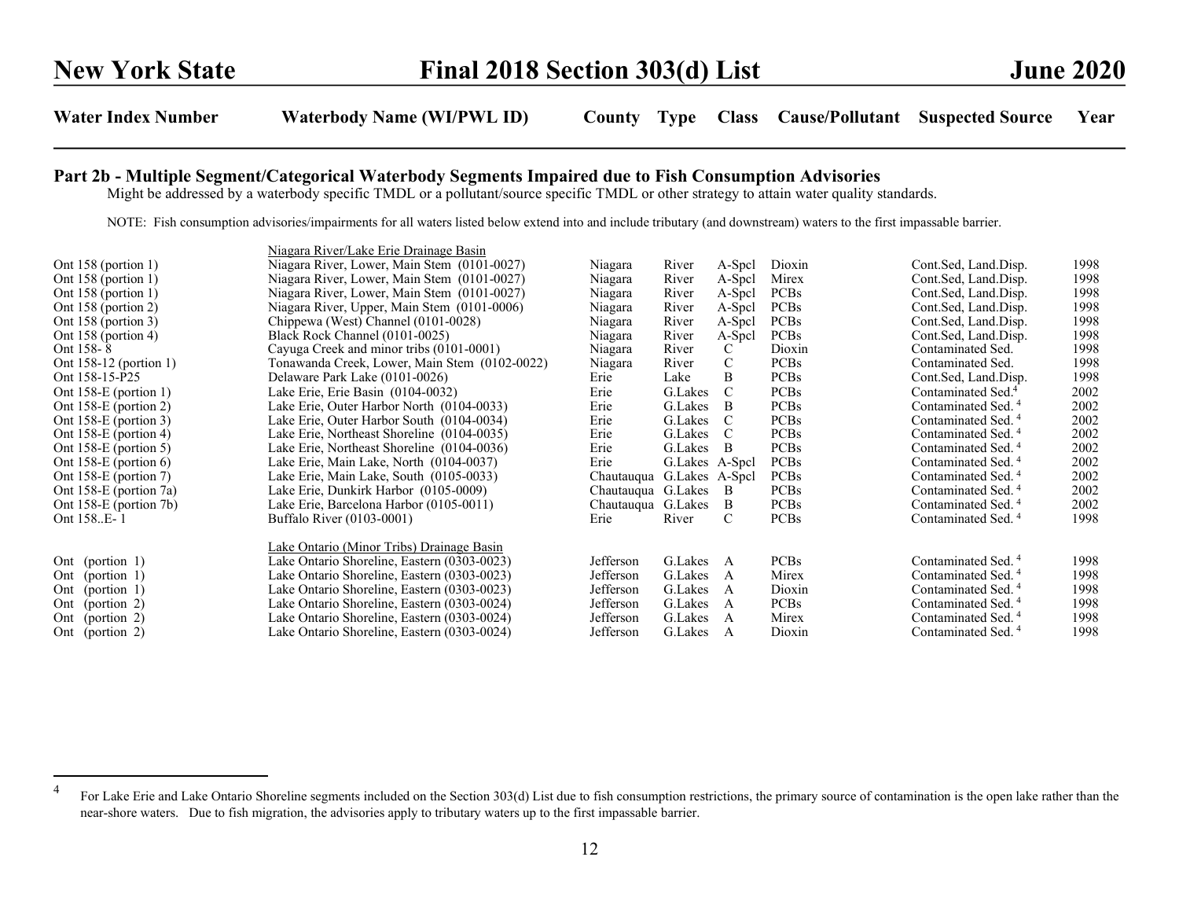| Water Index Number | Waterbody Name (WI/PWL ID) | County | Type | Class | Cause/Pollutant | Suspected Source | Year |
|---|---|---|---|---|---|---|---|

## Part 2b - Multiple Segment/Categorical Waterbody Segments Impaired due to Fish Consumption Advisories

Might be addressed by a waterbody specific TMDL or a pollutant/source specific TMDL or other strategy to attain water quality standards.

NOTE: Fish consumption advisories/impairments for all waters listed below extend into and include tributary (and downstream) waters to the first impassable barrier.

| Water Index Number | Waterbody Name (WI/PWL ID) | County | Type | Class | Cause/Pollutant | Suspected Source | Year |
|---|---|---|---|---|---|---|---|
| | Niagara River/Lake Erie Drainage Basin | | | | | | |
| Ont 158 (portion 1) | Niagara River, Lower, Main Stem (0101-0027) | Niagara | River | A-Spcl | Dioxin | Cont.Sed, Land.Disp. | 1998 |
| Ont 158 (portion 1) | Niagara River, Lower, Main Stem (0101-0027) | Niagara | River | A-Spcl | Mirex | Cont.Sed, Land.Disp. | 1998 |
| Ont 158 (portion 1) | Niagara River, Lower, Main Stem (0101-0027) | Niagara | River | A-Spcl | PCBs | Cont.Sed, Land.Disp. | 1998 |
| Ont 158 (portion 2) | Niagara River, Upper, Main Stem (0101-0006) | Niagara | River | A-Spcl | PCBs | Cont.Sed, Land.Disp. | 1998 |
| Ont 158 (portion 3) | Chippewa (West) Channel (0101-0028) | Niagara | River | A-Spcl | PCBs | Cont.Sed, Land.Disp. | 1998 |
| Ont 158 (portion 4) | Black Rock Channel (0101-0025) | Niagara | River | A-Spcl | PCBs | Cont.Sed, Land.Disp. | 1998 |
| Ont 158- 8 | Cayuga Creek and minor tribs (0101-0001) | Niagara | River | C | Dioxin | Contaminated Sed. | 1998 |
| Ont 158-12 (portion 1) | Tonawanda Creek, Lower, Main Stem (0102-0022) | Niagara | River | C | PCBs | Contaminated Sed. | 1998 |
| Ont 158-15-P25 | Delaware Park Lake (0101-0026) | Erie | Lake | B | PCBs | Cont.Sed, Land.Disp. | 1998 |
| Ont 158-E (portion 1) | Lake Erie, Erie Basin (0104-0032) | Erie | G.Lakes | C | PCBs | Contaminated Sed.[4] | 2002 |
| Ont 158-E (portion 2) | Lake Erie, Outer Harbor North (0104-0033) | Erie | G.Lakes | B | PCBs | Contaminated Sed.[4] | 2002 |
| Ont 158-E (portion 3) | Lake Erie, Outer Harbor South (0104-0034) | Erie | G.Lakes | C | PCBs | Contaminated Sed.[4] | 2002 |
| Ont 158-E (portion 4) | Lake Erie, Northeast Shoreline (0104-0035) | Erie | G.Lakes | C | PCBs | Contaminated Sed.[4] | 2002 |
| Ont 158-E (portion 5) | Lake Erie, Northeast Shoreline (0104-0036) | Erie | G.Lakes | B | PCBs | Contaminated Sed.[4] | 2002 |
| Ont 158-E (portion 6) | Lake Erie, Main Lake, North (0104-0037) | Erie | G.Lakes | A-Spcl | PCBs | Contaminated Sed.[4] | 2002 |
| Ont 158-E (portion 7) | Lake Erie, Main Lake, South (0105-0033) | Chautauqua | G.Lakes | A-Spcl | PCBs | Contaminated Sed.[4] | 2002 |
| Ont 158-E (portion 7a) | Lake Erie, Dunkirk Harbor (0105-0009) | Chautauqua | G.Lakes | B | PCBs | Contaminated Sed.[4] | 2002 |
| Ont 158-E (portion 7b) | Lake Erie, Barcelona Harbor (0105-0011) | Chautauqua | G.Lakes | B | PCBs | Contaminated Sed.[4] | 2002 |
| Ont 158..E- 1 | Buffalo River (0103-0001) | Erie | River | C | PCBs | Contaminated Sed.[4] | 1998 |
| | Lake Ontario (Minor Tribs) Drainage Basin | | | | | | |
| Ont (portion 1) | Lake Ontario Shoreline, Eastern (0303-0023) | Jefferson | G.Lakes | A | PCBs | Contaminated Sed.[4] | 1998 |
| Ont (portion 1) | Lake Ontario Shoreline, Eastern (0303-0023) | Jefferson | G.Lakes | A | Mirex | Contaminated Sed.[4] | 1998 |
| Ont (portion 1) | Lake Ontario Shoreline, Eastern (0303-0023) | Jefferson | G.Lakes | A | Dioxin | Contaminated Sed.[4] | 1998 |
| Ont (portion 2) | Lake Ontario Shoreline, Eastern (0303-0024) | Jefferson | G.Lakes | A | PCBs | Contaminated Sed.[4] | 1998 |
| Ont (portion 2) | Lake Ontario Shoreline, Eastern (0303-0024) | Jefferson | G.Lakes | A | Mirex | Contaminated Sed.[4] | 1998 |
| Ont (portion 2) | Lake Ontario Shoreline, Eastern (0303-0024) | Jefferson | G.Lakes | A | Dioxin | Contaminated Sed.[4] | 1998 |

[4] For Lake Erie and Lake Ontario Shoreline segments included on the Section 303(d) List due to fish consumption restrictions, the primary source of contamination is the open lake rather than the near-shore waters. Due to fish migration, the advisories apply to tributary waters up to the first impassable barrier.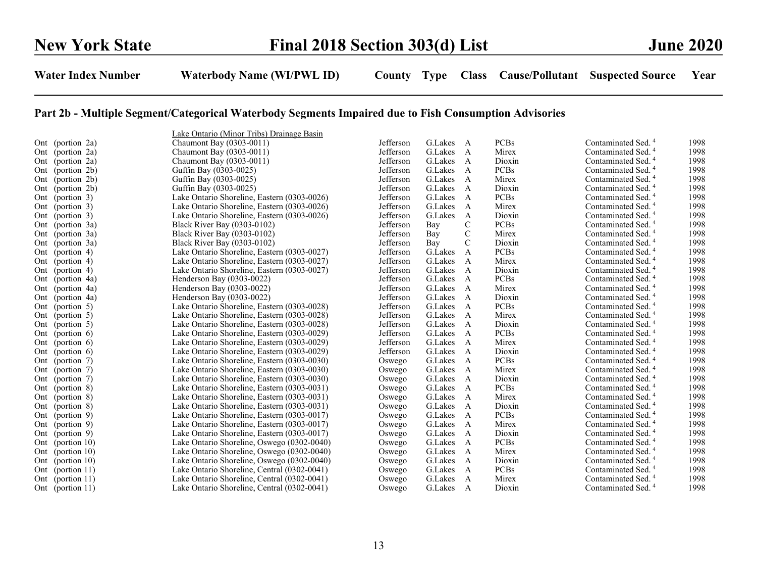## Part 2b - Multiple Segment/Categorical Waterbody Segments Impaired due to Fish Consumption Advisories

| Water Index Number | Waterbody Name (WI/PWL ID) | County | Type | Class | Cause/Pollutant | Suspected Source | Year |
|---|---|---|---|---|---|---|---|
| | Lake Ontario (Minor Tribs) Drainage Basin | | | | | | |
| Ont (portion 2a) | Chaumont Bay (0303-0011) | Jefferson | G.Lakes | A | PCBs | Contaminated Sed. [4] | 1998 |
| Ont (portion 2a) | Chaumont Bay (0303-0011) | Jefferson | G.Lakes | A | Mirex | Contaminated Sed. [4] | 1998 |
| Ont (portion 2a) | Chaumont Bay (0303-0011) | Jefferson | G.Lakes | A | Dioxin | Contaminated Sed. [4] | 1998 |
| Ont (portion 2b) | Guffin Bay (0303-0025) | Jefferson | G.Lakes | A | PCBs | Contaminated Sed. [4] | 1998 |
| Ont (portion 2b) | Guffin Bay (0303-0025) | Jefferson | G.Lakes | A | Mirex | Contaminated Sed. [4] | 1998 |
| Ont (portion 2b) | Guffin Bay (0303-0025) | Jefferson | G.Lakes | A | Dioxin | Contaminated Sed. [4] | 1998 |
| Ont (portion 3) | Lake Ontario Shoreline, Eastern (0303-0026) | Jefferson | G.Lakes | A | PCBs | Contaminated Sed. [4] | 1998 |
| Ont (portion 3) | Lake Ontario Shoreline, Eastern (0303-0026) | Jefferson | G.Lakes | A | Mirex | Contaminated Sed. [4] | 1998 |
| Ont (portion 3) | Lake Ontario Shoreline, Eastern (0303-0026) | Jefferson | G.Lakes | A | Dioxin | Contaminated Sed. [4] | 1998 |
| Ont (portion 3a) | Black River Bay (0303-0102) | Jefferson | Bay | C | PCBs | Contaminated Sed. [4] | 1998 |
| Ont (portion 3a) | Black River Bay (0303-0102) | Jefferson | Bay | C | Mirex | Contaminated Sed. [4] | 1998 |
| Ont (portion 3a) | Black River Bay (0303-0102) | Jefferson | Bay | C | Dioxin | Contaminated Sed. [4] | 1998 |
| Ont (portion 4) | Lake Ontario Shoreline, Eastern (0303-0027) | Jefferson | G.Lakes | A | PCBs | Contaminated Sed. [4] | 1998 |
| Ont (portion 4) | Lake Ontario Shoreline, Eastern (0303-0027) | Jefferson | G.Lakes | A | Mirex | Contaminated Sed. [4] | 1998 |
| Ont (portion 4) | Lake Ontario Shoreline, Eastern (0303-0027) | Jefferson | G.Lakes | A | Dioxin | Contaminated Sed. [4] | 1998 |
| Ont (portion 4a) | Henderson Bay (0303-0022) | Jefferson | G.Lakes | A | PCBs | Contaminated Sed. [4] | 1998 |
| Ont (portion 4a) | Henderson Bay (0303-0022) | Jefferson | G.Lakes | A | Mirex | Contaminated Sed. [4] | 1998 |
| Ont (portion 4a) | Henderson Bay (0303-0022) | Jefferson | G.Lakes | A | Dioxin | Contaminated Sed. [4] | 1998 |
| Ont (portion 5) | Lake Ontario Shoreline, Eastern (0303-0028) | Jefferson | G.Lakes | A | PCBs | Contaminated Sed. [4] | 1998 |
| Ont (portion 5) | Lake Ontario Shoreline, Eastern (0303-0028) | Jefferson | G.Lakes | A | Mirex | Contaminated Sed. [4] | 1998 |
| Ont (portion 5) | Lake Ontario Shoreline, Eastern (0303-0028) | Jefferson | G.Lakes | A | Dioxin | Contaminated Sed. [4] | 1998 |
| Ont (portion 6) | Lake Ontario Shoreline, Eastern (0303-0029) | Jefferson | G.Lakes | A | PCBs | Contaminated Sed. [4] | 1998 |
| Ont (portion 6) | Lake Ontario Shoreline, Eastern (0303-0029) | Jefferson | G.Lakes | A | Mirex | Contaminated Sed. [4] | 1998 |
| Ont (portion 6) | Lake Ontario Shoreline, Eastern (0303-0029) | Jefferson | G.Lakes | A | Dioxin | Contaminated Sed. [4] | 1998 |
| Ont (portion 7) | Lake Ontario Shoreline, Eastern (0303-0030) | Oswego | G.Lakes | A | PCBs | Contaminated Sed. [4] | 1998 |
| Ont (portion 7) | Lake Ontario Shoreline, Eastern (0303-0030) | Oswego | G.Lakes | A | Mirex | Contaminated Sed. [4] | 1998 |
| Ont (portion 7) | Lake Ontario Shoreline, Eastern (0303-0030) | Oswego | G.Lakes | A | Dioxin | Contaminated Sed. [4] | 1998 |
| Ont (portion 8) | Lake Ontario Shoreline, Eastern (0303-0031) | Oswego | G.Lakes | A | PCBs | Contaminated Sed. [4] | 1998 |
| Ont (portion 8) | Lake Ontario Shoreline, Eastern (0303-0031) | Oswego | G.Lakes | A | Mirex | Contaminated Sed. [4] | 1998 |
| Ont (portion 8) | Lake Ontario Shoreline, Eastern (0303-0031) | Oswego | G.Lakes | A | Dioxin | Contaminated Sed. [4] | 1998 |
| Ont (portion 9) | Lake Ontario Shoreline, Eastern (0303-0017) | Oswego | G.Lakes | A | PCBs | Contaminated Sed. [4] | 1998 |
| Ont (portion 9) | Lake Ontario Shoreline, Eastern (0303-0017) | Oswego | G.Lakes | A | Mirex | Contaminated Sed. [4] | 1998 |
| Ont (portion 9) | Lake Ontario Shoreline, Eastern (0303-0017) | Oswego | G.Lakes | A | Dioxin | Contaminated Sed. [4] | 1998 |
| Ont (portion 10) | Lake Ontario Shoreline, Oswego (0302-0040) | Oswego | G.Lakes | A | PCBs | Contaminated Sed. [4] | 1998 |
| Ont (portion 10) | Lake Ontario Shoreline, Oswego (0302-0040) | Oswego | G.Lakes | A | Mirex | Contaminated Sed. [4] | 1998 |
| Ont (portion 10) | Lake Ontario Shoreline, Oswego (0302-0040) | Oswego | G.Lakes | A | Dioxin | Contaminated Sed. [4] | 1998 |
| Ont (portion 11) | Lake Ontario Shoreline, Central (0302-0041) | Oswego | G.Lakes | A | PCBs | Contaminated Sed. [4] | 1998 |
| Ont (portion 11) | Lake Ontario Shoreline, Central (0302-0041) | Oswego | G.Lakes | A | Mirex | Contaminated Sed. [4] | 1998 |
| Ont (portion 11) | Lake Ontario Shoreline, Central (0302-0041) | Oswego | G.Lakes | A | Dioxin | Contaminated Sed. [4] | 1998 |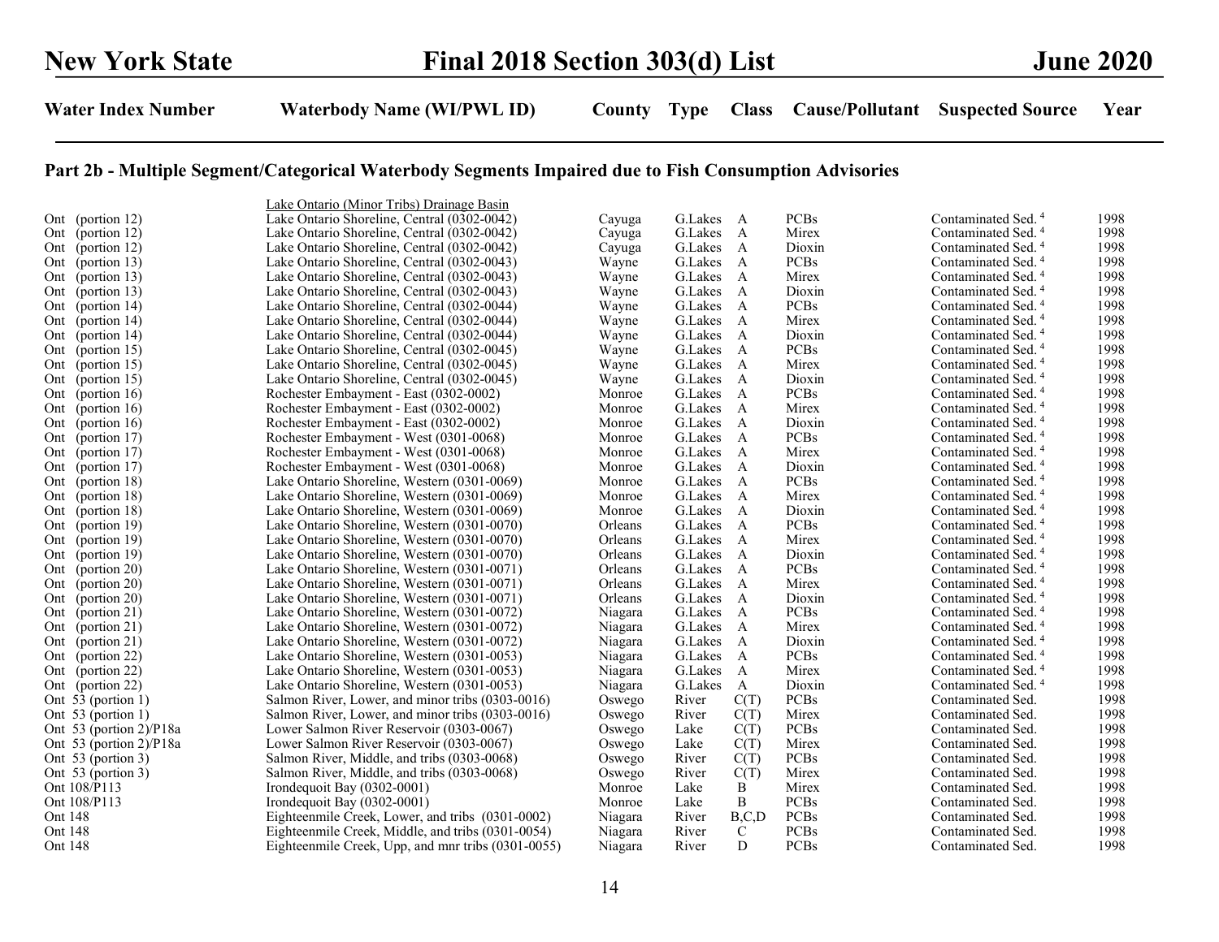| Water Index Number | Waterbody Name (WI/PWL ID) | County | Type | Class | Cause/Pollutant | Suspected Source | Year |
|---|---|---|---|---|---|---|---|

## Part 2b - Multiple Segment/Categorical Waterbody Segments Impaired due to Fish Consumption Advisories

| Water Index Number | Waterbody Name (WI/PWL ID) | County | Type | Class | Cause/Pollutant | Suspected Source | Year |
|---|---|---|---|---|---|---|---|
| | Lake Ontario (Minor Tribs) Drainage Basin | | | | | | |
| Ont (portion 12) | Lake Ontario Shoreline, Central (0302-0042) | Cayuga | G.Lakes | A | PCBs | Contaminated Sed. [4] | 1998 |
| Ont (portion 12) | Lake Ontario Shoreline, Central (0302-0042) | Cayuga | G.Lakes | A | Mirex | Contaminated Sed. [4] | 1998 |
| Ont (portion 12) | Lake Ontario Shoreline, Central (0302-0042) | Cayuga | G.Lakes | A | Dioxin | Contaminated Sed. [4] | 1998 |
| Ont (portion 13) | Lake Ontario Shoreline, Central (0302-0043) | Wayne | G.Lakes | A | PCBs | Contaminated Sed. [4] | 1998 |
| Ont (portion 13) | Lake Ontario Shoreline, Central (0302-0043) | Wayne | G.Lakes | A | Mirex | Contaminated Sed. [4] | 1998 |
| Ont (portion 13) | Lake Ontario Shoreline, Central (0302-0043) | Wayne | G.Lakes | A | Dioxin | Contaminated Sed. [4] | 1998 |
| Ont (portion 14) | Lake Ontario Shoreline, Central (0302-0044) | Wayne | G.Lakes | A | PCBs | Contaminated Sed. [4] | 1998 |
| Ont (portion 14) | Lake Ontario Shoreline, Central (0302-0044) | Wayne | G.Lakes | A | Mirex | Contaminated Sed. [4] | 1998 |
| Ont (portion 14) | Lake Ontario Shoreline, Central (0302-0044) | Wayne | G.Lakes | A | Dioxin | Contaminated Sed. [4] | 1998 |
| Ont (portion 15) | Lake Ontario Shoreline, Central (0302-0045) | Wayne | G.Lakes | A | PCBs | Contaminated Sed. [4] | 1998 |
| Ont (portion 15) | Lake Ontario Shoreline, Central (0302-0045) | Wayne | G.Lakes | A | Mirex | Contaminated Sed. [4] | 1998 |
| Ont (portion 15) | Lake Ontario Shoreline, Central (0302-0045) | Wayne | G.Lakes | A | Dioxin | Contaminated Sed. [4] | 1998 |
| Ont (portion 16) | Rochester Embayment - East (0302-0002) | Monroe | G.Lakes | A | PCBs | Contaminated Sed. [4] | 1998 |
| Ont (portion 16) | Rochester Embayment - East (0302-0002) | Monroe | G.Lakes | A | Mirex | Contaminated Sed. [4] | 1998 |
| Ont (portion 16) | Rochester Embayment - East (0302-0002) | Monroe | G.Lakes | A | Dioxin | Contaminated Sed. [4] | 1998 |
| Ont (portion 17) | Rochester Embayment - West (0301-0068) | Monroe | G.Lakes | A | PCBs | Contaminated Sed. [4] | 1998 |
| Ont (portion 17) | Rochester Embayment - West (0301-0068) | Monroe | G.Lakes | A | Mirex | Contaminated Sed. [4] | 1998 |
| Ont (portion 17) | Rochester Embayment - West (0301-0068) | Monroe | G.Lakes | A | Dioxin | Contaminated Sed. [4] | 1998 |
| Ont (portion 18) | Lake Ontario Shoreline, Western (0301-0069) | Monroe | G.Lakes | A | PCBs | Contaminated Sed. [4] | 1998 |
| Ont (portion 18) | Lake Ontario Shoreline, Western (0301-0069) | Monroe | G.Lakes | A | Mirex | Contaminated Sed. [4] | 1998 |
| Ont (portion 18) | Lake Ontario Shoreline, Western (0301-0069) | Monroe | G.Lakes | A | Dioxin | Contaminated Sed. [4] | 1998 |
| Ont (portion 19) | Lake Ontario Shoreline, Western (0301-0070) | Orleans | G.Lakes | A | PCBs | Contaminated Sed. [4] | 1998 |
| Ont (portion 19) | Lake Ontario Shoreline, Western (0301-0070) | Orleans | G.Lakes | A | Mirex | Contaminated Sed. [4] | 1998 |
| Ont (portion 19) | Lake Ontario Shoreline, Western (0301-0070) | Orleans | G.Lakes | A | Dioxin | Contaminated Sed. [4] | 1998 |
| Ont (portion 20) | Lake Ontario Shoreline, Western (0301-0071) | Orleans | G.Lakes | A | PCBs | Contaminated Sed. [4] | 1998 |
| Ont (portion 20) | Lake Ontario Shoreline, Western (0301-0071) | Orleans | G.Lakes | A | Mirex | Contaminated Sed. [4] | 1998 |
| Ont (portion 20) | Lake Ontario Shoreline, Western (0301-0071) | Orleans | G.Lakes | A | Dioxin | Contaminated Sed. [4] | 1998 |
| Ont (portion 21) | Lake Ontario Shoreline, Western (0301-0072) | Niagara | G.Lakes | A | PCBs | Contaminated Sed. [4] | 1998 |
| Ont (portion 21) | Lake Ontario Shoreline, Western (0301-0072) | Niagara | G.Lakes | A | Mirex | Contaminated Sed. [4] | 1998 |
| Ont (portion 21) | Lake Ontario Shoreline, Western (0301-0072) | Niagara | G.Lakes | A | Dioxin | Contaminated Sed. [4] | 1998 |
| Ont (portion 22) | Lake Ontario Shoreline, Western (0301-0053) | Niagara | G.Lakes | A | PCBs | Contaminated Sed. [4] | 1998 |
| Ont (portion 22) | Lake Ontario Shoreline, Western (0301-0053) | Niagara | G.Lakes | A | Mirex | Contaminated Sed. [4] | 1998 |
| Ont (portion 22) | Lake Ontario Shoreline, Western (0301-0053) | Niagara | G.Lakes | A | Dioxin | Contaminated Sed. [4] | 1998 |
| Ont 53 (portion 1) | Salmon River, Lower, and minor tribs (0303-0016) | Oswego | River | C(T) | PCBs | Contaminated Sed. | 1998 |
| Ont 53 (portion 1) | Salmon River, Lower, and minor tribs (0303-0016) | Oswego | River | C(T) | Mirex | Contaminated Sed. | 1998 |
| Ont 53 (portion 2)/P18a | Lower Salmon River Reservoir (0303-0067) | Oswego | Lake | C(T) | PCBs | Contaminated Sed. | 1998 |
| Ont 53 (portion 2)/P18a | Lower Salmon River Reservoir (0303-0067) | Oswego | Lake | C(T) | Mirex | Contaminated Sed. | 1998 |
| Ont 53 (portion 3) | Salmon River, Middle, and tribs (0303-0068) | Oswego | River | C(T) | PCBs | Contaminated Sed. | 1998 |
| Ont 53 (portion 3) | Salmon River, Middle, and tribs (0303-0068) | Oswego | River | C(T) | Mirex | Contaminated Sed. | 1998 |
| Ont 108/P113 | Irondequoit Bay (0302-0001) | Monroe | Lake | B | Mirex | Contaminated Sed. | 1998 |
| Ont 108/P113 | Irondequoit Bay (0302-0001) | Monroe | Lake | B | PCBs | Contaminated Sed. | 1998 |
| Ont 148 | Eighteenmile Creek, Lower, and tribs (0301-0002) | Niagara | River | B,C,D | PCBs | Contaminated Sed. | 1998 |
| Ont 148 | Eighteenmile Creek, Middle, and tribs (0301-0054) | Niagara | River | C | PCBs | Contaminated Sed. | 1998 |
| Ont 148 | Eighteenmile Creek, Upp, and mnr tribs (0301-0055) | Niagara | River | D | PCBs | Contaminated Sed. | 1998 |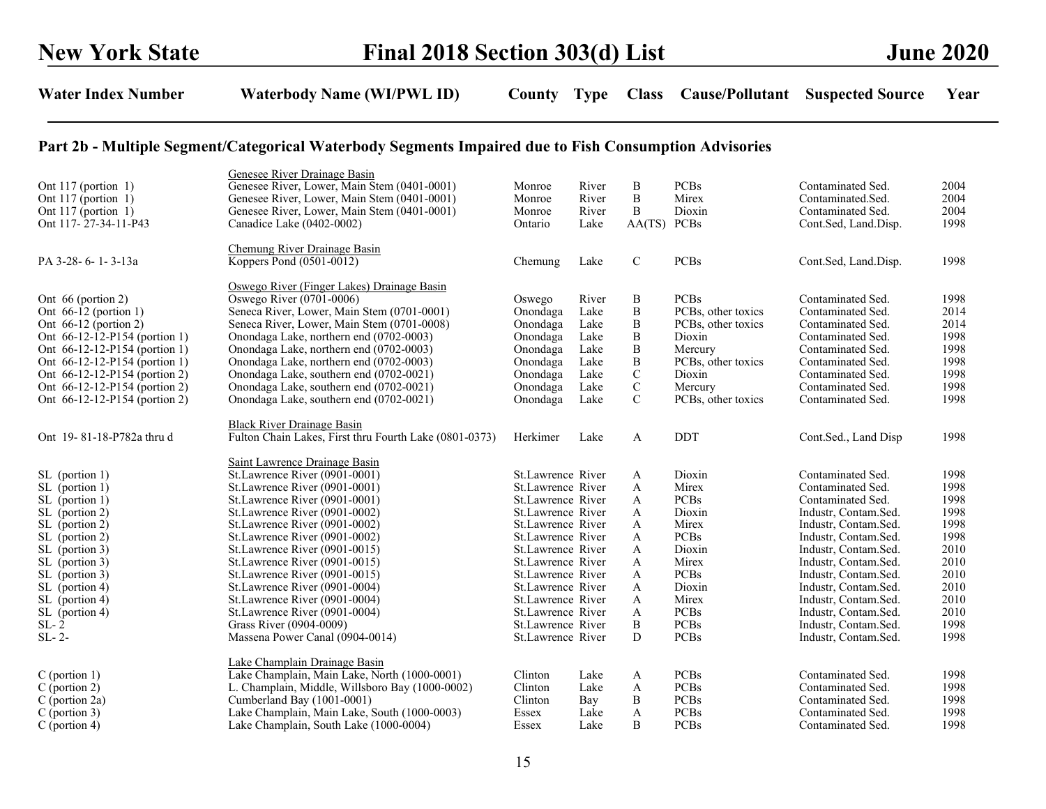# New York State — Final 2018 Section 303(d) List — June 2020

## Part 2b - Multiple Segment/Categorical Waterbody Segments Impaired due to Fish Consumption Advisories

| Water Index Number | Waterbody Name (WI/PWL ID) | County | Type | Class | Cause/Pollutant | Suspected Source | Year |
|---|---|---|---|---|---|---|---|
| | Genesee River Drainage Basin | | | | | | |
| Ont 117 (portion 1) | Genesee River, Lower, Main Stem (0401-0001) | Monroe | River | B | PCBs | Contaminated Sed. | 2004 |
| Ont 117 (portion 1) | Genesee River, Lower, Main Stem (0401-0001) | Monroe | River | B | Mirex | Contaminated.Sed. | 2004 |
| Ont 117 (portion 1) | Genesee River, Lower, Main Stem (0401-0001) | Monroe | River | B | Dioxin | Contaminated Sed. | 2004 |
| Ont 117- 27-34-11-P43 | Canadice Lake (0402-0002) | Ontario | Lake | AA(TS) | PCBs | Cont.Sed, Land.Disp. | 1998 |
| | Chemung River Drainage Basin | | | | | | |
| PA 3-28- 6- 1- 3-13a | Koppers Pond (0501-0012) | Chemung | Lake | C | PCBs | Cont.Sed, Land.Disp. | 1998 |
| | Oswego River (Finger Lakes) Drainage Basin | | | | | | |
| Ont 66 (portion 2) | Oswego River (0701-0006) | Oswego | River | B | PCBs | Contaminated Sed. | 1998 |
| Ont 66-12 (portion 1) | Seneca River, Lower, Main Stem (0701-0001) | Onondaga | Lake | B | PCBs, other toxics | Contaminated Sed. | 2014 |
| Ont 66-12 (portion 2) | Seneca River, Lower, Main Stem (0701-0008) | Onondaga | Lake | B | PCBs, other toxics | Contaminated Sed. | 2014 |
| Ont 66-12-12-P154 (portion 1) | Onondaga Lake, northern end (0702-0003) | Onondaga | Lake | B | Dioxin | Contaminated Sed. | 1998 |
| Ont 66-12-12-P154 (portion 1) | Onondaga Lake, northern end (0702-0003) | Onondaga | Lake | B | Mercury | Contaminated Sed. | 1998 |
| Ont 66-12-12-P154 (portion 1) | Onondaga Lake, northern end (0702-0003) | Onondaga | Lake | B | PCBs, other toxics | Contaminated Sed. | 1998 |
| Ont 66-12-12-P154 (portion 2) | Onondaga Lake, southern end (0702-0021) | Onondaga | Lake | C | Dioxin | Contaminated Sed. | 1998 |
| Ont 66-12-12-P154 (portion 2) | Onondaga Lake, southern end (0702-0021) | Onondaga | Lake | C | Mercury | Contaminated Sed. | 1998 |
| Ont 66-12-12-P154 (portion 2) | Onondaga Lake, southern end (0702-0021) | Onondaga | Lake | C | PCBs, other toxics | Contaminated Sed. | 1998 |
| | Black River Drainage Basin | | | | | | |
| Ont 19- 81-18-P782a thru d | Fulton Chain Lakes, First thru Fourth Lake (0801-0373) | Herkimer | Lake | A | DDT | Cont.Sed., Land Disp | 1998 |
| | Saint Lawrence Drainage Basin | | | | | | |
| SL (portion 1) | St.Lawrence River (0901-0001) | St.Lawrence | River | A | Dioxin | Contaminated Sed. | 1998 |
| SL (portion 1) | St.Lawrence River (0901-0001) | St.Lawrence | River | A | Mirex | Contaminated Sed. | 1998 |
| SL (portion 1) | St.Lawrence River (0901-0001) | St.Lawrence | River | A | PCBs | Contaminated Sed. | 1998 |
| SL (portion 2) | St.Lawrence River (0901-0002) | St.Lawrence | River | A | Dioxin | Industr, Contam.Sed. | 1998 |
| SL (portion 2) | St.Lawrence River (0901-0002) | St.Lawrence | River | A | Mirex | Industr, Contam.Sed. | 1998 |
| SL (portion 2) | St.Lawrence River (0901-0002) | St.Lawrence | River | A | PCBs | Industr, Contam.Sed. | 1998 |
| SL (portion 3) | St.Lawrence River (0901-0015) | St.Lawrence | River | A | Dioxin | Industr, Contam.Sed. | 2010 |
| SL (portion 3) | St.Lawrence River (0901-0015) | St.Lawrence | River | A | Mirex | Industr, Contam.Sed. | 2010 |
| SL (portion 3) | St.Lawrence River (0901-0015) | St.Lawrence | River | A | PCBs | Industr, Contam.Sed. | 2010 |
| SL (portion 4) | St.Lawrence River (0901-0004) | St.Lawrence | River | A | Dioxin | Industr, Contam.Sed. | 2010 |
| SL (portion 4) | St.Lawrence River (0901-0004) | St.Lawrence | River | A | Mirex | Industr, Contam.Sed. | 2010 |
| SL (portion 4) | St.Lawrence River (0901-0004) | St.Lawrence | River | A | PCBs | Industr, Contam.Sed. | 2010 |
| SL- 2 | Grass River (0904-0009) | St.Lawrence | River | B | PCBs | Industr, Contam.Sed. | 1998 |
| SL- 2- | Massena Power Canal (0904-0014) | St.Lawrence | River | D | PCBs | Industr, Contam.Sed. | 1998 |
| | Lake Champlain Drainage Basin | | | | | | |
| C (portion 1) | Lake Champlain, Main Lake, North (1000-0001) | Clinton | Lake | A | PCBs | Contaminated Sed. | 1998 |
| C (portion 2) | L. Champlain, Middle, Willsboro Bay (1000-0002) | Clinton | Lake | A | PCBs | Contaminated Sed. | 1998 |
| C (portion 2a) | Cumberland Bay (1001-0001) | Clinton | Bay | B | PCBs | Contaminated Sed. | 1998 |
| C (portion 3) | Lake Champlain, Main Lake, South (1000-0003) | Essex | Lake | A | PCBs | Contaminated Sed. | 1998 |
| C (portion 4) | Lake Champlain, South Lake (1000-0004) | Essex | Lake | B | PCBs | Contaminated Sed. | 1998 |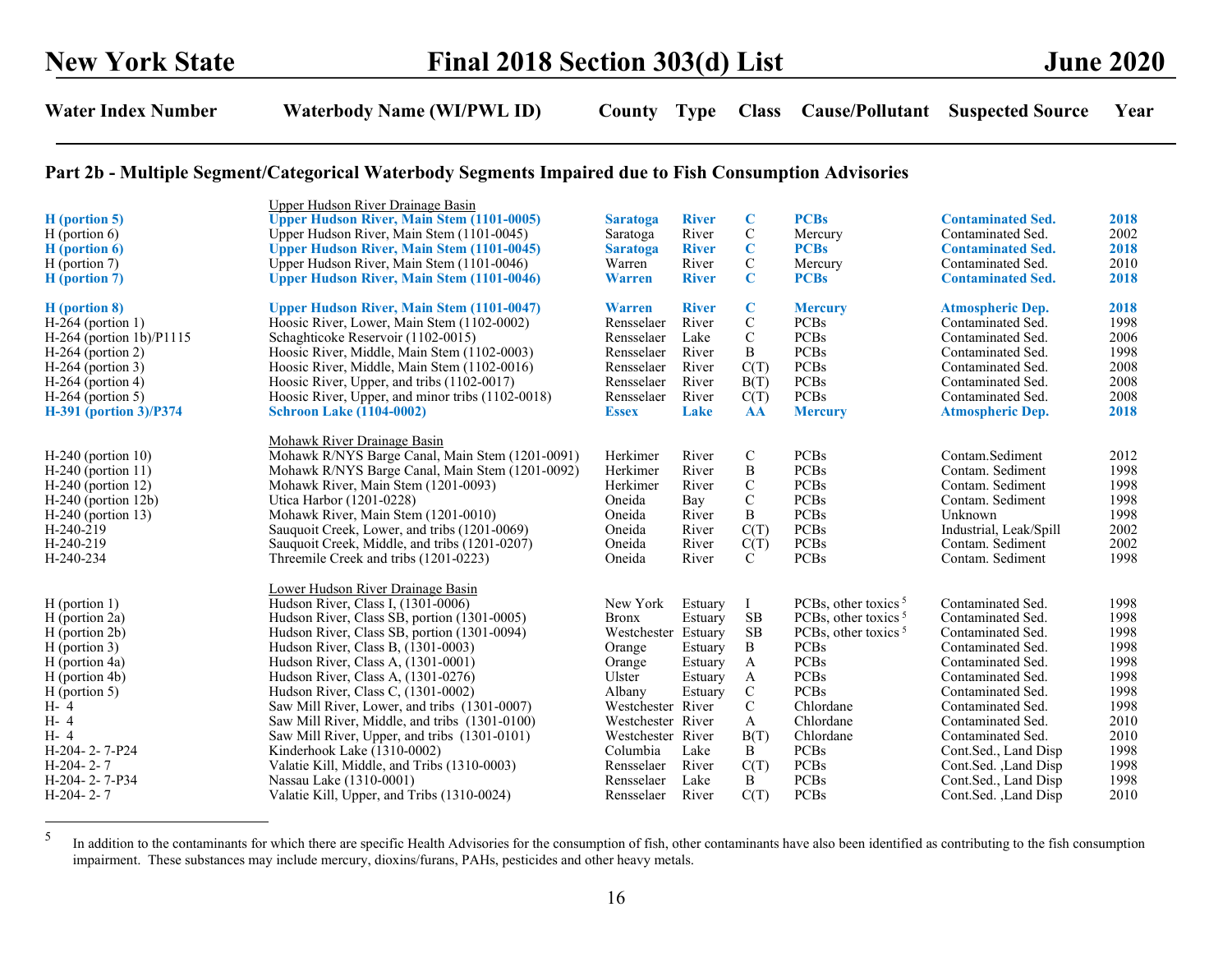## Part 2b - Multiple Segment/Categorical Waterbody Segments Impaired due to Fish Consumption Advisories

| Water Index Number | Waterbody Name (WI/PWL ID) | County | Type | Class | Cause/Pollutant | Suspected Source | Year |
|---|---|---|---|---|---|---|---|
| | Upper Hudson River Drainage Basin | | | | | | |
| **H (portion 5)** | **Upper Hudson River, Main Stem (1101-0005)** | **Saratoga** | **River** | **C** | **PCBs** | **Contaminated Sed.** | **2018** |
| H (portion 6) | Upper Hudson River, Main Stem (1101-0045) | Saratoga | River | C | Mercury | Contaminated Sed. | 2002 |
| **H (portion 6)** | **Upper Hudson River, Main Stem (1101-0045)** | **Saratoga** | **River** | **C** | **PCBs** | **Contaminated Sed.** | **2018** |
| H (portion 7) | Upper Hudson River, Main Stem (1101-0046) | Warren | River | C | Mercury | Contaminated Sed. | 2010 |
| **H (portion 7)** | **Upper Hudson River, Main Stem (1101-0046)** | **Warren** | **River** | **C** | **PCBs** | **Contaminated Sed.** | **2018** |
| **H (portion 8)** | **Upper Hudson River, Main Stem (1101-0047)** | **Warren** | **River** | **C** | **Mercury** | **Atmospheric Dep.** | **2018** |
| H-264 (portion 1) | Hoosic River, Lower, Main Stem (1102-0002) | Rensselaer | River | C | PCBs | Contaminated Sed. | 1998 |
| H-264 (portion 1b)/P1115 | Schaghticoke Reservoir (1102-0015) | Rensselaer | Lake | C | PCBs | Contaminated Sed. | 2006 |
| H-264 (portion 2) | Hoosic River, Middle, Main Stem (1102-0003) | Rensselaer | River | B | PCBs | Contaminated Sed. | 1998 |
| H-264 (portion 3) | Hoosic River, Middle, Main Stem (1102-0016) | Rensselaer | River | C(T) | PCBs | Contaminated Sed. | 2008 |
| H-264 (portion 4) | Hoosic River, Upper, and tribs (1102-0017) | Rensselaer | River | B(T) | PCBs | Contaminated Sed. | 2008 |
| H-264 (portion 5) | Hoosic River, Upper, and minor tribs (1102-0018) | Rensselaer | River | C(T) | PCBs | Contaminated Sed. | 2008 |
| **H-391 (portion 3)/P374** | **Schroon Lake (1104-0002)** | **Essex** | **Lake** | **AA** | **Mercury** | **Atmospheric Dep.** | **2018** |
| | Mohawk River Drainage Basin | | | | | | |
| H-240 (portion 10) | Mohawk R/NYS Barge Canal, Main Stem (1201-0091) | Herkimer | River | C | PCBs | Contam.Sediment | 2012 |
| H-240 (portion 11) | Mohawk R/NYS Barge Canal, Main Stem (1201-0092) | Herkimer | River | B | PCBs | Contam. Sediment | 1998 |
| H-240 (portion 12) | Mohawk River, Main Stem (1201-0093) | Herkimer | River | C | PCBs | Contam. Sediment | 1998 |
| H-240 (portion 12b) | Utica Harbor (1201-0228) | Oneida | Bay | C | PCBs | Contam. Sediment | 1998 |
| H-240 (portion 13) | Mohawk River, Main Stem (1201-0010) | Oneida | River | B | PCBs | Unknown | 1998 |
| H-240-219 | Sauquoit Creek, Lower, and tribs (1201-0069) | Oneida | River | C(T) | PCBs | Industrial, Leak/Spill | 2002 |
| H-240-219 | Sauquoit Creek, Middle, and tribs (1201-0207) | Oneida | River | C(T) | PCBs | Contam. Sediment | 2002 |
| H-240-234 | Threemile Creek and tribs (1201-0223) | Oneida | River | C | PCBs | Contam. Sediment | 1998 |
| | Lower Hudson River Drainage Basin | | | | | | |
| H (portion 1) | Hudson River, Class I, (1301-0006) | New York | Estuary | I | PCBs, other toxics [5] | Contaminated Sed. | 1998 |
| H (portion 2a) | Hudson River, Class SB, portion (1301-0005) | Bronx | Estuary | SB | PCBs, other toxics [5] | Contaminated Sed. | 1998 |
| H (portion 2b) | Hudson River, Class SB, portion (1301-0094) | Westchester | Estuary | SB | PCBs, other toxics [5] | Contaminated Sed. | 1998 |
| H (portion 3) | Hudson River, Class B, (1301-0003) | Orange | Estuary | B | PCBs | Contaminated Sed. | 1998 |
| H (portion 4a) | Hudson River, Class A, (1301-0001) | Orange | Estuary | A | PCBs | Contaminated Sed. | 1998 |
| H (portion 4b) | Hudson River, Class A, (1301-0276) | Ulster | Estuary | A | PCBs | Contaminated Sed. | 1998 |
| H (portion 5) | Hudson River, Class C, (1301-0002) | Albany | Estuary | C | PCBs | Contaminated Sed. | 1998 |
| H- 4 | Saw Mill River, Lower, and tribs (1301-0007) | Westchester | River | C | Chlordane | Contaminated Sed. | 1998 |
| H- 4 | Saw Mill River, Middle, and tribs (1301-0100) | Westchester | River | A | Chlordane | Contaminated Sed. | 2010 |
| H- 4 | Saw Mill River, Upper, and tribs (1301-0101) | Westchester | River | B(T) | Chlordane | Contaminated Sed. | 2010 |
| H-204- 2- 7-P24 | Kinderhook Lake (1310-0002) | Columbia | Lake | B | PCBs | Cont.Sed., Land Disp | 1998 |
| H-204- 2- 7 | Valatie Kill, Middle, and Tribs (1310-0003) | Rensselaer | River | C(T) | PCBs | Cont.Sed. ,Land Disp | 1998 |
| H-204- 2- 7-P34 | Nassau Lake (1310-0001) | Rensselaer | Lake | B | PCBs | Cont.Sed., Land Disp | 1998 |
| H-204- 2- 7 | Valatie Kill, Upper, and Tribs (1310-0024) | Rensselaer | River | C(T) | PCBs | Cont.Sed. ,Land Disp | 2010 |

[5] In addition to the contaminants for which there are specific Health Advisories for the consumption of fish, other contaminants have also been identified as contributing to the fish consumption impairment. These substances may include mercury, dioxins/furans, PAHs, pesticides and other heavy metals.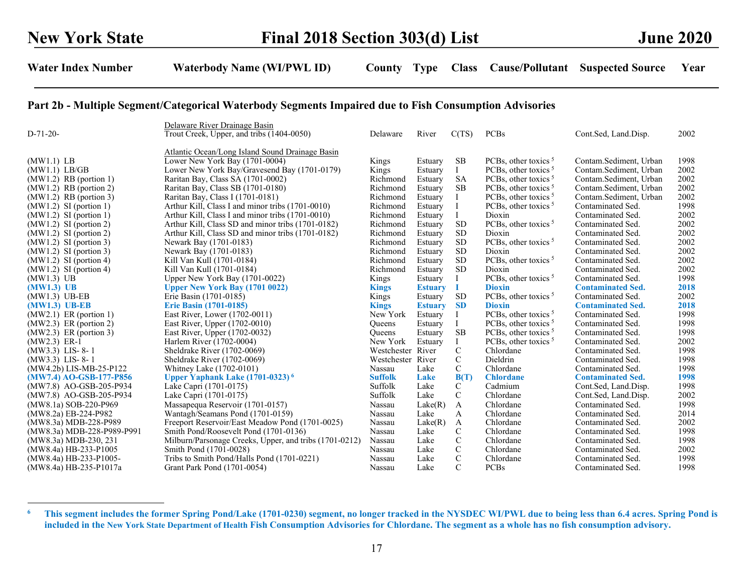## Part 2b - Multiple Segment/Categorical Waterbody Segments Impaired due to Fish Consumption Advisories

| Water Index Number | Waterbody Name (WI/PWL ID) | County | Type | Class | Cause/Pollutant | Suspected Source | Year |
|---|---|---|---|---|---|---|---|
| | Delaware River Drainage Basin | | | | | | |
| D-71-20- | Trout Creek, Upper, and tribs (1404-0050) | Delaware | River | C(TS) | PCBs | Cont.Sed, Land.Disp. | 2002 |
| | Atlantic Ocean/Long Island Sound Drainage Basin | | | | | | |
| (MW1.1) LB | Lower New York Bay (1701-0004) | Kings | Estuary | SB | PCBs, other toxics [5] | Contam.Sediment, Urban | 1998 |
| (MW1.1) LB/GB | Lower New York Bay/Gravesend Bay (1701-0179) | Kings | Estuary | I | PCBs, other toxics [5] | Contam.Sediment, Urban | 2002 |
| (MW1.2) RB (portion 1) | Raritan Bay, Class SA (1701-0002) | Richmond | Estuary | SA | PCBs, other toxics [5] | Contam.Sediment, Urban | 2002 |
| (MW1.2) RB (portion 2) | Raritan Bay, Class SB (1701-0180) | Richmond | Estuary | SB | PCBs, other toxics [5] | Contam.Sediment, Urban | 2002 |
| (MW1.2) RB (portion 3) | Raritan Bay, Class I (1701-0181) | Richmond | Estuary | I | PCBs, other toxics [5] | Contam.Sediment, Urban | 2002 |
| (MW1.2) SI (portion 1) | Arthur Kill, Class I and minor tribs (1701-0010) | Richmond | Estuary | I | PCBs, other toxics [5] | Contaminated Sed. | 1998 |
| (MW1.2) SI (portion 1) | Arthur Kill, Class I and minor tribs (1701-0010) | Richmond | Estuary | I | Dioxin | Contaminated Sed. | 2002 |
| (MW1.2) SI (portion 2) | Arthur Kill, Class SD and minor tribs (1701-0182) | Richmond | Estuary | SD | PCBs, other toxics [5] | Contaminated Sed. | 2002 |
| (MW1.2) SI (portion 2) | Arthur Kill, Class SD and minor tribs (1701-0182) | Richmond | Estuary | SD | Dioxin | Contaminated Sed. | 2002 |
| (MW1.2) SI (portion 3) | Newark Bay (1701-0183) | Richmond | Estuary | SD | PCBs, other toxics [5] | Contaminated Sed. | 2002 |
| (MW1.2) SI (portion 3) | Newark Bay (1701-0183) | Richmond | Estuary | SD | Dioxin | Contaminated Sed. | 2002 |
| (MW1.2) SI (portion 4) | Kill Van Kull (1701-0184) | Richmond | Estuary | SD | PCBs, other toxics [5] | Contaminated Sed. | 2002 |
| (MW1.2) SI (portion 4) | Kill Van Kull (1701-0184) | Richmond | Estuary | SD | Dioxin | Contaminated Sed. | 2002 |
| (MW1.3) UB | Upper New York Bay (1701-0022) | Kings | Estuary | I | PCBs, other toxics [5] | Contaminated Sed. | 1998 |
| **(MW1.3) UB** | **Upper New York Bay (1701 0022)** | **Kings** | **Estuary** | **I** | **Dioxin** | **Contaminated Sed.** | **2018** |
| (MW1.3) UB-EB | Erie Basin (1701-0185) | Kings | Estuary | SD | PCBs, other toxics [5] | Contaminated Sed. | 2002 |
| **(MW1.3) UB-EB** | **Erie Basin (1701-0185)** | **Kings** | **Estuary** | **SD** | **Dioxin** | **Contaminated Sed.** | **2018** |
| (MW2.1) ER (portion 1) | East River, Lower (1702-0011) | New York | Estuary | I | PCBs, other toxics [5] | Contaminated Sed. | 1998 |
| (MW2.3) ER (portion 2) | East River, Upper (1702-0010) | Queens | Estuary | I | PCBs, other toxics [5] | Contaminated Sed. | 1998 |
| (MW2.3) ER (portion 3) | East River, Upper (1702-0032) | Queens | Estuary | SB | PCBs, other toxics [5] | Contaminated Sed. | 1998 |
| (MW2.3) ER-1 | Harlem River (1702-0004) | New York | Estuary | I | PCBs, other toxics [5] | Contaminated Sed. | 2002 |
| (MW3.3) LIS- 8- 1 | Sheldrake River (1702-0069) | Westchester | River | C | Chlordane | Contaminated Sed. | 1998 |
| (MW3.3) LIS- 8- 1 | Sheldrake River (1702-0069) | Westchester | River | C | Dieldrin | Contaminated Sed. | 1998 |
| (MW4.2b) LIS-MB-25-P122 | Whitney Lake (1702-0101) | Nassau | Lake | C | Chlordane | Contaminated Sed. | 1998 |
| **(MW7.4) AO-GSB-177-P856** | **Upper Yaphank Lake (1701-0323) [6]** | **Suffolk** | **Lake** | **B(T)** | **Chlordane** | **Contaminated Sed.** | **1998** |
| (MW7.8) AO-GSB-205-P934 | Lake Capri (1701-0175) | Suffolk | Lake | C | Cadmium | Cont.Sed, Land.Disp. | 1998 |
| (MW7.8) AO-GSB-205-P934 | Lake Capri (1701-0175) | Suffolk | Lake | C | Chlordane | Cont.Sed, Land.Disp. | 2002 |
| (MW8.1a) SOB-220-P969 | Massapequa Reservoir (1701-0157) | Nassau | Lake(R) | A | Chlordane | Contaminated Sed. | 1998 |
| (MW8.2a) EB-224-P982 | Wantagh/Seamans Pond (1701-0159) | Nassau | Lake | A | Chlordane | Contaminated Sed. | 2014 |
| (MW8.3a) MDB-228-P989 | Freeport Reservoir/East Meadow Pond (1701-0025) | Nassau | Lake(R) | A | Chlordane | Contaminated Sed. | 2002 |
| (MW8.3a) MDB-228-P989-P991 | Smith Pond/Roosevelt Pond (1701-0136) | Nassau | Lake | C | Chlordane | Contaminated Sed. | 1998 |
| (MW8.3a) MDB-230, 231 | Milburn/Parsonage Creeks, Upper, and tribs (1701-0212) | Nassau | Lake | C | Chlordane | Contaminated Sed. | 1998 |
| (MW8.4a) HB-233-P1005 | Smith Pond (1701-0028) | Nassau | Lake | C | Chlordane | Contaminated Sed. | 2002 |
| (MW8.4a) HB-233-P1005- | Tribs to Smith Pond/Halls Pond (1701-0221) | Nassau | Lake | C | Chlordane | Contaminated Sed. | 1998 |
| (MW8.4a) HB-235-P1017a | Grant Park Pond (1701-0054) | Nassau | Lake | C | PCBs | Contaminated Sed. | 1998 |

[6] **This segment includes the former Spring Pond/Lake (1701-0230) segment, no longer tracked in the NYSDEC WI/PWL due to being less than 6.4 acres. Spring Pond is included in the New York State Department of Health Fish Consumption Advisories for Chlordane. The segment as a whole has no fish consumption advisory.**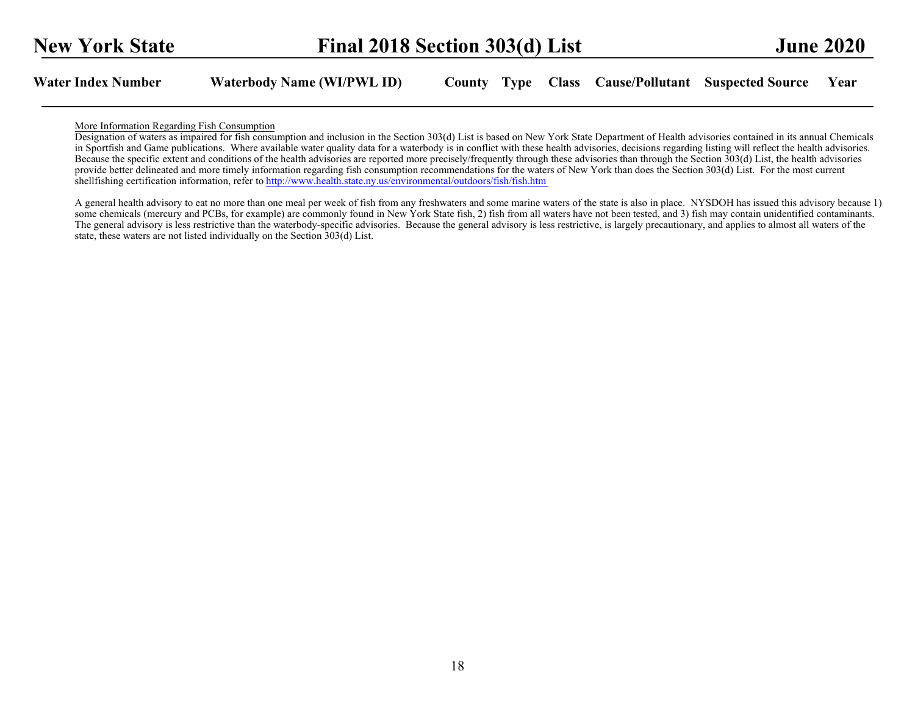More Information Regarding Fish Consumption

Designation of waters as impaired for fish consumption and inclusion in the Section 303(d) List is based on New York State Department of Health advisories contained in its annual Chemicals in Sportfish and Game publications. Where available water quality data for a waterbody is in conflict with these health advisories, decisions regarding listing will reflect the health advisories. Because the specific extent and conditions of the health advisories are reported more precisely/frequently through these advisories than through the Section 303(d) List, the health advisories provide better delineated and more timely information regarding fish consumption recommendations for the waters of New York than does the Section 303(d) List. For the most current shellfishing certification information, refer to http://www.health.state.ny.us/environmental/outdoors/fish/fish.htm

A general health advisory to eat no more than one meal per week of fish from any freshwaters and some marine waters of the state is also in place. NYSDOH has issued this advisory because 1) some chemicals (mercury and PCBs, for example) are commonly found in New York State fish, 2) fish from all waters have not been tested, and 3) fish may contain unidentified contaminants. The general advisory is less restrictive than the waterbody-specific advisories. Because the general advisory is less restrictive, is largely precautionary, and applies to almost all waters of the state, these waters are not listed individually on the Section 303(d) List.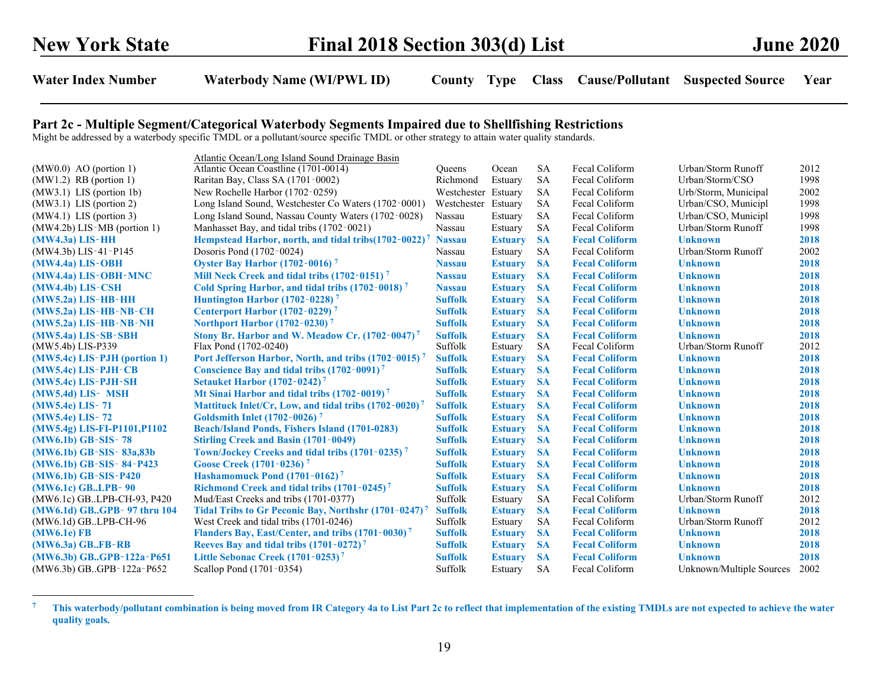# New York State — Final 2018 Section 303(d) List — June 2020

## Part 2c - Multiple Segment/Categorical Waterbody Segments Impaired due to Shellfishing Restrictions

Might be addressed by a waterbody specific TMDL or a pollutant/source specific TMDL or other strategy to attain water quality standards.

| Water Index Number | Waterbody Name (WI/PWL ID) | County | Type | Class | Cause/Pollutant | Suspected Source | Year |
|---|---|---|---|---|---|---|---|
| | Atlantic Ocean/Long Island Sound Drainage Basin | | | | | | |
| (MW0.0) AO (portion 1) | Atlantic Ocean Coastline (1701-0014) | Queens | Ocean | SA | Fecal Coliform | Urban/Storm Runoff | 2012 |
| (MW1.2) RB (portion 1) | Raritan Bay, Class SA (1701-0002) | Richmond | Estuary | SA | Fecal Coliform | Urban/Storm/CSO | 1998 |
| (MW3.1) LIS (portion 1b) | New Rochelle Harbor (1702-0259) | Westchester | Estuary | SA | Fecal Coliform | Urb/Storm, Municipal | 2002 |
| (MW3.1) LIS (portion 2) | Long Island Sound, Westchester Co Waters (1702-0001) | Westchester | Estuary | SA | Fecal Coliform | Urban/CSO, Municipl | 1998 |
| (MW4.1) LIS (portion 3) | Long Island Sound, Nassau County Waters (1702-0028) | Nassau | Estuary | SA | Fecal Coliform | Urban/CSO, Municipl | 1998 |
| (MW4.2b) LIS-MB (portion 1) | Manhasset Bay, and tidal tribs (1702-0021) | Nassau | Estuary | SA | Fecal Coliform | Urban/Storm Runoff | 1998 |
| **(MW4.3a) LIS-HH** | **Hempstead Harbor, north, and tidal tribs(1702-0022)[7]** | **Nassau** | **Estuary** | **SA** | **Fecal Coliform** | **Unknown** | **2018** |
| (MW4.3b) LIS-41-P145 | Dosoris Pond (1702-0024) | Nassau | Estuary | SA | Fecal Coliform | Urban/Storm Runoff | 2002 |
| **(MW4.4a) LIS-OBH** | **Oyster Bay Harbor (1702-0016)[7]** | **Nassau** | **Estuary** | **SA** | **Fecal Coliform** | **Unknown** | **2018** |
| **(MW4.4a) LIS-OBH-MNC** | **Mill Neck Creek and tidal tribs (1702-0151)[7]** | **Nassau** | **Estuary** | **SA** | **Fecal Coliform** | **Unknown** | **2018** |
| **(MW4.4b) LIS-CSH** | **Cold Spring Harbor, and tidal tribs (1702-0018)[7]** | **Nassau** | **Estuary** | **SA** | **Fecal Coliform** | **Unknown** | **2018** |
| **(MW5.2a) LIS-HB-HH** | **Huntington Harbor (1702-0228)[7]** | **Suffolk** | **Estuary** | **SA** | **Fecal Coliform** | **Unknown** | **2018** |
| **(MW5.2a) LIS-HB-NB-CH** | **Centerport Harbor (1702-0229)[7]** | **Suffolk** | **Estuary** | **SA** | **Fecal Coliform** | **Unknown** | **2018** |
| **(MW5.2a) LIS-HB-NB-NH** | **Northport Harbor (1702-0230)[7]** | **Suffolk** | **Estuary** | **SA** | **Fecal Coliform** | **Unknown** | **2018** |
| **(MW5.4a) LIS-SB-SBH** | **Stony Br. Harbor and W. Meadow Cr. (1702-0047)[7]** | **Suffolk** | **Estuary** | **SA** | **Fecal Coliform** | **Unknown** | **2018** |
| (MW5.4b) LIS-P339 | Flax Pond (1702-0240) | Suffolk | Estuary | SA | Fecal Coliform | Urban/Storm Runoff | 2012 |
| **(MW5.4c) LIS-PJH (portion 1)** | **Port Jefferson Harbor, North, and tribs (1702-0015)[7]** | **Suffolk** | **Estuary** | **SA** | **Fecal Coliform** | **Unknown** | **2018** |
| **(MW5.4c) LIS-PJH-CB** | **Conscience Bay and tidal tribs (1702-0091)[7]** | **Suffolk** | **Estuary** | **SA** | **Fecal Coliform** | **Unknown** | **2018** |
| **(MW5.4c) LIS-PJH-SH** | **Setauket Harbor (1702-0242)[7]** | **Suffolk** | **Estuary** | **SA** | **Fecal Coliform** | **Unknown** | **2018** |
| **(MW5.4d) LIS- MSH** | **Mt Sinai Harbor and tidal tribs (1702-0019)[7]** | **Suffolk** | **Estuary** | **SA** | **Fecal Coliform** | **Unknown** | **2018** |
| **(MW5.4e) LIS- 71** | **Mattituck Inlet/Cr, Low, and tidal tribs (1702-0020)[7]** | **Suffolk** | **Estuary** | **SA** | **Fecal Coliform** | **Unknown** | **2018** |
| **(MW5.4e) LIS- 72** | **Goldsmith Inlet (1702-0026)[7]** | **Suffolk** | **Estuary** | **SA** | **Fecal Coliform** | **Unknown** | **2018** |
| **(MW5.4g) LIS-FI-P1101,P1102** | **Beach/Island Ponds, Fishers Island (1701-0283)** | **Suffolk** | **Estuary** | **SA** | **Fecal Coliform** | **Unknown** | **2018** |
| **(MW6.1b) GB-SIS- 78** | **Stirling Creek and Basin (1701-0049)** | **Suffolk** | **Estuary** | **SA** | **Fecal Coliform** | **Unknown** | **2018** |
| **(MW6.1b) GB-SIS- 83a,83b** | **Town/Jockey Creeks and tidal tribs (1701-0235)[7]** | **Suffolk** | **Estuary** | **SA** | **Fecal Coliform** | **Unknown** | **2018** |
| **(MW6.1b) GB-SIS- 84-P423** | **Goose Creek (1701-0236)[7]** | **Suffolk** | **Estuary** | **SA** | **Fecal Coliform** | **Unknown** | **2018** |
| **(MW6.1b) GB-SIS-P420** | **Hashamomuck Pond (1701-0162)[7]** | **Suffolk** | **Estuary** | **SA** | **Fecal Coliform** | **Unknown** | **2018** |
| **(MW6.1c) GB..LPB- 90** | **Richmond Creek and tidal tribs (1701-0245)[7]** | **Suffolk** | **Estuary** | **SA** | **Fecal Coliform** | **Unknown** | **2018** |
| (MW6.1c) GB..LPB-CH-93, P420 | Mud/East Creeks and tribs (1701-0377) | Suffolk | Estuary | SA | Fecal Coliform | Urban/Storm Runoff | 2012 |
| **(MW6.1d) GB..GPB- 97 thru 104** | **Tidal Tribs to Gr Peconic Bay, Northshr (1701-0247)[7]** | **Suffolk** | **Estuary** | **SA** | **Fecal Coliform** | **Unknown** | **2018** |
| (MW6.1d) GB..LPB-CH-96 | West Creek and tidal tribs (1701-0246) | Suffolk | Estuary | SA | Fecal Coliform | Urban/Storm Runoff | 2012 |
| **(MW6.1e) FB** | **Flanders Bay, East/Center, and tribs (1701-0030)[7]** | **Suffolk** | **Estuary** | **SA** | **Fecal Coliform** | **Unknown** | **2018** |
| **(MW6.3a) GB..FB-RB** | **Reeves Bay and tidal tribs (1701-0272)[7]** | **Suffolk** | **Estuary** | **SA** | **Fecal Coliform** | **Unknown** | **2018** |
| **(MW6.3b) GB..GPB-122a-P651** | **Little Sebonac Creek (1701-0253)[7]** | **Suffolk** | **Estuary** | **SA** | **Fecal Coliform** | **Unknown** | **2018** |
| (MW6.3b) GB..GPB-122a-P652 | Scallop Pond (1701-0354) | Suffolk | Estuary | SA | Fecal Coliform | Unknown/Multiple Sources | 2002 |

[7] **This waterbody/pollutant combination is being moved from IR Category 4a to List Part 2c to reflect that implementation of the existing TMDLs are not expected to achieve the water quality goals.**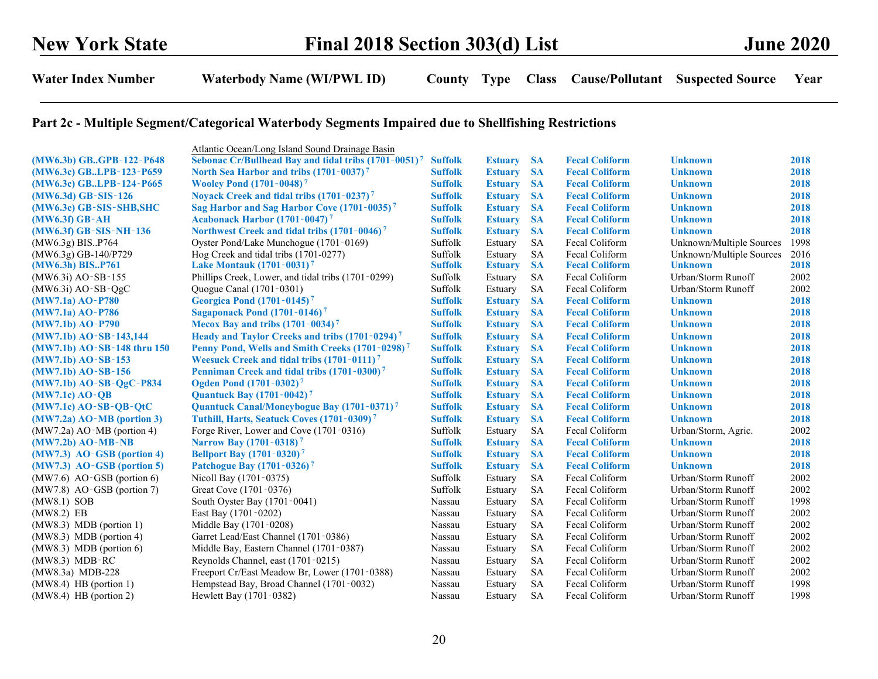# New York State Final 2018 Section 303(d) List June 2020

## Part 2c - Multiple Segment/Categorical Waterbody Segments Impaired due to Shellfishing Restrictions

| Water Index Number | Waterbody Name (WI/PWL ID) | County | Type | Class | Cause/Pollutant | Suspected Source | Year |
|---|---|---|---|---|---|---|---|
| | Atlantic Ocean/Long Island Sound Drainage Basin | | | | | | |
| **(MW6.3b) GB..GPB-122-P648** | **Sebonac Cr/Bullhead Bay and tidal tribs (1701-0051)[7]** | **Suffolk** | **Estuary** | **SA** | **Fecal Coliform** | **Unknown** | **2018** |
| **(MW6.3c) GB..LPB-123-P659** | **North Sea Harbor and tribs (1701-0037)[7]** | **Suffolk** | **Estuary** | **SA** | **Fecal Coliform** | **Unknown** | **2018** |
| **(MW6.3c) GB..LPB-124-P665** | **Wooley Pond (1701-0048)[7]** | **Suffolk** | **Estuary** | **SA** | **Fecal Coliform** | **Unknown** | **2018** |
| **(MW6.3d) GB-SIS-126** | **Noyack Creek and tidal tribs (1701-0237)[7]** | **Suffolk** | **Estuary** | **SA** | **Fecal Coliform** | **Unknown** | **2018** |
| **(MW6.3e) GB-SIS-SHB,SHC** | **Sag Harbor and Sag Harbor Cove (1701-0035)[7]** | **Suffolk** | **Estuary** | **SA** | **Fecal Coliform** | **Unknown** | **2018** |
| **(MW6.3f) GB-AH** | **Acabonack Harbor (1701-0047)[7]** | **Suffolk** | **Estuary** | **SA** | **Fecal Coliform** | **Unknown** | **2018** |
| **(MW6.3f) GB-SIS-NH-136** | **Northwest Creek and tidal tribs (1701-0046)[7]** | **Suffolk** | **Estuary** | **SA** | **Fecal Coliform** | **Unknown** | **2018** |
| (MW6.3g) BIS..P764 | Oyster Pond/Lake Munchogue (1701-0169) | Suffolk | Estuary | SA | Fecal Coliform | Unknown/Multiple Sources | 1998 |
| (MW6.3g) GB-140/P729 | Hog Creek and tidal tribs (1701-0277) | Suffolk | Estuary | SA | Fecal Coliform | Unknown/Multiple Sources | 2016 |
| **(MW6.3h) BIS..P761** | **Lake Montauk (1701-0031)[7]** | **Suffolk** | **Estuary** | **SA** | **Fecal Coliform** | **Unknown** | **2018** |
| (MW6.3i) AO-SB-155 | Phillips Creek, Lower, and tidal tribs (1701-0299) | Suffolk | Estuary | SA | Fecal Coliform | Urban/Storm Runoff | 2002 |
| (MW6.3i) AO-SB-QgC | Quogue Canal (1701-0301) | Suffolk | Estuary | SA | Fecal Coliform | Urban/Storm Runoff | 2002 |
| **(MW7.1a) AO-P780** | **Georgica Pond (1701-0145)[7]** | **Suffolk** | **Estuary** | **SA** | **Fecal Coliform** | **Unknown** | **2018** |
| **(MW7.1a) AO-P786** | **Sagaponack Pond (1701-0146)[7]** | **Suffolk** | **Estuary** | **SA** | **Fecal Coliform** | **Unknown** | **2018** |
| **(MW7.1b) AO-P790** | **Mecox Bay and tribs (1701-0034)[7]** | **Suffolk** | **Estuary** | **SA** | **Fecal Coliform** | **Unknown** | **2018** |
| **(MW7.1b) AO-SB-143,144** | **Heady and Taylor Creeks and tribs (1701-0294)[7]** | **Suffolk** | **Estuary** | **SA** | **Fecal Coliform** | **Unknown** | **2018** |
| **(MW7.1b) AO-SB-148 thru 150** | **Penny Pond, Wells and Smith Creeks (1701-0298)[7]** | **Suffolk** | **Estuary** | **SA** | **Fecal Coliform** | **Unknown** | **2018** |
| **(MW7.1b) AO-SB-153** | **Weesuck Creek and tidal tribs (1701-0111)[7]** | **Suffolk** | **Estuary** | **SA** | **Fecal Coliform** | **Unknown** | **2018** |
| **(MW7.1b) AO-SB-156** | **Penniman Creek and tidal tribs (1701-0300)[7]** | **Suffolk** | **Estuary** | **SA** | **Fecal Coliform** | **Unknown** | **2018** |
| **(MW7.1b) AO-SB-QgC-P834** | **Ogden Pond (1701-0302)[7]** | **Suffolk** | **Estuary** | **SA** | **Fecal Coliform** | **Unknown** | **2018** |
| **(MW7.1c) AO-QB** | **Quantuck Bay (1701-0042)[7]** | **Suffolk** | **Estuary** | **SA** | **Fecal Coliform** | **Unknown** | **2018** |
| **(MW7.1c) AO-SB-QB-QtC** | **Quantuck Canal/Moneybogue Bay (1701-0371)[7]** | **Suffolk** | **Estuary** | **SA** | **Fecal Coliform** | **Unknown** | **2018** |
| **(MW7.2a) AO-MB (portion 3)** | **Tuthill, Harts, Seatuck Coves (1701-0309)[7]** | **Suffolk** | **Estuary** | **SA** | **Fecal Coliform** | **Unknown** | **2018** |
| (MW7.2a) AO-MB (portion 4) | Forge River, Lower and Cove (1701-0316) | Suffolk | Estuary | SA | Fecal Coliform | Urban/Storm, Agric. | 2002 |
| **(MW7.2b) AO-MB-NB** | **Narrow Bay (1701-0318)[7]** | **Suffolk** | **Estuary** | **SA** | **Fecal Coliform** | **Unknown** | **2018** |
| **(MW7.3) AO-GSB (portion 4)** | **Bellport Bay (1701-0320)[7]** | **Suffolk** | **Estuary** | **SA** | **Fecal Coliform** | **Unknown** | **2018** |
| **(MW7.3) AO-GSB (portion 5)** | **Patchogue Bay (1701-0326)[7]** | **Suffolk** | **Estuary** | **SA** | **Fecal Coliform** | **Unknown** | **2018** |
| (MW7.6) AO-GSB (portion 6) | Nicoll Bay (1701-0375) | Suffolk | Estuary | SA | Fecal Coliform | Urban/Storm Runoff | 2002 |
| (MW7.8) AO-GSB (portion 7) | Great Cove (1701-0376) | Suffolk | Estuary | SA | Fecal Coliform | Urban/Storm Runoff | 2002 |
| (MW8.1) SOB | South Oyster Bay (1701-0041) | Nassau | Estuary | SA | Fecal Coliform | Urban/Storm Runoff | 1998 |
| (MW8.2) EB | East Bay (1701-0202) | Nassau | Estuary | SA | Fecal Coliform | Urban/Storm Runoff | 2002 |
| (MW8.3) MDB (portion 1) | Middle Bay (1701-0208) | Nassau | Estuary | SA | Fecal Coliform | Urban/Storm Runoff | 2002 |
| (MW8.3) MDB (portion 4) | Garret Lead/East Channel (1701-0386) | Nassau | Estuary | SA | Fecal Coliform | Urban/Storm Runoff | 2002 |
| (MW8.3) MDB (portion 6) | Middle Bay, Eastern Channel (1701-0387) | Nassau | Estuary | SA | Fecal Coliform | Urban/Storm Runoff | 2002 |
| (MW8.3) MDB-RC | Reynolds Channel, east (1701-0215) | Nassau | Estuary | SA | Fecal Coliform | Urban/Storm Runoff | 2002 |
| (MW8.3a) MDB-228 | Freeport Cr/East Meadow Br, Lower (1701-0388) | Nassau | Estuary | SA | Fecal Coliform | Urban/Storm Runoff | 2002 |
| (MW8.4) HB (portion 1) | Hempstead Bay, Broad Channel (1701-0032) | Nassau | Estuary | SA | Fecal Coliform | Urban/Storm Runoff | 1998 |
| (MW8.4) HB (portion 2) | Hewlett Bay (1701-0382) | Nassau | Estuary | SA | Fecal Coliform | Urban/Storm Runoff | 1998 |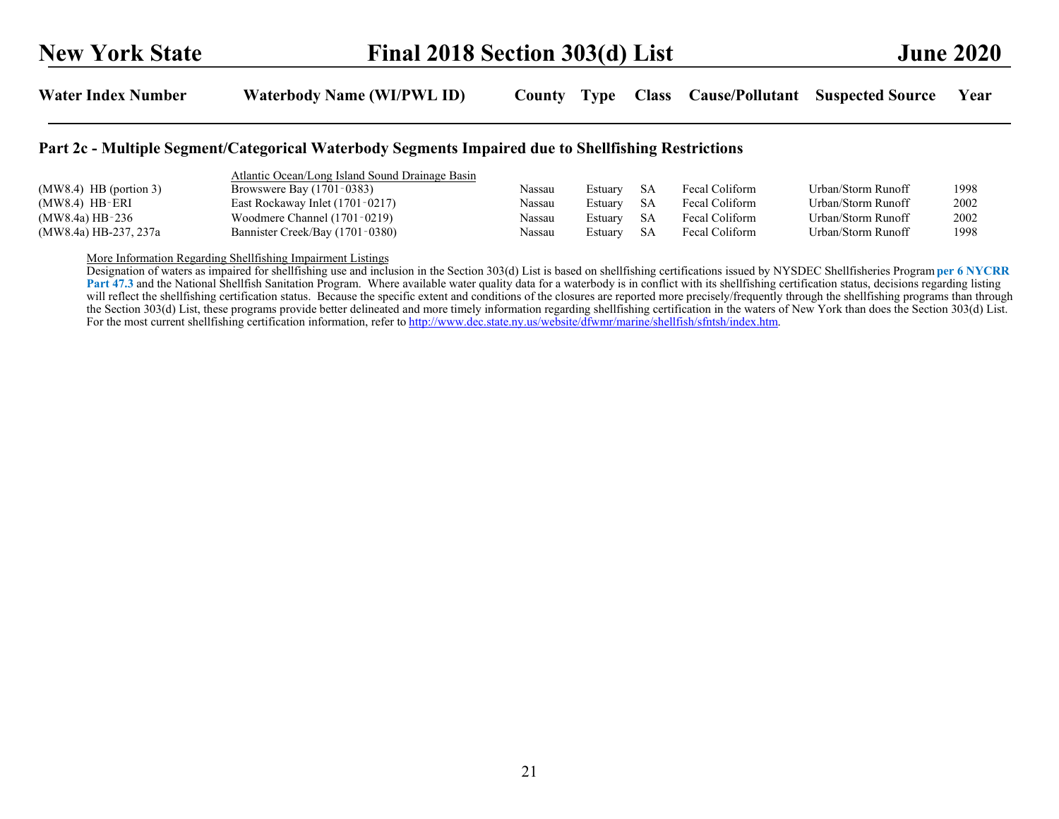| Water Index Number | Waterbody Name (WI/PWL ID) | County | Type | Class | Cause/Pollutant | Suspected Source | Year |
|---|---|---|---|---|---|---|---|

## Part 2c - Multiple Segment/Categorical Waterbody Segments Impaired due to Shellfishing Restrictions

| Water Index Number | Waterbody Name (WI/PWL ID) | County | Type | Class | Cause/Pollutant | Suspected Source | Year |
|---|---|---|---|---|---|---|---|
| | Atlantic Ocean/Long Island Sound Drainage Basin | | | | | | |
| (MW8.4) HB (portion 3) | Browswere Bay (1701-0383) | Nassau | Estuary | SA | Fecal Coliform | Urban/Storm Runoff | 1998 |
| (MW8.4) HB-ERI | East Rockaway Inlet (1701-0217) | Nassau | Estuary | SA | Fecal Coliform | Urban/Storm Runoff | 2002 |
| (MW8.4a) HB-236 | Woodmere Channel (1701-0219) | Nassau | Estuary | SA | Fecal Coliform | Urban/Storm Runoff | 2002 |
| (MW8.4a) HB-237, 237a | Bannister Creek/Bay (1701-0380) | Nassau | Estuary | SA | Fecal Coliform | Urban/Storm Runoff | 1998 |

More Information Regarding Shellfishing Impairment Listings

Designation of waters as impaired for shellfishing use and inclusion in the Section 303(d) List is based on shellfishing certifications issued by NYSDEC Shellfisheries Program **per 6 NYCRR Part 47.3** and the National Shellfish Sanitation Program. Where available water quality data for a waterbody is in conflict with its shellfishing certification status, decisions regarding listing will reflect the shellfishing certification status. Because the specific extent and conditions of the closures are reported more precisely/frequently through the shellfishing programs than through the Section 303(d) List, these programs provide better delineated and more timely information regarding shellfishing certification in the waters of New York than does the Section 303(d) List. For the most current shellfishing certification information, refer to http://www.dec.state.ny.us/website/dfwmr/marine/shellfish/sfntsh/index.htm.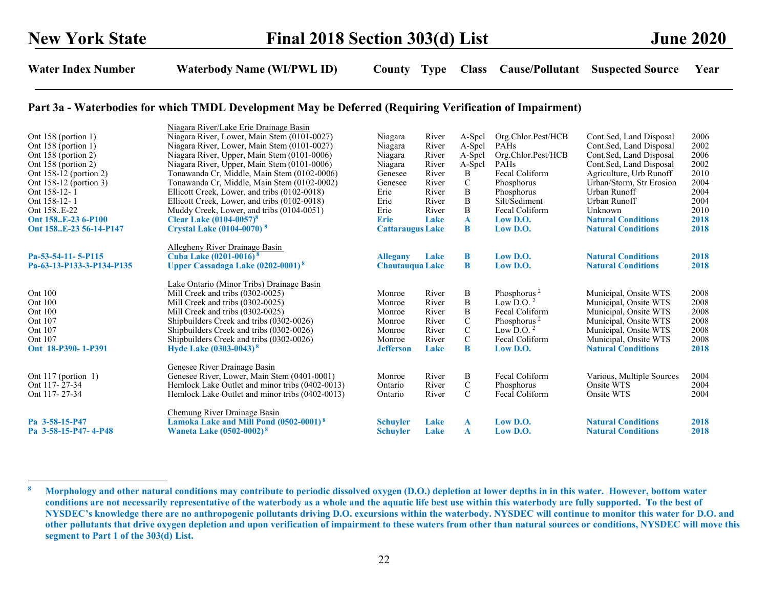# New York State Final 2018 Section 303(d) List June 2020

## Part 3a - Waterbodies for which TMDL Development May be Deferred (Requiring Verification of Impairment)

| Water Index Number | Waterbody Name (WI/PWL ID) | County | Type | Class | Cause/Pollutant | Suspected Source | Year |
|---|---|---|---|---|---|---|---|
| | Niagara River/Lake Erie Drainage Basin | | | | | | |
| Ont 158 (portion 1) | Niagara River, Lower, Main Stem (0101-0027) | Niagara | River | A-Spcl | Org.Chlor.Pest/HCB | Cont.Sed, Land Disposal | 2006 |
| Ont 158 (portion 1) | Niagara River, Lower, Main Stem (0101-0027) | Niagara | River | A-Spcl | PAHs | Cont.Sed, Land Disposal | 2002 |
| Ont 158 (portion 2) | Niagara River, Upper, Main Stem (0101-0006) | Niagara | River | A-Spcl | Org.Chlor.Pest/HCB | Cont.Sed, Land Disposal | 2006 |
| Ont 158 (portion 2) | Niagara River, Upper, Main Stem (0101-0006) | Niagara | River | A-Spcl | PAHs | Cont.Sed, Land Disposal | 2002 |
| Ont 158-12 (portion 2) | Tonawanda Cr, Middle, Main Stem (0102-0006) | Genesee | River | B | Fecal Coliform | Agriculture, Urb Runoff | 2010 |
| Ont 158-12 (portion 3) | Tonawanda Cr, Middle, Main Stem (0102-0002) | Genesee | River | C | Phosphorus | Urban/Storm, Str Erosion | 2004 |
| Ont 158-12- 1 | Ellicott Creek, Lower, and tribs (0102-0018) | Erie | River | B | Phosphorus | Urban Runoff | 2004 |
| Ont 158-12- 1 | Ellicott Creek, Lower, and tribs (0102-0018) | Erie | River | B | Silt/Sediment | Urban Runoff | 2004 |
| Ont 158..E-22 | Muddy Creek, Lower, and tribs (0104-0051) | Erie | River | B | Fecal Coliform | Unknown | 2010 |
| **Ont 158..E-23 6-P100** | **Clear Lake (0104-0057)[8]** | **Erie** | **Lake** | **A** | **Low D.O.** | **Natural Conditions** | **2018** |
| **Ont 158..E-23 56-14-P147** | **Crystal Lake (0104-0070)[8]** | **Cattaraugus** | **Lake** | **B** | **Low D.O.** | **Natural Conditions** | **2018** |
| | Allegheny River Drainage Basin | | | | | | |
| **Pa-53-54-11- 5-P115** | **Cuba Lake (0201-0016)[8]** | **Allegany** | **Lake** | **B** | **Low D.O.** | **Natural Conditions** | **2018** |
| **Pa-63-13-P133-3-P134-P135** | **Upper Cassadaga Lake (0202-0001)[8]** | **Chautauqua** | **Lake** | **B** | **Low D.O.** | **Natural Conditions** | **2018** |
| | Lake Ontario (Minor Tribs) Drainage Basin | | | | | | |
| Ont 100 | Mill Creek and tribs (0302-0025) | Monroe | River | B | Phosphorus[2] | Municipal, Onsite WTS | 2008 |
| Ont 100 | Mill Creek and tribs (0302-0025) | Monroe | River | B | Low D.O.[2] | Municipal, Onsite WTS | 2008 |
| Ont 100 | Mill Creek and tribs (0302-0025) | Monroe | River | B | Fecal Coliform | Municipal, Onsite WTS | 2008 |
| Ont 107 | Shipbuilders Creek and tribs (0302-0026) | Monroe | River | C | Phosphorus[2] | Municipal, Onsite WTS | 2008 |
| Ont 107 | Shipbuilders Creek and tribs (0302-0026) | Monroe | River | C | Low D.O.[2] | Municipal, Onsite WTS | 2008 |
| Ont 107 | Shipbuilders Creek and tribs (0302-0026) | Monroe | River | C | Fecal Coliform | Municipal, Onsite WTS | 2008 |
| **Ont 18-P390- 1-P391** | **Hyde Lake (0303-0043)[8]** | **Jefferson** | **Lake** | **B** | **Low D.O.** | **Natural Conditions** | **2018** |
| | Genesee River Drainage Basin | | | | | | |
| Ont 117 (portion 1) | Genesee River, Lower, Main Stem (0401-0001) | Monroe | River | B | Fecal Coliform | Various, Multiple Sources | 2004 |
| Ont 117- 27-34 | Hemlock Lake Outlet and minor tribs (0402-0013) | Ontario | River | C | Phosphorus | Onsite WTS | 2004 |
| Ont 117- 27-34 | Hemlock Lake Outlet and minor tribs (0402-0013) | Ontario | River | C | Fecal Coliform | Onsite WTS | 2004 |
| | Chemung River Drainage Basin | | | | | | |
| **Pa 3-58-15-P47** | **Lamoka Lake and Mill Pond (0502-0001)[8]** | **Schuyler** | **Lake** | **A** | **Low D.O.** | **Natural Conditions** | **2018** |
| **Pa 3-58-15-P47- 4-P48** | **Waneta Lake (0502-0002)[8]** | **Schuyler** | **Lake** | **A** | **Low D.O.** | **Natural Conditions** | **2018** |

---

[8] **Morphology and other natural conditions may contribute to periodic dissolved oxygen (D.O.) depletion at lower depths in in this water. However, bottom water conditions are not necessarily representative of the waterbody as a whole and the aquatic life best use within this waterbody are fully supported. To the best of NYSDEC's knowledge there are no anthropogenic pollutants driving D.O. excursions within the waterbody. NYSDEC will continue to monitor this water for D.O. and other pollutants that drive oxygen depletion and upon verification of impairment to these waters from other than natural sources or conditions, NYSDEC will move this segment to Part 1 of the 303(d) List.**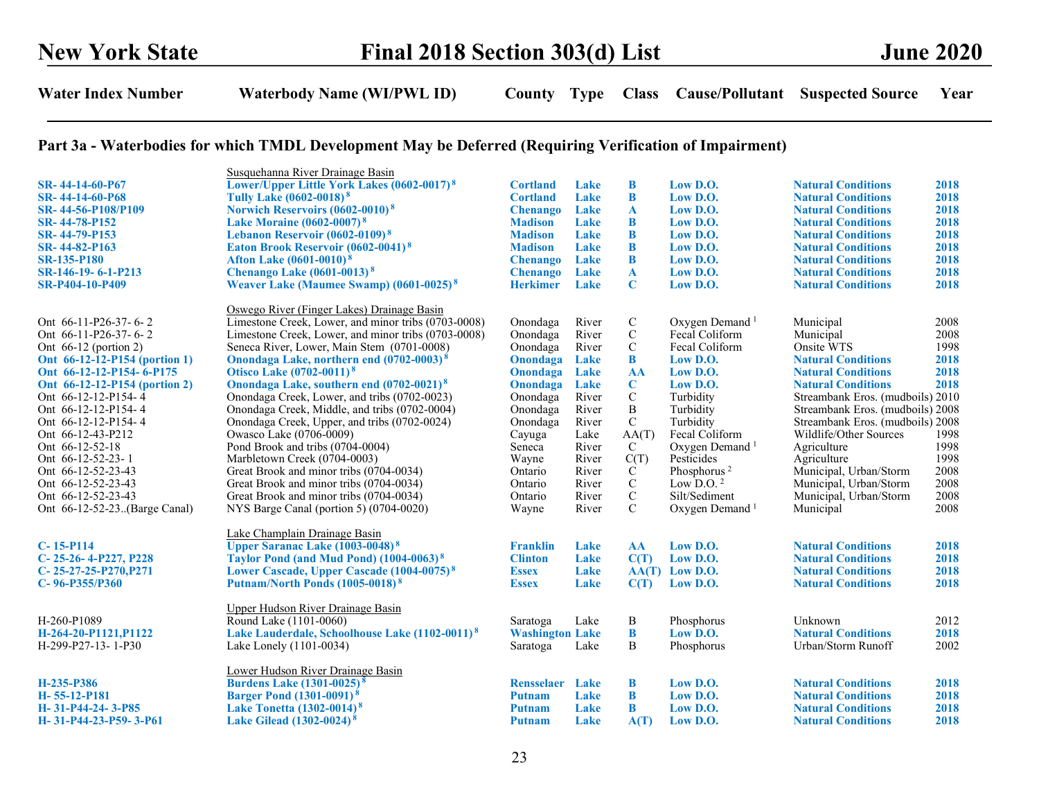# New York State — Final 2018 Section 303(d) List — June 2020

## Part 3a - Waterbodies for which TMDL Development May be Deferred (Requiring Verification of Impairment)

| Water Index Number | Waterbody Name (WI/PWL ID) | County | Type | Class | Cause/Pollutant | Suspected Source | Year |
|---|---|---|---|---|---|---|---|
| | Susquehanna River Drainage Basin | | | | | | |
| **SR- 44-14-60-P67** | **Lower/Upper Little York Lakes (0602-0017)** [8] | **Cortland** | **Lake** | **B** | **Low D.O.** | **Natural Conditions** | **2018** |
| **SR- 44-14-60-P68** | **Tully Lake (0602-0018)** [8] | **Cortland** | **Lake** | **B** | **Low D.O.** | **Natural Conditions** | **2018** |
| **SR- 44-56-P108/P109** | **Norwich Reservoirs (0602-0010)** [8] | **Chenango** | **Lake** | **A** | **Low D.O.** | **Natural Conditions** | **2018** |
| **SR- 44-78-P152** | **Lake Moraine (0602-0007)** [8] | **Madison** | **Lake** | **B** | **Low D.O.** | **Natural Conditions** | **2018** |
| **SR- 44-79-P153** | **Lebanon Reservoir (0602-0109)** [8] | **Madison** | **Lake** | **B** | **Low D.O.** | **Natural Conditions** | **2018** |
| **SR- 44-82-P163** | **Eaton Brook Reservoir (0602-0041)** [8] | **Madison** | **Lake** | **B** | **Low D.O.** | **Natural Conditions** | **2018** |
| **SR-135-P180** | **Afton Lake (0601-0010)** [8] | **Chenango** | **Lake** | **B** | **Low D.O.** | **Natural Conditions** | **2018** |
| **SR-146-19- 6-1-P213** | **Chenango Lake (0601-0013)** [8] | **Chenango** | **Lake** | **A** | **Low D.O.** | **Natural Conditions** | **2018** |
| **SR-P404-10-P409** | **Weaver Lake (Maumee Swamp) (0601-0025)** [8] | **Herkimer** | **Lake** | **C** | **Low D.O.** | **Natural Conditions** | **2018** |
| | Oswego River (Finger Lakes) Drainage Basin | | | | | | |
| Ont 66-11-P26-37- 6- 2 | Limestone Creek, Lower, and minor tribs (0703-0008) | Onondaga | River | C | Oxygen Demand [1] | Municipal | 2008 |
| Ont 66-11-P26-37- 6- 2 | Limestone Creek, Lower, and minor tribs (0703-0008) | Onondaga | River | C | Fecal Coliform | Municipal | 2008 |
| Ont 66-12 (portion 2) | Seneca River, Lower, Main Stem (0701-0008) | Onondaga | River | C | Fecal Coliform | Onsite WTS | 1998 |
| **Ont 66-12-12-P154 (portion 1)** | **Onondaga Lake, northern end (0702-0003)** [8] | **Onondaga** | **Lake** | **B** | **Low D.O.** | **Natural Conditions** | **2018** |
| **Ont 66-12-12-P154- 6-P175** | **Otisco Lake (0702-0011)** [8] | **Onondaga** | **Lake** | **AA** | **Low D.O.** | **Natural Conditions** | **2018** |
| **Ont 66-12-12-P154 (portion 2)** | **Onondaga Lake, southern end (0702-0021)** [8] | **Onondaga** | **Lake** | **C** | **Low D.O.** | **Natural Conditions** | **2018** |
| Ont 66-12-12-P154- 4 | Onondaga Creek, Lower, and tribs (0702-0023) | Onondaga | River | C | Turbidity | Streambank Eros. (mudboils) | 2010 |
| Ont 66-12-12-P154- 4 | Onondaga Creek, Middle, and tribs (0702-0004) | Onondaga | River | B | Turbidity | Streambank Eros. (mudboils) | 2008 |
| Ont 66-12-12-P154- 4 | Onondaga Creek, Upper, and tribs (0702-0024) | Onondaga | River | C | Turbidity | Streambank Eros. (mudboils) | 2008 |
| Ont 66-12-43-P212 | Owasco Lake (0706-0009) | Cayuga | Lake | AA(T) | Fecal Coliform | Wildlife/Other Sources | 1998 |
| Ont 66-12-52-18 | Pond Brook and tribs (0704-0004) | Seneca | River | C | Oxygen Demand [1] | Agriculture | 1998 |
| Ont 66-12-52-23- 1 | Marbletown Creek (0704-0003) | Wayne | River | C(T) | Pesticides | Agriculture | 1998 |
| Ont 66-12-52-23-43 | Great Brook and minor tribs (0704-0034) | Ontario | River | C | Phosphorus [2] | Municipal, Urban/Storm | 2008 |
| Ont 66-12-52-23-43 | Great Brook and minor tribs (0704-0034) | Ontario | River | C | Low D.O. [2] | Municipal, Urban/Storm | 2008 |
| Ont 66-12-52-23-43 | Great Brook and minor tribs (0704-0034) | Ontario | River | C | Silt/Sediment | Municipal, Urban/Storm | 2008 |
| Ont 66-12-52-23..(Barge Canal) | NYS Barge Canal (portion 5) (0704-0020) | Wayne | River | C | Oxygen Demand [1] | Municipal | 2008 |
| | Lake Champlain Drainage Basin | | | | | | |
| **C- 15-P114** | **Upper Saranac Lake (1003-0048)** [8] | **Franklin** | **Lake** | **AA** | **Low D.O.** | **Natural Conditions** | **2018** |
| **C- 25-26- 4-P227, P228** | **Taylor Pond (and Mud Pond) (1004-0063)** [8] | **Clinton** | **Lake** | **C(T)** | **Low D.O.** | **Natural Conditions** | **2018** |
| **C- 25-27-25-P270,P271** | **Lower Cascade, Upper Cascade (1004-0075)** [8] | **Essex** | **Lake** | **AA(T)** | **Low D.O.** | **Natural Conditions** | **2018** |
| **C- 96-P355/P360** | **Putnam/North Ponds (1005-0018)** [8] | **Essex** | **Lake** | **C(T)** | **Low D.O.** | **Natural Conditions** | **2018** |
| | Upper Hudson River Drainage Basin | | | | | | |
| H-260-P1089 | Round Lake (1101-0060) | Saratoga | Lake | B | Phosphorus | Unknown | 2012 |
| **H-264-20-P1121,P1122** | **Lake Lauderdale, Schoolhouse Lake (1102-0011)** [8] | **Washington** | **Lake** | **B** | **Low D.O.** | **Natural Conditions** | **2018** |
| H-299-P27-13- 1-P30 | Lake Lonely (1101-0034) | Saratoga | Lake | B | Phosphorus | Urban/Storm Runoff | 2002 |
| | Lower Hudson River Drainage Basin | | | | | | |
| **H-235-P386** | **Burdens Lake (1301-0025)** [8] | **Rensselaer** | **Lake** | **B** | **Low D.O.** | **Natural Conditions** | **2018** |
| **H- 55-12-P181** | **Barger Pond (1301-0091)** [8] | **Putnam** | **Lake** | **B** | **Low D.O.** | **Natural Conditions** | **2018** |
| **H- 31-P44-24- 3-P85** | **Lake Tonetta (1302-0014)** [8] | **Putnam** | **Lake** | **B** | **Low D.O.** | **Natural Conditions** | **2018** |
| **H- 31-P44-23-P59- 3-P61** | **Lake Gilead (1302-0024)** [8] | **Putnam** | **Lake** | **A(T)** | **Low D.O.** | **Natural Conditions** | **2018** |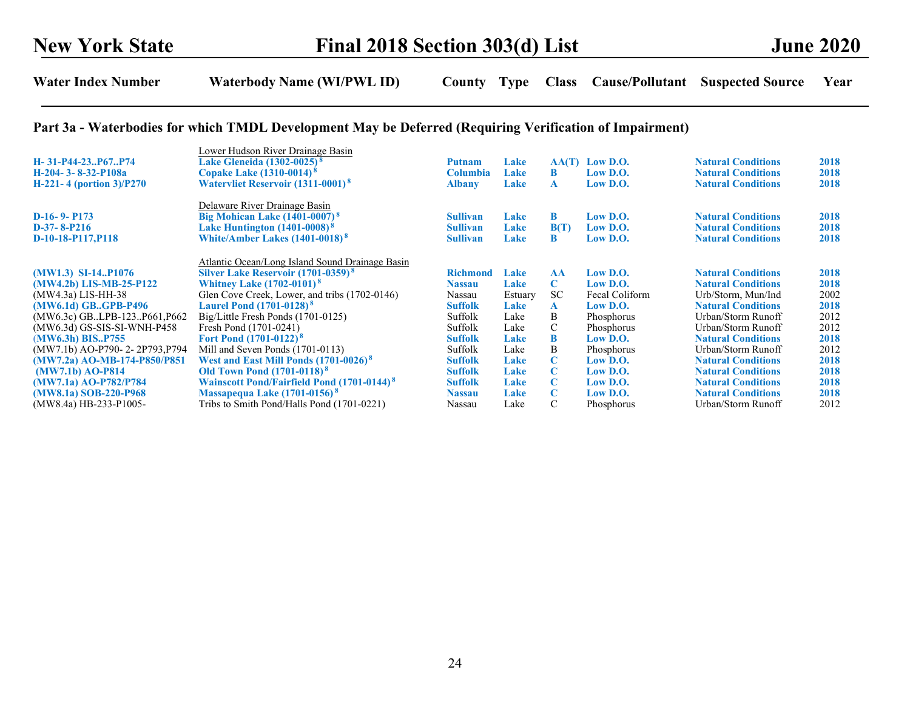| Water Index Number | Waterbody Name (WI/PWL ID) | County | Type | Class | Cause/Pollutant | Suspected Source | Year |
|---|---|---|---|---|---|---|---|

## Part 3a - Waterbodies for which TMDL Development May be Deferred (Requiring Verification of Impairment)

| Water Index Number | Waterbody Name (WI/PWL ID) | County | Type | Class | Cause/Pollutant | Suspected Source | Year |
|---|---|---|---|---|---|---|---|
| | Lower Hudson River Drainage Basin | | | | | | |
| **H- 31-P44-23..P67..P74** | **Lake Gleneida (1302-0025)** [8] | **Putnam** | **Lake** | **AA(T)** | **Low D.O.** | **Natural Conditions** | **2018** |
| **H-204- 3- 8-32-P108a** | **Copake Lake (1310-0014)** [8] | **Columbia** | **Lake** | **B** | **Low D.O.** | **Natural Conditions** | **2018** |
| **H-221- 4 (portion 3)/P270** | **Watervliet Reservoir (1311-0001)** [8] | **Albany** | **Lake** | **A** | **Low D.O.** | **Natural Conditions** | **2018** |
| | Delaware River Drainage Basin | | | | | | |
| **D-16- 9- P173** | **Big Mohican Lake (1401-0007)** [8] | **Sullivan** | **Lake** | **B** | **Low D.O.** | **Natural Conditions** | **2018** |
| **D-37- 8-P216** | **Lake Huntington (1401-0008)** [8] | **Sullivan** | **Lake** | **B(T)** | **Low D.O.** | **Natural Conditions** | **2018** |
| **D-10-18-P117,P118** | **White/Amber Lakes (1401-0018)** [8] | **Sullivan** | **Lake** | **B** | **Low D.O.** | **Natural Conditions** | **2018** |
| | Atlantic Ocean/Long Island Sound Drainage Basin | | | | | | |
| **(MW1.3) SI-14..P1076** | **Silver Lake Reservoir (1701-0359)** [8] | **Richmond** | **Lake** | **AA** | **Low D.O.** | **Natural Conditions** | **2018** |
| **(MW4.2b) LIS-MB-25-P122** | **Whitney Lake (1702-0101)** [8] | **Nassau** | **Lake** | **C** | **Low D.O.** | **Natural Conditions** | **2018** |
| (MW4.3a) LIS-HH-38 | Glen Cove Creek, Lower, and tribs (1702-0146) | Nassau | Estuary | SC | Fecal Coliform | Urb/Storm, Mun/Ind | 2002 |
| **(MW6.1d) GB..GPB-P496** | **Laurel Pond (1701-0128)** [8] | **Suffolk** | **Lake** | **A** | **Low D.O.** | **Natural Conditions** | **2018** |
| (MW6.3c) GB..LPB-123..P661,P662 | Big/Little Fresh Ponds (1701-0125) | Suffolk | Lake | B | Phosphorus | Urban/Storm Runoff | 2012 |
| (MW6.3d) GS-SIS-SI-WNH-P458 | Fresh Pond (1701-0241) | Suffolk | Lake | C | Phosphorus | Urban/Storm Runoff | 2012 |
| **(MW6.3h) BIS..P755** | **Fort Pond (1701-0122)** [8] | **Suffolk** | **Lake** | **B** | **Low D.O.** | **Natural Conditions** | **2018** |
| (MW7.1b) AO-P790- 2- 2P793,P794 | Mill and Seven Ponds (1701-0113) | Suffolk | Lake | B | Phosphorus | Urban/Storm Runoff | 2012 |
| **(MW7.2a) AO-MB-174-P850/P851** | **West and East Mill Ponds (1701-0026)** [8] | **Suffolk** | **Lake** | **C** | **Low D.O.** | **Natural Conditions** | **2018** |
| **(MW7.1b) AO-P814** | **Old Town Pond (1701-0118)** [8] | **Suffolk** | **Lake** | **C** | **Low D.O.** | **Natural Conditions** | **2018** |
| **(MW7.1a) AO-P782/P784** | **Wainscott Pond/Fairfield Pond (1701-0144)** [8] | **Suffolk** | **Lake** | **C** | **Low D.O.** | **Natural Conditions** | **2018** |
| **(MW8.1a) SOB-220-P968** | **Massapequa Lake (1701-0156)** [8] | **Nassau** | **Lake** | **C** | **Low D.O.** | **Natural Conditions** | **2018** |
| (MW8.4a) HB-233-P1005- | Tribs to Smith Pond/Halls Pond (1701-0221) | Nassau | Lake | C | Phosphorus | Urban/Storm Runoff | 2012 |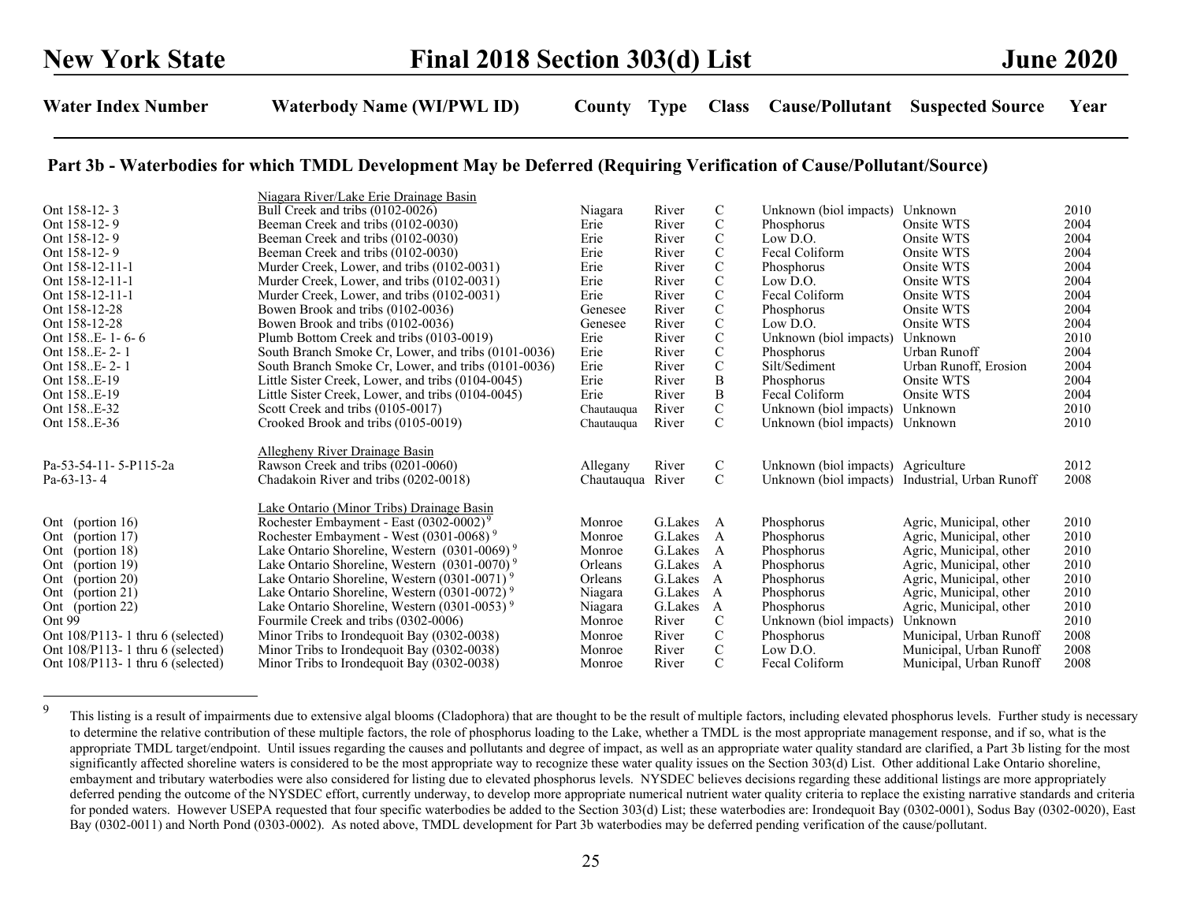## Part 3b - Waterbodies for which TMDL Development May be Deferred (Requiring Verification of Cause/Pollutant/Source)

| Water Index Number | Waterbody Name (WI/PWL ID) | County | Type | Class | Cause/Pollutant | Suspected Source | Year |
|---|---|---|---|---|---|---|---|
| | Niagara River/Lake Erie Drainage Basin | | | | | | |
| Ont 158-12- 3 | Bull Creek and tribs (0102-0026) | Niagara | River | C | Unknown (biol impacts) | Unknown | 2010 |
| Ont 158-12- 9 | Beeman Creek and tribs (0102-0030) | Erie | River | C | Phosphorus | Onsite WTS | 2004 |
| Ont 158-12- 9 | Beeman Creek and tribs (0102-0030) | Erie | River | C | Low D.O. | Onsite WTS | 2004 |
| Ont 158-12- 9 | Beeman Creek and tribs (0102-0030) | Erie | River | C | Fecal Coliform | Onsite WTS | 2004 |
| Ont 158-12-11-1 | Murder Creek, Lower, and tribs (0102-0031) | Erie | River | C | Phosphorus | Onsite WTS | 2004 |
| Ont 158-12-11-1 | Murder Creek, Lower, and tribs (0102-0031) | Erie | River | C | Low D.O. | Onsite WTS | 2004 |
| Ont 158-12-11-1 | Murder Creek, Lower, and tribs (0102-0031) | Erie | River | C | Fecal Coliform | Onsite WTS | 2004 |
| Ont 158-12-28 | Bowen Brook and tribs (0102-0036) | Genesee | River | C | Phosphorus | Onsite WTS | 2004 |
| Ont 158-12-28 | Bowen Brook and tribs (0102-0036) | Genesee | River | C | Low D.O. | Onsite WTS | 2004 |
| Ont 158..E- 1- 6- 6 | Plumb Bottom Creek and tribs (0103-0019) | Erie | River | C | Unknown (biol impacts) | Unknown | 2010 |
| Ont 158..E- 2- 1 | South Branch Smoke Cr, Lower, and tribs (0101-0036) | Erie | River | C | Phosphorus | Urban Runoff | 2004 |
| Ont 158..E- 2- 1 | South Branch Smoke Cr, Lower, and tribs (0101-0036) | Erie | River | C | Silt/Sediment | Urban Runoff, Erosion | 2004 |
| Ont 158..E-19 | Little Sister Creek, Lower, and tribs (0104-0045) | Erie | River | B | Phosphorus | Onsite WTS | 2004 |
| Ont 158..E-19 | Little Sister Creek, Lower, and tribs (0104-0045) | Erie | River | B | Fecal Coliform | Onsite WTS | 2004 |
| Ont 158..E-32 | Scott Creek and tribs (0105-0017) | Chautauqua | River | C | Unknown (biol impacts) | Unknown | 2010 |
| Ont 158..E-36 | Crooked Brook and tribs (0105-0019) | Chautauqua | River | C | Unknown (biol impacts) | Unknown | 2010 |
| | Allegheny River Drainage Basin | | | | | | |
| Pa-53-54-11- 5-P115-2a | Rawson Creek and tribs (0201-0060) | Allegany | River | C | Unknown (biol impacts) | Agriculture | 2012 |
| Pa-63-13- 4 | Chadakoin River and tribs (0202-0018) | Chautauqua | River | C | Unknown (biol impacts) | Industrial, Urban Runoff | 2008 |
| | Lake Ontario (Minor Tribs) Drainage Basin | | | | | | |
| Ont (portion 16) | Rochester Embayment - East (0302-0002) [9] | Monroe | G.Lakes | A | Phosphorus | Agric, Municipal, other | 2010 |
| Ont (portion 17) | Rochester Embayment - West (0301-0068) [9] | Monroe | G.Lakes | A | Phosphorus | Agric, Municipal, other | 2010 |
| Ont (portion 18) | Lake Ontario Shoreline, Western (0301-0069) [9] | Monroe | G.Lakes | A | Phosphorus | Agric, Municipal, other | 2010 |
| Ont (portion 19) | Lake Ontario Shoreline, Western (0301-0070) [9] | Orleans | G.Lakes | A | Phosphorus | Agric, Municipal, other | 2010 |
| Ont (portion 20) | Lake Ontario Shoreline, Western (0301-0071) [9] | Orleans | G.Lakes | A | Phosphorus | Agric, Municipal, other | 2010 |
| Ont (portion 21) | Lake Ontario Shoreline, Western (0301-0072) [9] | Niagara | G.Lakes | A | Phosphorus | Agric, Municipal, other | 2010 |
| Ont (portion 22) | Lake Ontario Shoreline, Western (0301-0053) [9] | Niagara | G.Lakes | A | Phosphorus | Agric, Municipal, other | 2010 |
| Ont 99 | Fourmile Creek and tribs (0302-0006) | Monroe | River | C | Unknown (biol impacts) | Unknown | 2010 |
| Ont 108/P113- 1 thru 6 (selected) | Minor Tribs to Irondequoit Bay (0302-0038) | Monroe | River | C | Phosphorus | Municipal, Urban Runoff | 2008 |
| Ont 108/P113- 1 thru 6 (selected) | Minor Tribs to Irondequoit Bay (0302-0038) | Monroe | River | C | Low D.O. | Municipal, Urban Runoff | 2008 |
| Ont 108/P113- 1 thru 6 (selected) | Minor Tribs to Irondequoit Bay (0302-0038) | Monroe | River | C | Fecal Coliform | Municipal, Urban Runoff | 2008 |

[9] This listing is a result of impairments due to extensive algal blooms (Cladophora) that are thought to be the result of multiple factors, including elevated phosphorus levels. Further study is necessary to determine the relative contribution of these multiple factors, the role of phosphorus loading to the Lake, whether a TMDL is the most appropriate management response, and if so, what is the appropriate TMDL target/endpoint. Until issues regarding the causes and pollutants and degree of impact, as well as an appropriate water quality standard are clarified, a Part 3b listing for the most significantly affected shoreline waters is considered to be the most appropriate way to recognize these water quality issues on the Section 303(d) List. Other additional Lake Ontario shoreline, embayment and tributary waterbodies were also considered for listing due to elevated phosphorus levels. NYSDEC believes decisions regarding these additional listings are more appropriately deferred pending the outcome of the NYSDEC effort, currently underway, to develop more appropriate numerical nutrient water quality criteria to replace the existing narrative standards and criteria for ponded waters. However USEPA requested that four specific waterbodies be added to the Section 303(d) List; these waterbodies are: Irondequoit Bay (0302-0001), Sodus Bay (0302-0020), East Bay (0302-0011) and North Pond (0303-0002). As noted above, TMDL development for Part 3b waterbodies may be deferred pending verification of the cause/pollutant.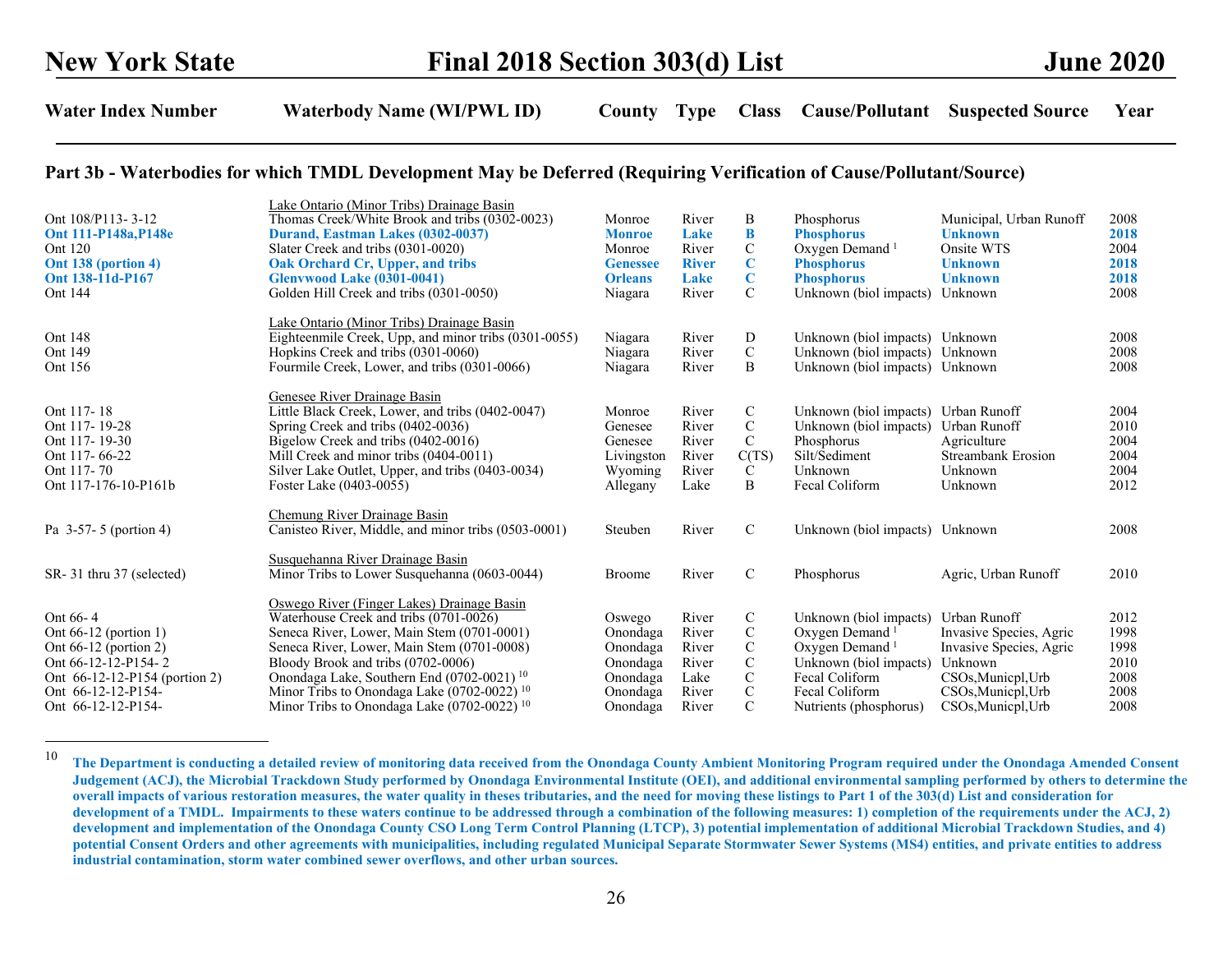# New York State Final 2018 Section 303(d) List June 2020

## Part 3b - Waterbodies for which TMDL Development May be Deferred (Requiring Verification of Cause/Pollutant/Source)

| Water Index Number | Waterbody Name (WI/PWL ID) | County | Type | Class | Cause/Pollutant | Suspected Source | Year |
|---|---|---|---|---|---|---|---|
| | Lake Ontario (Minor Tribs) Drainage Basin | | | | | | |
| Ont 108/P113- 3-12 | Thomas Creek/White Brook and tribs (0302-0023) | Monroe | River | B | Phosphorus | Municipal, Urban Runoff | 2008 |
| **Ont 111-P148a,P148e** | **Durand, Eastman Lakes (0302-0037)** | **Monroe** | **Lake** | **B** | **Phosphorus** | **Unknown** | **2018** |
| Ont 120 | Slater Creek and tribs (0301-0020) | Monroe | River | C | Oxygen Demand [1] | Onsite WTS | 2004 |
| **Ont 138 (portion 4)** | **Oak Orchard Cr, Upper, and tribs** | **Genessee** | **River** | **C** | **Phosphorus** | **Unknown** | **2018** |
| **Ont 138-11d-P167** | **Glenvwood Lake (0301-0041)** | **Orleans** | **Lake** | **C** | **Phosphorus** | **Unknown** | **2018** |
| Ont 144 | Golden Hill Creek and tribs (0301-0050) | Niagara | River | C | Unknown (biol impacts) | Unknown | 2008 |
| | Lake Ontario (Minor Tribs) Drainage Basin | | | | | | |
| Ont 148 | Eighteenmile Creek, Upp, and minor tribs (0301-0055) | Niagara | River | D | Unknown (biol impacts) | Unknown | 2008 |
| Ont 149 | Hopkins Creek and tribs (0301-0060) | Niagara | River | C | Unknown (biol impacts) | Unknown | 2008 |
| Ont 156 | Fourmile Creek, Lower, and tribs (0301-0066) | Niagara | River | B | Unknown (biol impacts) | Unknown | 2008 |
| | Genesee River Drainage Basin | | | | | | |
| Ont 117- 18 | Little Black Creek, Lower, and tribs (0402-0047) | Monroe | River | C | Unknown (biol impacts) | Urban Runoff | 2004 |
| Ont 117- 19-28 | Spring Creek and tribs (0402-0036) | Genesee | River | C | Unknown (biol impacts) | Urban Runoff | 2010 |
| Ont 117- 19-30 | Bigelow Creek and tribs (0402-0016) | Genesee | River | C | Phosphorus | Agriculture | 2004 |
| Ont 117- 66-22 | Mill Creek and minor tribs (0404-0011) | Livingston | River | C(TS) | Silt/Sediment | Streambank Erosion | 2004 |
| Ont 117- 70 | Silver Lake Outlet, Upper, and tribs (0403-0034) | Wyoming | River | C | Unknown | Unknown | 2004 |
| Ont 117-176-10-P161b | Foster Lake (0403-0055) | Allegany | Lake | B | Fecal Coliform | Unknown | 2012 |
| | Chemung River Drainage Basin | | | | | | |
| Pa 3-57- 5 (portion 4) | Canisteo River, Middle, and minor tribs (0503-0001) | Steuben | River | C | Unknown (biol impacts) | Unknown | 2008 |
| | Susquehanna River Drainage Basin | | | | | | |
| SR- 31 thru 37 (selected) | Minor Tribs to Lower Susquehanna (0603-0044) | Broome | River | C | Phosphorus | Agric, Urban Runoff | 2010 |
| | Oswego River (Finger Lakes) Drainage Basin | | | | | | |
| Ont 66- 4 | Waterhouse Creek and tribs (0701-0026) | Oswego | River | C | Unknown (biol impacts) | Urban Runoff | 2012 |
| Ont 66-12 (portion 1) | Seneca River, Lower, Main Stem (0701-0001) | Onondaga | River | C | Oxygen Demand [1] | Invasive Species, Agric | 1998 |
| Ont 66-12 (portion 2) | Seneca River, Lower, Main Stem (0701-0008) | Onondaga | River | C | Oxygen Demand [1] | Invasive Species, Agric | 1998 |
| Ont 66-12-12-P154- 2 | Bloody Brook and tribs (0702-0006) | Onondaga | River | C | Unknown (biol impacts) | Unknown | 2010 |
| Ont 66-12-12-P154 (portion 2) | Onondaga Lake, Southern End (0702-0021) [10] | Onondaga | Lake | C | Fecal Coliform | CSOs,Municpl,Urb | 2008 |
| Ont 66-12-12-P154- | Minor Tribs to Onondaga Lake (0702-0022) [10] | Onondaga | River | C | Fecal Coliform | CSOs,Municpl,Urb | 2008 |
| Ont 66-12-12-P154- | Minor Tribs to Onondaga Lake (0702-0022) [10] | Onondaga | River | C | Nutrients (phosphorus) | CSOs,Municpl,Urb | 2008 |

---

[10] **The Department is conducting a detailed review of monitoring data received from the Onondaga County Ambient Monitoring Program required under the Onondaga Amended Consent Judgement (ACJ), the Microbial Trackdown Study performed by Onondaga Environmental Institute (OEI), and additional environmental sampling performed by others to determine the overall impacts of various restoration measures, the water quality in theses tributaries, and the need for moving these listings to Part 1 of the 303(d) List and consideration for development of a TMDL. Impairments to these waters continue to be addressed through a combination of the following measures: 1) completion of the requirements under the ACJ, 2) development and implementation of the Onondaga County CSO Long Term Control Planning (LTCP), 3) potential implementation of additional Microbial Trackdown Studies, and 4) potential Consent Orders and other agreements with municipalities, including regulated Municipal Separate Stormwater Sewer Systems (MS4) entities, and private entities to address industrial contamination, storm water combined sewer overflows, and other urban sources.**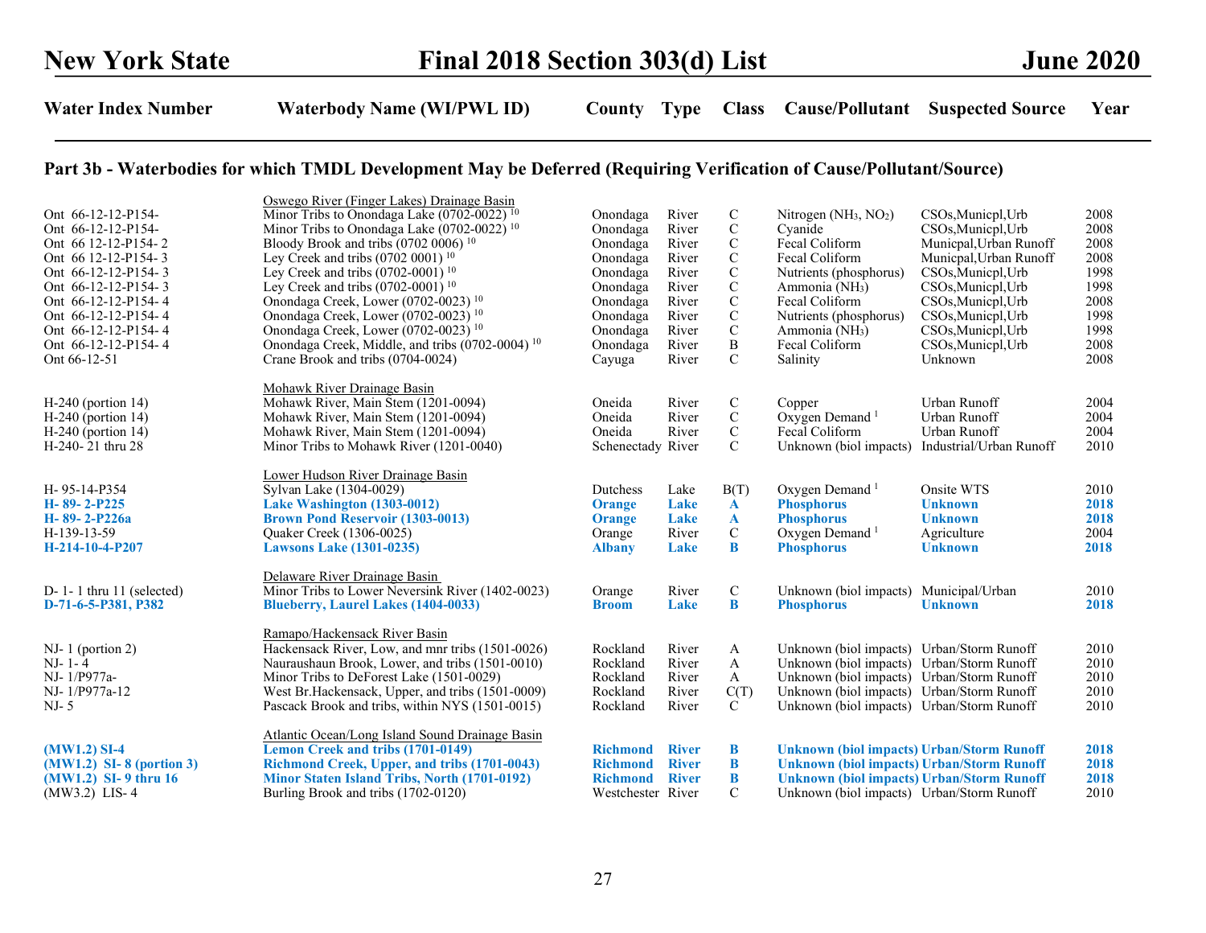# New York State Final 2018 Section 303(d) List June 2020

## Part 3b - Waterbodies for which TMDL Development May be Deferred (Requiring Verification of Cause/Pollutant/Source)

| Water Index Number | Waterbody Name (WI/PWL ID) | County | Type | Class | Cause/Pollutant | Suspected Source | Year |
|---|---|---|---|---|---|---|---|
| | Oswego River (Finger Lakes) Drainage Basin | | | | | | |
| Ont 66-12-12-P154- | Minor Tribs to Onondaga Lake (0702-0022) [10] | Onondaga | River | C | Nitrogen ($NH_3$, $NO_2$) | CSOs,Municpl,Urb | 2008 |
| Ont 66-12-12-P154- | Minor Tribs to Onondaga Lake (0702-0022) [10] | Onondaga | River | C | Cyanide | CSOs,Municpl,Urb | 2008 |
| Ont 66 12-12-P154- 2 | Bloody Brook and tribs (0702 0006) [10] | Onondaga | River | C | Fecal Coliform | Municpal,Urban Runoff | 2008 |
| Ont 66 12-12-P154- 3 | Ley Creek and tribs (0702 0001) [10] | Onondaga | River | C | Fecal Coliform | Municpal,Urban Runoff | 2008 |
| Ont 66-12-12-P154- 3 | Ley Creek and tribs (0702-0001) [10] | Onondaga | River | C | Nutrients (phosphorus) | CSOs,Municpl,Urb | 1998 |
| Ont 66-12-12-P154- 3 | Ley Creek and tribs (0702-0001) [10] | Onondaga | River | C | Ammonia ($NH_3$) | CSOs,Municpl,Urb | 1998 |
| Ont 66-12-12-P154- 4 | Onondaga Creek, Lower (0702-0023) [10] | Onondaga | River | C | Fecal Coliform | CSOs,Municpl,Urb | 2008 |
| Ont 66-12-12-P154- 4 | Onondaga Creek, Lower (0702-0023) [10] | Onondaga | River | C | Nutrients (phosphorus) | CSOs,Municpl,Urb | 1998 |
| Ont 66-12-12-P154- 4 | Onondaga Creek, Lower (0702-0023) [10] | Onondaga | River | C | Ammonia ($NH_3$) | CSOs,Municpl,Urb | 1998 |
| Ont 66-12-12-P154- 4 | Onondaga Creek, Middle, and tribs (0702-0004) [10] | Onondaga | River | B | Fecal Coliform | CSOs,Municpl,Urb | 2008 |
| Ont 66-12-51 | Crane Brook and tribs (0704-0024) | Cayuga | River | C | Salinity | Unknown | 2008 |
| | Mohawk River Drainage Basin | | | | | | |
| H-240 (portion 14) | Mohawk River, Main Stem (1201-0094) | Oneida | River | C | Copper | Urban Runoff | 2004 |
| H-240 (portion 14) | Mohawk River, Main Stem (1201-0094) | Oneida | River | C | Oxygen Demand [1] | Urban Runoff | 2004 |
| H-240 (portion 14) | Mohawk River, Main Stem (1201-0094) | Oneida | River | C | Fecal Coliform | Urban Runoff | 2004 |
| H-240- 21 thru 28 | Minor Tribs to Mohawk River (1201-0040) | Schenectady | River | C | Unknown (biol impacts) | Industrial/Urban Runoff | 2010 |
| | Lower Hudson River Drainage Basin | | | | | | |
| H- 95-14-P354 | Sylvan Lake (1304-0029) | Dutchess | Lake | B(T) | Oxygen Demand [1] | Onsite WTS | 2010 |
| **H- 89- 2-P225** | **Lake Washington (1303-0012)** | **Orange** | **Lake** | **A** | **Phosphorus** | **Unknown** | **2018** |
| **H- 89- 2-P226a** | **Brown Pond Reservoir (1303-0013)** | **Orange** | **Lake** | **A** | **Phosphorus** | **Unknown** | **2018** |
| H-139-13-59 | Quaker Creek (1306-0025) | Orange | River | C | Oxygen Demand [1] | Agriculture | 2004 |
| **H-214-10-4-P207** | **Lawsons Lake (1301-0235)** | **Albany** | **Lake** | **B** | **Phosphorus** | **Unknown** | **2018** |
| | Delaware River Drainage Basin | | | | | | |
| D- 1- 1 thru 11 (selected) | Minor Tribs to Lower Neversink River (1402-0023) | Orange | River | C | Unknown (biol impacts) | Municipal/Urban | 2010 |
| **D-71-6-5-P381, P382** | **Blueberry, Laurel Lakes (1404-0033)** | **Broom** | **Lake** | **B** | **Phosphorus** | **Unknown** | **2018** |
| | Ramapo/Hackensack River Basin | | | | | | |
| NJ- 1 (portion 2) | Hackensack River, Low, and mnr tribs (1501-0026) | Rockland | River | A | Unknown (biol impacts) | Urban/Storm Runoff | 2010 |
| NJ- 1- 4 | Nauraushaun Brook, Lower, and tribs (1501-0010) | Rockland | River | A | Unknown (biol impacts) | Urban/Storm Runoff | 2010 |
| NJ- 1/P977a- | Minor Tribs to DeForest Lake (1501-0029) | Rockland | River | A | Unknown (biol impacts) | Urban/Storm Runoff | 2010 |
| NJ- 1/P977a-12 | West Br.Hackensack, Upper, and tribs (1501-0009) | Rockland | River | C(T) | Unknown (biol impacts) | Urban/Storm Runoff | 2010 |
| NJ- 5 | Pascack Brook and tribs, within NYS (1501-0015) | Rockland | River | C | Unknown (biol impacts) | Urban/Storm Runoff | 2010 |
| | Atlantic Ocean/Long Island Sound Drainage Basin | | | | | | |
| **(MW1.2) SI-4** | **Lemon Creek and tribs (1701-0149)** | **Richmond** | **River** | **B** | **Unknown (biol impacts)** | **Urban/Storm Runoff** | **2018** |
| **(MW1.2) SI- 8 (portion 3)** | **Richmond Creek, Upper, and tribs (1701-0043)** | **Richmond** | **River** | **B** | **Unknown (biol impacts)** | **Urban/Storm Runoff** | **2018** |
| **(MW1.2) SI- 9 thru 16** | **Minor Staten Island Tribs, North (1701-0192)** | **Richmond** | **River** | **B** | **Unknown (biol impacts)** | **Urban/Storm Runoff** | **2018** |
| (MW3.2) LIS- 4 | Burling Brook and tribs (1702-0120) | Westchester | River | C | Unknown (biol impacts) | Urban/Storm Runoff | 2010 |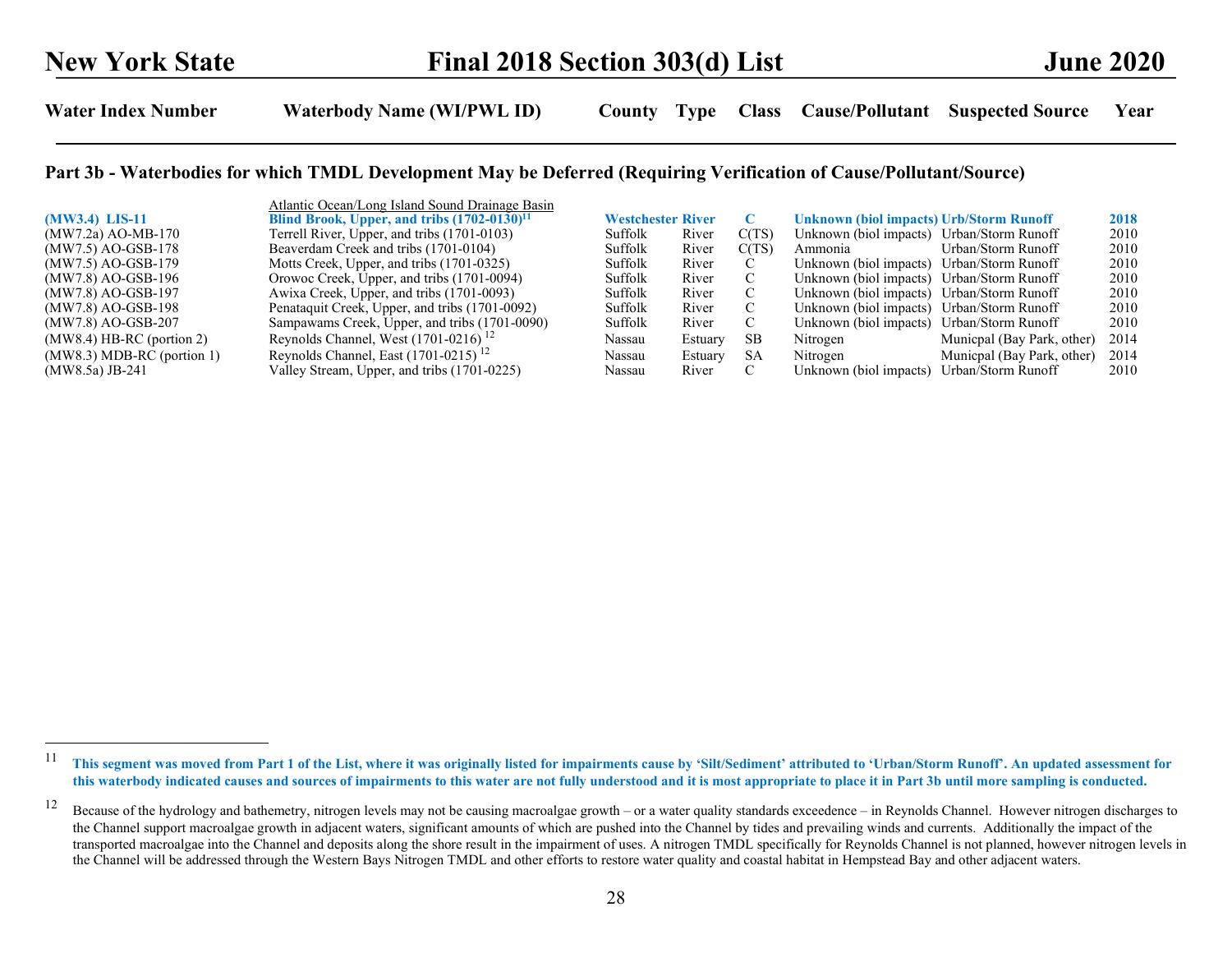## Part 3b - Waterbodies for which TMDL Development May be Deferred (Requiring Verification of Cause/Pollutant/Source)

| Water Index Number | Waterbody Name (WI/PWL ID) | County | Type | Class | Cause/Pollutant | Suspected Source | Year |
|---|---|---|---|---|---|---|---|
| | Atlantic Ocean/Long Island Sound Drainage Basin | | | | | | |
| **(MW3.4) LIS-11** | **Blind Brook, Upper, and tribs (1702-0130)[11]** | **Westchester** | **River** | **C** | **Unknown (biol impacts)** | **Urb/Storm Runoff** | **2018** |
| (MW7.2a) AO-MB-170 | Terrell River, Upper, and tribs (1701-0103) | Suffolk | River | C(TS) | Unknown (biol impacts) | Urban/Storm Runoff | 2010 |
| (MW7.5) AO-GSB-178 | Beaverdam Creek and tribs (1701-0104) | Suffolk | River | C(TS) | Ammonia | Urban/Storm Runoff | 2010 |
| (MW7.5) AO-GSB-179 | Motts Creek, Upper, and tribs (1701-0325) | Suffolk | River | C | Unknown (biol impacts) | Urban/Storm Runoff | 2010 |
| (MW7.8) AO-GSB-196 | Orowoc Creek, Upper, and tribs (1701-0094) | Suffolk | River | C | Unknown (biol impacts) | Urban/Storm Runoff | 2010 |
| (MW7.8) AO-GSB-197 | Awixa Creek, Upper, and tribs (1701-0093) | Suffolk | River | C | Unknown (biol impacts) | Urban/Storm Runoff | 2010 |
| (MW7.8) AO-GSB-198 | Penataquit Creek, Upper, and tribs (1701-0092) | Suffolk | River | C | Unknown (biol impacts) | Urban/Storm Runoff | 2010 |
| (MW7.8) AO-GSB-207 | Sampawams Creek, Upper, and tribs (1701-0090) | Suffolk | River | C | Unknown (biol impacts) | Urban/Storm Runoff | 2010 |
| (MW8.4) HB-RC (portion 2) | Reynolds Channel, West (1701-0216) [12] | Nassau | Estuary | SB | Nitrogen | Municpal (Bay Park, other) | 2014 |
| (MW8.3) MDB-RC (portion 1) | Reynolds Channel, East (1701-0215) [12] | Nassau | Estuary | SA | Nitrogen | Municpal (Bay Park, other) | 2014 |
| (MW8.5a) JB-241 | Valley Stream, Upper, and tribs (1701-0225) | Nassau | River | C | Unknown (biol impacts) | Urban/Storm Runoff | 2010 |

[11] **This segment was moved from Part 1 of the List, where it was originally listed for impairments cause by 'Silt/Sediment' attributed to 'Urban/Storm Runoff'. An updated assessment for this waterbody indicated causes and sources of impairments to this water are not fully understood and it is most appropriate to place it in Part 3b until more sampling is conducted.**

[12] Because of the hydrology and bathemetry, nitrogen levels may not be causing macroalgae growth – or a water quality standards exceedence – in Reynolds Channel. However nitrogen discharges to the Channel support macroalgae growth in adjacent waters, significant amounts of which are pushed into the Channel by tides and prevailing winds and currents. Additionally the impact of the transported macroalgae into the Channel and deposits along the shore result in the impairment of uses. A nitrogen TMDL specifically for Reynolds Channel is not planned, however nitrogen levels in the Channel will be addressed through the Western Bays Nitrogen TMDL and other efforts to restore water quality and coastal habitat in Hempstead Bay and other adjacent waters.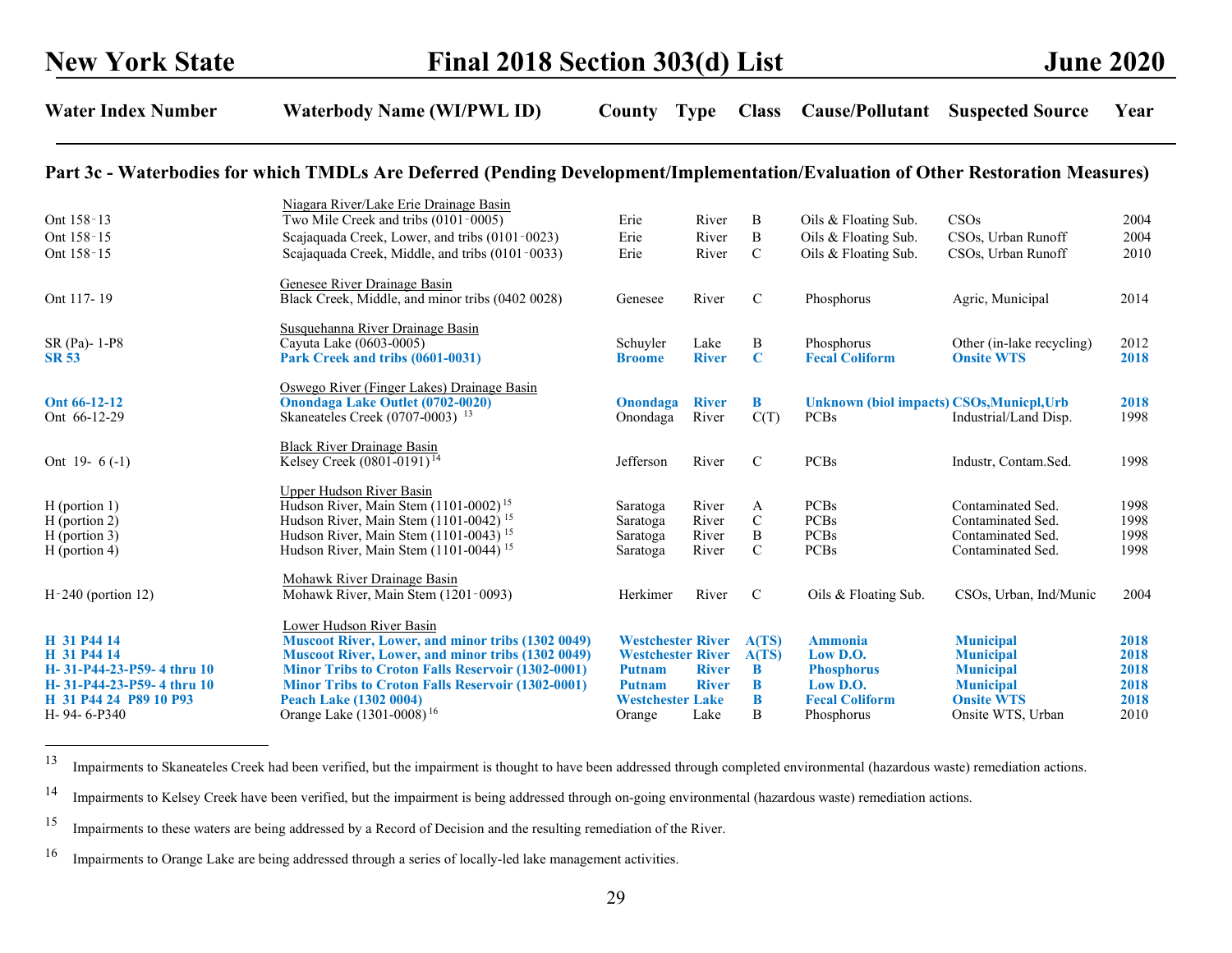# New York State — Final 2018 Section 303(d) List — June 2020

## Part 3c - Waterbodies for which TMDLs Are Deferred (Pending Development/Implementation/Evaluation of Other Restoration Measures)

| Water Index Number | Waterbody Name (WI/PWL ID) | County | Type | Class | Cause/Pollutant | Suspected Source | Year |
|---|---|---|---|---|---|---|---|
| | Niagara River/Lake Erie Drainage Basin | | | | | | |
| Ont 158-13 | Two Mile Creek and tribs (0101-0005) | Erie | River | B | Oils & Floating Sub. | CSOs | 2004 |
| Ont 158-15 | Scajaquada Creek, Lower, and tribs (0101-0023) | Erie | River | B | Oils & Floating Sub. | CSOs, Urban Runoff | 2004 |
| Ont 158-15 | Scajaquada Creek, Middle, and tribs (0101-0033) | Erie | River | C | Oils & Floating Sub. | CSOs, Urban Runoff | 2010 |
| | Genesee River Drainage Basin | | | | | | |
| Ont 117- 19 | Black Creek, Middle, and minor tribs (0402 0028) | Genesee | River | C | Phosphorus | Agric, Municipal | 2014 |
| | Susquehanna River Drainage Basin | | | | | | |
| SR (Pa)- 1-P8 | Cayuta Lake (0603-0005) | Schuyler | Lake | B | Phosphorus | Other (in-lake recycling) | 2012 |
| **SR 53** | **Park Creek and tribs (0601-0031)** | **Broome** | **River** | **C** | **Fecal Coliform** | **Onsite WTS** | **2018** |
| | Oswego River (Finger Lakes) Drainage Basin | | | | | | |
| **Ont 66-12-12** | **Onondaga Lake Outlet (0702-0020)** | **Onondaga** | **River** | **B** | **Unknown (biol impacts)** | **CSOs,Municpl,Urb** | **2018** |
| Ont 66-12-29 | Skaneateles Creek (0707-0003) [13] | Onondaga | River | C(T) | PCBs | Industrial/Land Disp. | 1998 |
| | Black River Drainage Basin | | | | | | |
| Ont 19- 6 (-1) | Kelsey Creek (0801-0191) [14] | Jefferson | River | C | PCBs | Industr, Contam.Sed. | 1998 |
| | Upper Hudson River Basin | | | | | | |
| H (portion 1) | Hudson River, Main Stem (1101-0002) [15] | Saratoga | River | A | PCBs | Contaminated Sed. | 1998 |
| H (portion 2) | Hudson River, Main Stem (1101-0042) [15] | Saratoga | River | C | PCBs | Contaminated Sed. | 1998 |
| H (portion 3) | Hudson River, Main Stem (1101-0043) [15] | Saratoga | River | B | PCBs | Contaminated Sed. | 1998 |
| H (portion 4) | Hudson River, Main Stem (1101-0044) [15] | Saratoga | River | C | PCBs | Contaminated Sed. | 1998 |
| | Mohawk River Drainage Basin | | | | | | |
| H-240 (portion 12) | Mohawk River, Main Stem (1201-0093) | Herkimer | River | C | Oils & Floating Sub. | CSOs, Urban, Ind/Munic | 2004 |
| | Lower Hudson River Basin | | | | | | |
| **H 31 P44 14** | **Muscoot River, Lower, and minor tribs (1302 0049)** | **Westchester** | **River** | **A(TS)** | **Ammonia** | **Municipal** | **2018** |
| **H 31 P44 14** | **Muscoot River, Lower, and minor tribs (1302 0049)** | **Westchester** | **River** | **A(TS)** | **Low D.O.** | **Municipal** | **2018** |
| **H- 31-P44-23-P59- 4 thru 10** | **Minor Tribs to Croton Falls Reservoir (1302-0001)** | **Putnam** | **River** | **B** | **Phosphorus** | **Municipal** | **2018** |
| **H- 31-P44-23-P59- 4 thru 10** | **Minor Tribs to Croton Falls Reservoir (1302-0001)** | **Putnam** | **River** | **B** | **Low D.O.** | **Municipal** | **2018** |
| **H 31 P44 24 P89 10 P93** | **Peach Lake (1302 0004)** | **Westchester** | **Lake** | **B** | **Fecal Coliform** | **Onsite WTS** | **2018** |
| H- 94- 6-P340 | Orange Lake (1301-0008) [16] | Orange | Lake | B | Phosphorus | Onsite WTS, Urban | 2010 |

[13] Impairments to Skaneateles Creek had been verified, but the impairment is thought to have been addressed through completed environmental (hazardous waste) remediation actions.

[14] Impairments to Kelsey Creek have been verified, but the impairment is being addressed through on-going environmental (hazardous waste) remediation actions.

[15] Impairments to these waters are being addressed by a Record of Decision and the resulting remediation of the River.

[16] Impairments to Orange Lake are being addressed through a series of locally-led lake management activities.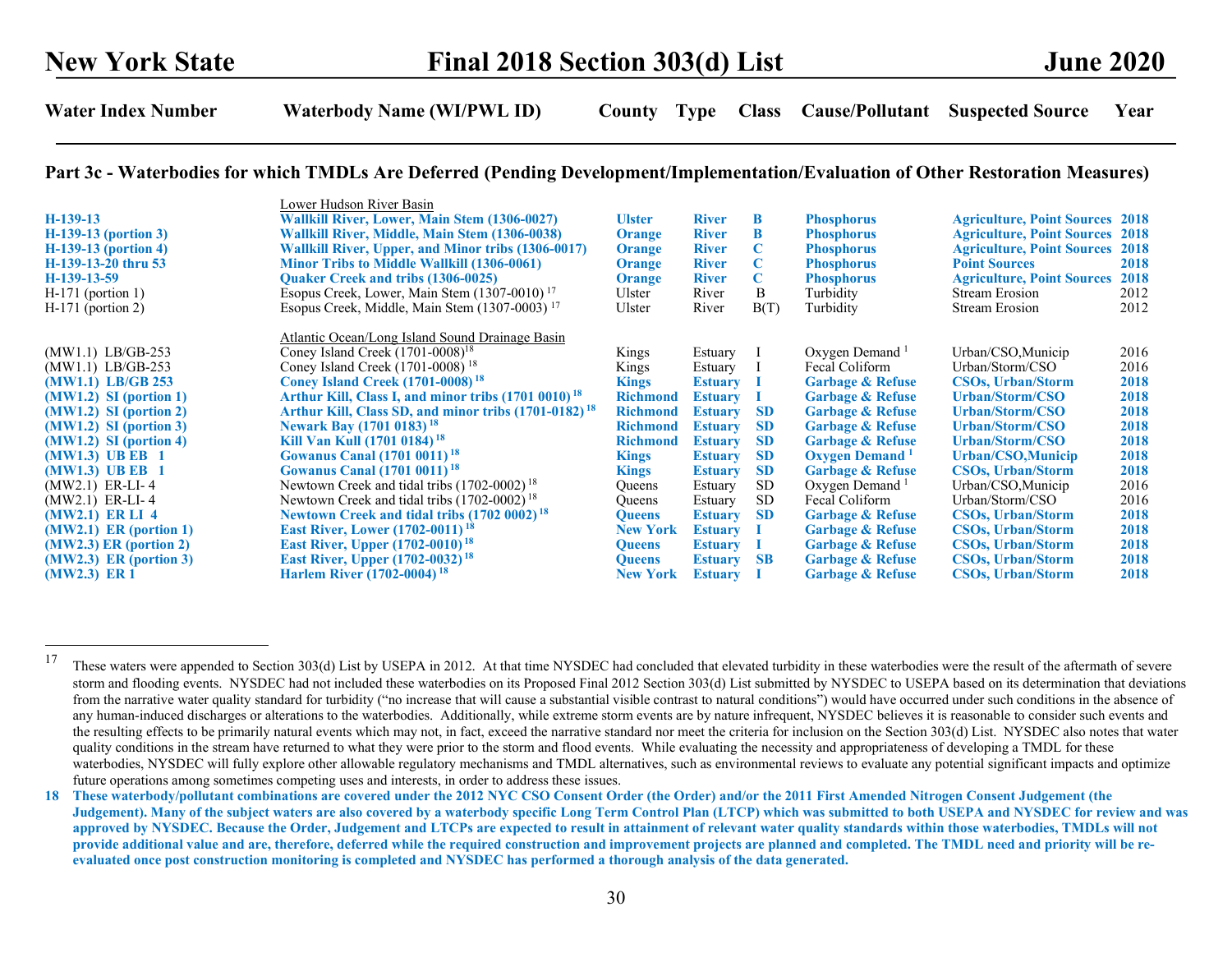# Part 3c - Waterbodies for which TMDLs Are Deferred (Pending Development/Implementation/Evaluation of Other Restoration Measures)

| Water Index Number | Waterbody Name (WI/PWL ID) | County | Type | Class | Cause/Pollutant | Suspected Source | Year |
|---|---|---|---|---|---|---|---|
| | Lower Hudson River Basin | | | | | | |
| **H-139-13** | **Wallkill River, Lower, Main Stem (1306-0027)** | **Ulster** | **River** | **B** | **Phosphorus** | **Agriculture, Point Sources** | **2018** |
| **H-139-13 (portion 3)** | **Wallkill River, Middle, Main Stem (1306-0038)** | **Orange** | **River** | **B** | **Phosphorus** | **Agriculture, Point Sources** | **2018** |
| **H-139-13 (portion 4)** | **Wallkill River, Upper, and Minor tribs (1306-0017)** | **Orange** | **River** | **C** | **Phosphorus** | **Agriculture, Point Sources** | **2018** |
| **H-139-13-20 thru 53** | **Minor Tribs to Middle Wallkill (1306-0061)** | **Orange** | **River** | **C** | **Phosphorus** | **Point Sources** | **2018** |
| **H-139-13-59** | **Quaker Creek and tribs (1306-0025)** | **Orange** | **River** | **C** | **Phosphorus** | **Agriculture, Point Sources** | **2018** |
| H-171 (portion 1) | Esopus Creek, Lower, Main Stem (1307-0010) [17] | Ulster | River | B | Turbidity | Stream Erosion | 2012 |
| H-171 (portion 2) | Esopus Creek, Middle, Main Stem (1307-0003) [17] | Ulster | River | B(T) | Turbidity | Stream Erosion | 2012 |
| | Atlantic Ocean/Long Island Sound Drainage Basin | | | | | | |
| (MW1.1) LB/GB-253 | Coney Island Creek (1701-0008)[18] | Kings | Estuary | I | Oxygen Demand [1] | Urban/CSO,Municip | 2016 |
| (MW1.1) LB/GB-253 | Coney Island Creek (1701-0008) [18] | Kings | Estuary | I | Fecal Coliform | Urban/Storm/CSO | 2016 |
| **(MW1.1) LB/GB 253** | **Coney Island Creek (1701-0008) [18]** | **Kings** | **Estuary** | **I** | **Garbage & Refuse** | **CSOs, Urban/Storm** | **2018** |
| **(MW1.2) SI (portion 1)** | **Arthur Kill, Class I, and minor tribs (1701 0010) [18]** | **Richmond** | **Estuary** | **I** | **Garbage & Refuse** | **Urban/Storm/CSO** | **2018** |
| **(MW1.2) SI (portion 2)** | **Arthur Kill, Class SD, and minor tribs (1701-0182) [18]** | **Richmond** | **Estuary** | **SD** | **Garbage & Refuse** | **Urban/Storm/CSO** | **2018** |
| **(MW1.2) SI (portion 3)** | **Newark Bay (1701 0183) [18]** | **Richmond** | **Estuary** | **SD** | **Garbage & Refuse** | **Urban/Storm/CSO** | **2018** |
| **(MW1.2) SI (portion 4)** | **Kill Van Kull (1701 0184) [18]** | **Richmond** | **Estuary** | **SD** | **Garbage & Refuse** | **Urban/Storm/CSO** | **2018** |
| **(MW1.3) UB EB 1** | **Gowanus Canal (1701 0011) [18]** | **Kings** | **Estuary** | **SD** | **Oxygen Demand [1]** | **Urban/CSO,Municip** | **2018** |
| **(MW1.3) UB EB 1** | **Gowanus Canal (1701 0011) [18]** | **Kings** | **Estuary** | **SD** | **Garbage & Refuse** | **CSOs, Urban/Storm** | **2018** |
| (MW2.1) ER-LI- 4 | Newtown Creek and tidal tribs (1702-0002) [18] | Queens | Estuary | SD | Oxygen Demand [1] | Urban/CSO,Municip | 2016 |
| (MW2.1) ER-LI- 4 | Newtown Creek and tidal tribs (1702-0002) [18] | Queens | Estuary | SD | Fecal Coliform | Urban/Storm/CSO | 2016 |
| **(MW2.1) ER LI 4** | **Newtown Creek and tidal tribs (1702 0002) [18]** | **Queens** | **Estuary** | **SD** | **Garbage & Refuse** | **CSOs, Urban/Storm** | **2018** |
| **(MW2.1) ER (portion 1)** | **East River, Lower (1702-0011) [18]** | **New York** | **Estuary** | **I** | **Garbage & Refuse** | **CSOs, Urban/Storm** | **2018** |
| **(MW2.3) ER (portion 2)** | **East River, Upper (1702-0010) [18]** | **Queens** | **Estuary** | **I** | **Garbage & Refuse** | **CSOs, Urban/Storm** | **2018** |
| **(MW2.3) ER (portion 3)** | **East River, Upper (1702-0032) [18]** | **Queens** | **Estuary** | **SB** | **Garbage & Refuse** | **CSOs, Urban/Storm** | **2018** |
| **(MW2.3) ER 1** | **Harlem River (1702-0004) [18]** | **New York** | **Estuary** | **I** | **Garbage & Refuse** | **CSOs, Urban/Storm** | **2018** |

---

17 These waters were appended to Section 303(d) List by USEPA in 2012. At that time NYSDEC had concluded that elevated turbidity in these waterbodies were the result of the aftermath of severe storm and flooding events. NYSDEC had not included these waterbodies on its Proposed Final 2012 Section 303(d) List submitted by NYSDEC to USEPA based on its determination that deviations from the narrative water quality standard for turbidity ("no increase that will cause a substantial visible contrast to natural conditions") would have occurred under such conditions in the absence of any human-induced discharges or alterations to the waterbodies. Additionally, while extreme storm events are by nature infrequent, NYSDEC believes it is reasonable to consider such events and the resulting effects to be primarily natural events which may not, in fact, exceed the narrative standard nor meet the criteria for inclusion on the Section 303(d) List. NYSDEC also notes that water quality conditions in the stream have returned to what they were prior to the storm and flood events. While evaluating the necessity and appropriateness of developing a TMDL for these waterbodies, NYSDEC will fully explore other allowable regulatory mechanisms and TMDL alternatives, such as environmental reviews to evaluate any potential significant impacts and optimize future operations among sometimes competing uses and interests, in order to address these issues.

**18 These waterbody/pollutant combinations are covered under the 2012 NYC CSO Consent Order (the Order) and/or the 2011 First Amended Nitrogen Consent Judgement (the Judgement). Many of the subject waters are also covered by a waterbody specific Long Term Control Plan (LTCP) which was submitted to both USEPA and NYSDEC for review and was approved by NYSDEC. Because the Order, Judgement and LTCPs are expected to result in attainment of relevant water quality standards within those waterbodies, TMDLs will not provide additional value and are, therefore, deferred while the required construction and improvement projects are planned and completed. The TMDL need and priority will be re-evaluated once post construction monitoring is completed and NYSDEC has performed a thorough analysis of the data generated.**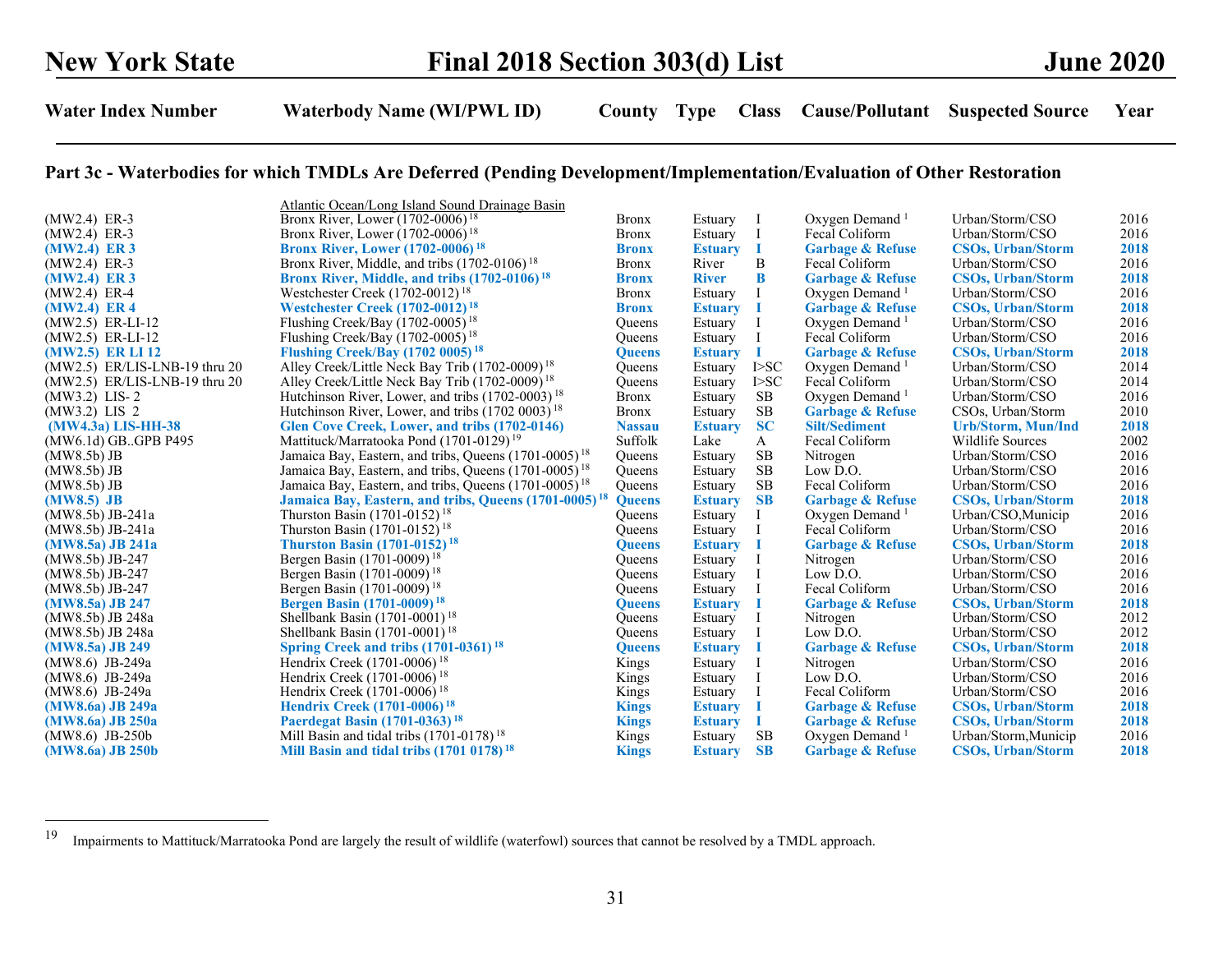## Part 3c - Waterbodies for which TMDLs Are Deferred (Pending Development/Implementation/Evaluation of Other Restoration

| Water Index Number | Waterbody Name (WI/PWL ID) | County | Type | Class | Cause/Pollutant | Suspected Source | Year |
|---|---|---|---|---|---|---|---|
| | Atlantic Ocean/Long Island Sound Drainage Basin | | | | | | |
| (MW2.4) ER-3 | Bronx River, Lower (1702-0006) [18] | Bronx | Estuary | I | Oxygen Demand [1] | Urban/Storm/CSO | 2016 |
| (MW2.4) ER-3 | Bronx River, Lower (1702-0006) [18] | Bronx | Estuary | I | Fecal Coliform | Urban/Storm/CSO | 2016 |
| **(MW2.4) ER 3** | **Bronx River, Lower (1702-0006) [18]** | **Bronx** | **Estuary** | **I** | **Garbage & Refuse** | **CSOs, Urban/Storm** | **2018** |
| (MW2.4) ER-3 | Bronx River, Middle, and tribs (1702-0106) [18] | Bronx | River | B | Fecal Coliform | Urban/Storm/CSO | 2016 |
| **(MW2.4) ER 3** | **Bronx River, Middle, and tribs (1702-0106) [18]** | **Bronx** | **River** | **B** | **Garbage & Refuse** | **CSOs, Urban/Storm** | **2018** |
| (MW2.4) ER-4 | Westchester Creek (1702-0012) [18] | Bronx | Estuary | I | Oxygen Demand [1] | Urban/Storm/CSO | 2016 |
| **(MW2.4) ER 4** | **Westchester Creek (1702-0012) [18]** | **Bronx** | **Estuary** | **I** | **Garbage & Refuse** | **CSOs, Urban/Storm** | **2018** |
| (MW2.5) ER-LI-12 | Flushing Creek/Bay (1702-0005) [18] | Queens | Estuary | I | Oxygen Demand [1] | Urban/Storm/CSO | 2016 |
| (MW2.5) ER-LI-12 | Flushing Creek/Bay (1702-0005) [18] | Queens | Estuary | I | Fecal Coliform | Urban/Storm/CSO | 2016 |
| **(MW2.5) ER LI 12** | **Flushing Creek/Bay (1702 0005) [18]** | **Queens** | **Estuary** | **I** | **Garbage & Refuse** | **CSOs, Urban/Storm** | **2018** |
| (MW2.5) ER/LIS-LNB-19 thru 20 | Alley Creek/Little Neck Bay Trib (1702-0009) [18] | Queens | Estuary | I>SC | Oxygen Demand [1] | Urban/Storm/CSO | 2014 |
| (MW2.5) ER/LIS-LNB-19 thru 20 | Alley Creek/Little Neck Bay Trib (1702-0009) [18] | Queens | Estuary | I>SC | Fecal Coliform | Urban/Storm/CSO | 2014 |
| (MW3.2) LIS- 2 | Hutchinson River, Lower, and tribs (1702-0003) [18] | Bronx | Estuary | SB | Oxygen Demand [1] | Urban/Storm/CSO | 2016 |
| (MW3.2) LIS 2 | Hutchinson River, Lower, and tribs (1702 0003) [18] | Bronx | Estuary | SB | **Garbage & Refuse** | CSOs, Urban/Storm | 2010 |
| **(MW4.3a) LIS-HH-38** | **Glen Cove Creek, Lower, and tribs (1702-0146)** | **Nassau** | **Estuary** | **SC** | **Silt/Sediment** | **Urb/Storm, Mun/Ind** | **2018** |
| (MW6.1d) GB..GPB P495 | Mattituck/Marratooka Pond (1701-0129) [19] | Suffolk | Lake | A | Fecal Coliform | Wildlife Sources | 2002 |
| (MW8.5b) JB | Jamaica Bay, Eastern, and tribs, Queens (1701-0005) [18] | Queens | Estuary | SB | Nitrogen | Urban/Storm/CSO | 2016 |
| (MW8.5b) JB | Jamaica Bay, Eastern, and tribs, Queens (1701-0005) [18] | Queens | Estuary | SB | Low D.O. | Urban/Storm/CSO | 2016 |
| (MW8.5b) JB | Jamaica Bay, Eastern, and tribs, Queens (1701-0005) [18] | Queens | Estuary | SB | Fecal Coliform | Urban/Storm/CSO | 2016 |
| **(MW8.5) JB** | **Jamaica Bay, Eastern, and tribs, Queens (1701-0005) [18]** | **Queens** | **Estuary** | **SB** | **Garbage & Refuse** | **CSOs, Urban/Storm** | **2018** |
| (MW8.5b) JB-241a | Thurston Basin (1701-0152) [18] | Queens | Estuary | I | Oxygen Demand [1] | Urban/CSO,Municip | 2016 |
| (MW8.5b) JB-241a | Thurston Basin (1701-0152) [18] | Queens | Estuary | I | Fecal Coliform | Urban/Storm/CSO | 2016 |
| **(MW8.5a) JB 241a** | **Thurston Basin (1701-0152) [18]** | **Queens** | **Estuary** | **I** | **Garbage & Refuse** | **CSOs, Urban/Storm** | **2018** |
| (MW8.5b) JB-247 | Bergen Basin (1701-0009) [18] | Queens | Estuary | I | Nitrogen | Urban/Storm/CSO | 2016 |
| (MW8.5b) JB-247 | Bergen Basin (1701-0009) [18] | Queens | Estuary | I | Low D.O. | Urban/Storm/CSO | 2016 |
| (MW8.5b) JB-247 | Bergen Basin (1701-0009) [18] | Queens | Estuary | I | Fecal Coliform | Urban/Storm/CSO | 2016 |
| **(MW8.5a) JB 247** | **Bergen Basin (1701-0009) [18]** | **Queens** | **Estuary** | **I** | **Garbage & Refuse** | **CSOs, Urban/Storm** | **2018** |
| (MW8.5b) JB 248a | Shellbank Basin (1701-0001) [18] | Queens | Estuary | I | Nitrogen | Urban/Storm/CSO | 2012 |
| (MW8.5b) JB 248a | Shellbank Basin (1701-0001) [18] | Queens | Estuary | I | Low D.O. | Urban/Storm/CSO | 2012 |
| **(MW8.5a) JB 249** | **Spring Creek and tribs (1701-0361) [18]** | **Queens** | **Estuary** | **I** | **Garbage & Refuse** | **CSOs, Urban/Storm** | **2018** |
| (MW8.6) JB-249a | Hendrix Creek (1701-0006) [18] | Kings | Estuary | I | Nitrogen | Urban/Storm/CSO | 2016 |
| (MW8.6) JB-249a | Hendrix Creek (1701-0006) [18] | Kings | Estuary | I | Low D.O. | Urban/Storm/CSO | 2016 |
| (MW8.6) JB-249a | Hendrix Creek (1701-0006) [18] | Kings | Estuary | I | Fecal Coliform | Urban/Storm/CSO | 2016 |
| **(MW8.6a) JB 249a** | **Hendrix Creek (1701-0006) [18]** | **Kings** | **Estuary** | **I** | **Garbage & Refuse** | **CSOs, Urban/Storm** | **2018** |
| **(MW8.6a) JB 250a** | **Paerdegat Basin (1701-0363) [18]** | **Kings** | **Estuary** | **I** | **Garbage & Refuse** | **CSOs, Urban/Storm** | **2018** |
| (MW8.6) JB-250b | Mill Basin and tidal tribs (1701-0178) [18] | Kings | Estuary | SB | Oxygen Demand [1] | Urban/Storm,Municip | 2016 |
| **(MW8.6a) JB 250b** | **Mill Basin and tidal tribs (1701 0178) [18]** | **Kings** | **Estuary** | **SB** | **Garbage & Refuse** | **CSOs, Urban/Storm** | **2018** |

[19] Impairments to Mattituck/Marratooka Pond are largely the result of wildlife (waterfowl) sources that cannot be resolved by a TMDL approach.